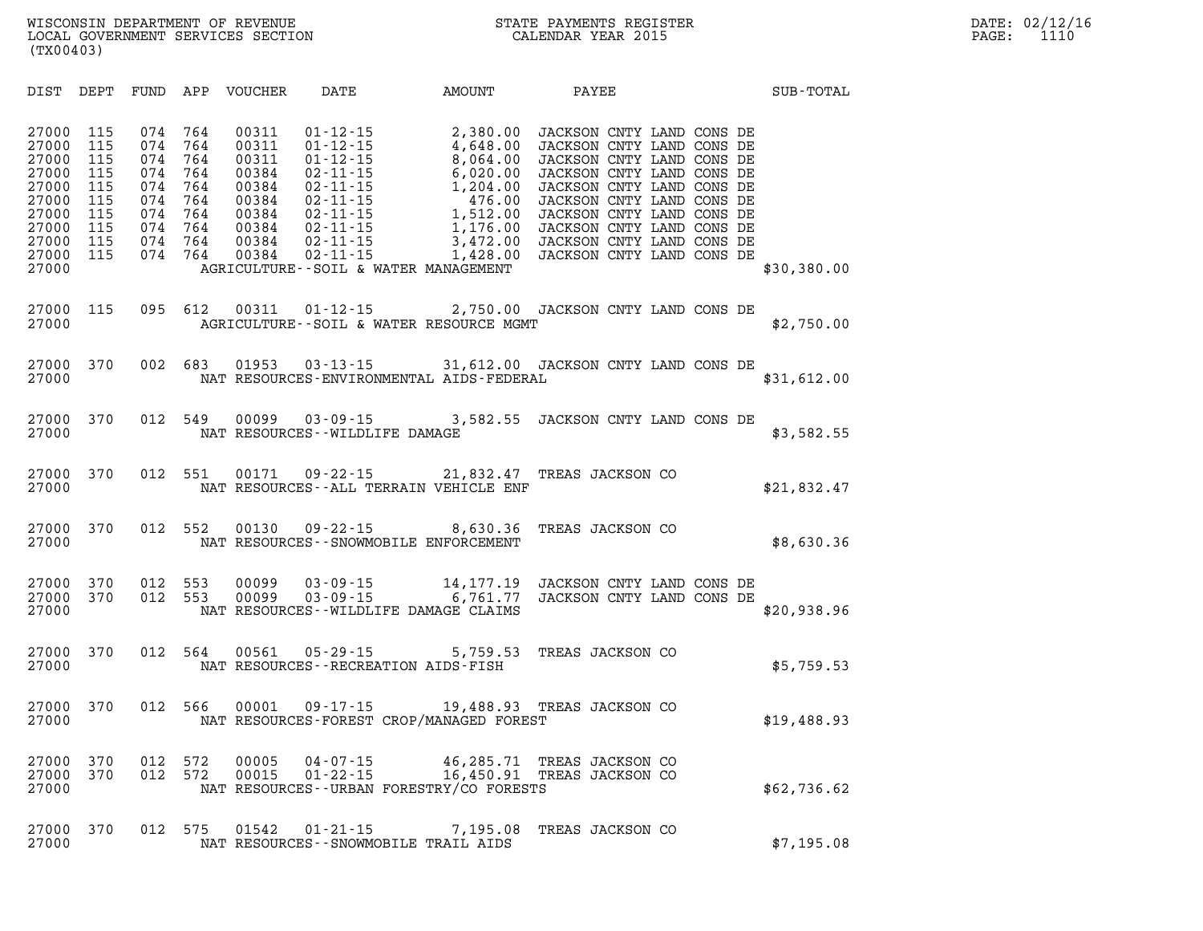WISCONSIN DEPARTMENT OF REVENUE
LOCAL GOVERNMENT SERVICES SECTION
(TX00403)

STATE PAYMENTS REGISTER
CALENDAR YEAR 2015

DATE: 02/12/16

| DIST | DEPT | FUND | APP | VOUCHER | DATE | AMOUNT | PAYEE | SUB-TOTAL |
|---|---|---|---|---|---|---|---|---|
| 27000 | 115 | 074 | 764 | 00311 | 01-12-15 | 2,380.00 | JACKSON CNTY LAND CONS DE | |
| 27000 | 115 | 074 | 764 | 00311 | 01-12-15 | 4,648.00 | JACKSON CNTY LAND CONS DE | |
| 27000 | 115 | 074 | 764 | 00311 | 01-12-15 | 8,064.00 | JACKSON CNTY LAND CONS DE | |
| 27000 | 115 | 074 | 764 | 00384 | 02-11-15 | 6,020.00 | JACKSON CNTY LAND CONS DE | |
| 27000 | 115 | 074 | 764 | 00384 | 02-11-15 | 1,204.00 | JACKSON CNTY LAND CONS DE | |
| 27000 | 115 | 074 | 764 | 00384 | 02-11-15 | 476.00 | JACKSON CNTY LAND CONS DE | |
| 27000 | 115 | 074 | 764 | 00384 | 02-11-15 | 1,512.00 | JACKSON CNTY LAND CONS DE | |
| 27000 | 115 | 074 | 764 | 00384 | 02-11-15 | 1,176.00 | JACKSON CNTY LAND CONS DE | |
| 27000 | 115 | 074 | 764 | 00384 | 02-11-15 | 3,472.00 | JACKSON CNTY LAND CONS DE | |
| 27000 | 115 | 074 | 764 | 00384 | 02-11-15 | 1,428.00 | JACKSON CNTY LAND CONS DE | |
| 27000 | | | | | AGRICULTURE--SOIL & WATER MANAGEMENT | | | $30,380.00 |
| 27000 | 115 | 095 | 612 | 00311 | 01-12-15 | 2,750.00 | JACKSON CNTY LAND CONS DE | |
| 27000 | | | | | AGRICULTURE--SOIL & WATER RESOURCE MGMT | | | $2,750.00 |
| 27000 | 370 | 002 | 683 | 01953 | 03-13-15 | 31,612.00 | JACKSON CNTY LAND CONS DE | |
| 27000 | | | | | NAT RESOURCES-ENVIRONMENTAL AIDS-FEDERAL | | | $31,612.00 |
| 27000 | 370 | 012 | 549 | 00099 | 03-09-15 | 3,582.55 | JACKSON CNTY LAND CONS DE | |
| 27000 | | | | | NAT RESOURCES--WILDLIFE DAMAGE | | | $3,582.55 |
| 27000 | 370 | 012 | 551 | 00171 | 09-22-15 | 21,832.47 | TREAS JACKSON CO | |
| 27000 | | | | | NAT RESOURCES--ALL TERRAIN VEHICLE ENF | | | $21,832.47 |
| 27000 | 370 | 012 | 552 | 00130 | 09-22-15 | 8,630.36 | TREAS JACKSON CO | |
| 27000 | | | | | NAT RESOURCES--SNOWMOBILE ENFORCEMENT | | | $8,630.36 |
| 27000 | 370 | 012 | 553 | 00099 | 03-09-15 | 14,177.19 | JACKSON CNTY LAND CONS DE | |
| 27000 | 370 | 012 | 553 | 00099 | 03-09-15 | 6,761.77 | JACKSON CNTY LAND CONS DE | |
| 27000 | | | | | NAT RESOURCES--WILDLIFE DAMAGE CLAIMS | | | $20,938.96 |
| 27000 | 370 | 012 | 564 | 00561 | 05-29-15 | 5,759.53 | TREAS JACKSON CO | |
| 27000 | | | | | NAT RESOURCES--RECREATION AIDS-FISH | | | $5,759.53 |
| 27000 | 370 | 012 | 566 | 00001 | 09-17-15 | 19,488.93 | TREAS JACKSON CO | |
| 27000 | | | | | NAT RESOURCES-FOREST CROP/MANAGED FOREST | | | $19,488.93 |
| 27000 | 370 | 012 | 572 | 00005 | 04-07-15 | 46,285.71 | TREAS JACKSON CO | |
| 27000 | 370 | 012 | 572 | 00015 | 01-22-15 | 16,450.91 | TREAS JACKSON CO | |
| 27000 | | | | | NAT RESOURCES--URBAN FORESTRY/CO FORESTS | | | $62,736.62 |
| 27000 | 370 | 012 | 575 | 01542 | 01-21-15 | 7,195.08 | TREAS JACKSON CO | |
| 27000 | | | | | NAT RESOURCES--SNOWMOBILE TRAIL AIDS | | | $7,195.08 |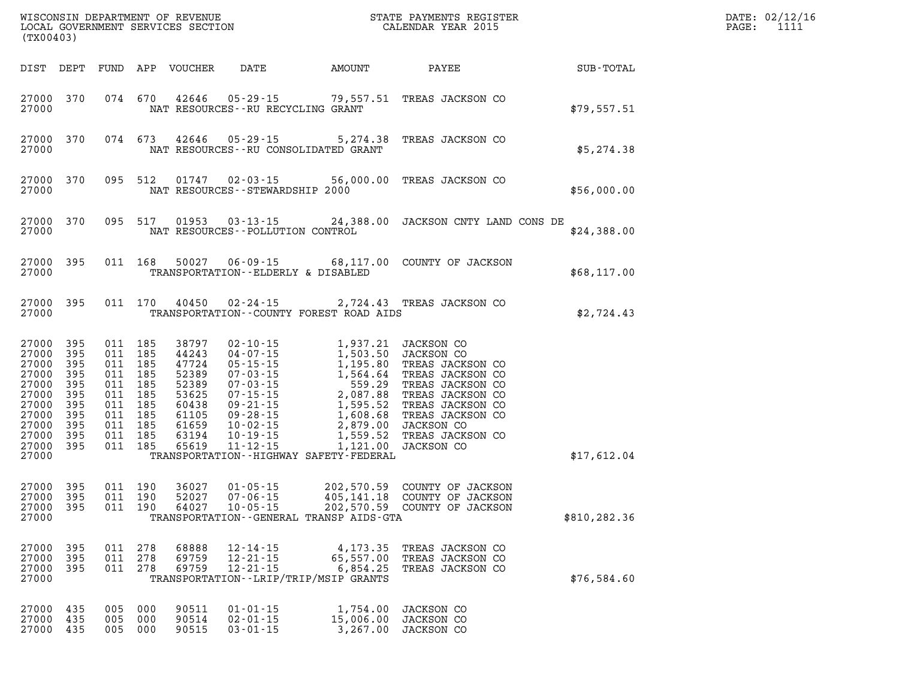| DIST | DEPT | FUND | APP | VOUCHER | DATE | AMOUNT | PAYEE | SUB-TOTAL |
|---|---|---|---|---|---|---|---|---|
| 27000 | 370 | 074 | 670 | 42646 | 05-29-15 | 79,557.51 | TREAS JACKSON CO | |
| 27000 | | | | | NAT RESOURCES--RU RECYCLING GRANT | | | $79,557.51 |
| 27000 | 370 | 074 | 673 | 42646 | 05-29-15 | 5,274.38 | TREAS JACKSON CO | |
| 27000 | | | | | NAT RESOURCES--RU CONSOLIDATED GRANT | | | $5,274.38 |
| 27000 | 370 | 095 | 512 | 01747 | 02-03-15 | 56,000.00 | TREAS JACKSON CO | |
| 27000 | | | | | NAT RESOURCES--STEWARDSHIP 2000 | | | $56,000.00 |
| 27000 | 370 | 095 | 517 | 01953 | 03-13-15 | 24,388.00 | JACKSON CNTY LAND CONS DE | |
| 27000 | | | | | NAT RESOURCES--POLLUTION CONTROL | | | $24,388.00 |
| 27000 | 395 | 011 | 168 | 50027 | 06-09-15 | 68,117.00 | COUNTY OF JACKSON | |
| 27000 | | | | | TRANSPORTATION--ELDERLY & DISABLED | | | $68,117.00 |
| 27000 | 395 | 011 | 170 | 40450 | 02-24-15 | 2,724.43 | TREAS JACKSON CO | |
| 27000 | | | | | TRANSPORTATION--COUNTY FOREST ROAD AIDS | | | $2,724.43 |
| 27000 | 395 | 011 | 185 | 38797 | 02-10-15 | 1,937.21 | JACKSON CO | |
| 27000 | 395 | 011 | 185 | 44243 | 04-07-15 | 1,503.50 | JACKSON CO | |
| 27000 | 395 | 011 | 185 | 47724 | 05-15-15 | 1,195.80 | TREAS JACKSON CO | |
| 27000 | 395 | 011 | 185 | 52389 | 07-03-15 | 1,564.64 | TREAS JACKSON CO | |
| 27000 | 395 | 011 | 185 | 52389 | 07-03-15 | 559.29 | TREAS JACKSON CO | |
| 27000 | 395 | 011 | 185 | 53625 | 07-15-15 | 2,087.88 | TREAS JACKSON CO | |
| 27000 | 395 | 011 | 185 | 60438 | 09-21-15 | 1,595.52 | TREAS JACKSON CO | |
| 27000 | 395 | 011 | 185 | 61105 | 09-28-15 | 1,608.68 | TREAS JACKSON CO | |
| 27000 | 395 | 011 | 185 | 61659 | 10-02-15 | 2,879.00 | JACKSON CO | |
| 27000 | 395 | 011 | 185 | 63194 | 10-19-15 | 1,559.52 | TREAS JACKSON CO | |
| 27000 | 395 | 011 | 185 | 65619 | 11-12-15 | 1,121.00 | JACKSON CO | |
| 27000 | | | | | TRANSPORTATION--HIGHWAY SAFETY-FEDERAL | | | $17,612.04 |
| 27000 | 395 | 011 | 190 | 36027 | 01-05-15 | 202,570.59 | COUNTY OF JACKSON | |
| 27000 | 395 | 011 | 190 | 52027 | 07-06-15 | 405,141.18 | COUNTY OF JACKSON | |
| 27000 | 395 | 011 | 190 | 64027 | 10-05-15 | 202,570.59 | COUNTY OF JACKSON | |
| 27000 | | | | | TRANSPORTATION--GENERAL TRANSP AIDS-GTA | | | $810,282.36 |
| 27000 | 395 | 011 | 278 | 68888 | 12-14-15 | 4,173.35 | TREAS JACKSON CO | |
| 27000 | 395 | 011 | 278 | 69759 | 12-21-15 | 65,557.00 | TREAS JACKSON CO | |
| 27000 | 395 | 011 | 278 | 69759 | 12-21-15 | 6,854.25 | TREAS JACKSON CO | |
| 27000 | | | | | TRANSPORTATION--LRIP/TRIP/MSIP GRANTS | | | $76,584.60 |
| 27000 | 435 | 005 | 000 | 90511 | 01-01-15 | 1,754.00 | JACKSON CO | |
| 27000 | 435 | 005 | 000 | 90514 | 02-01-15 | 15,006.00 | JACKSON CO | |
| 27000 | 435 | 005 | 000 | 90515 | 03-01-15 | 3,267.00 | JACKSON CO | |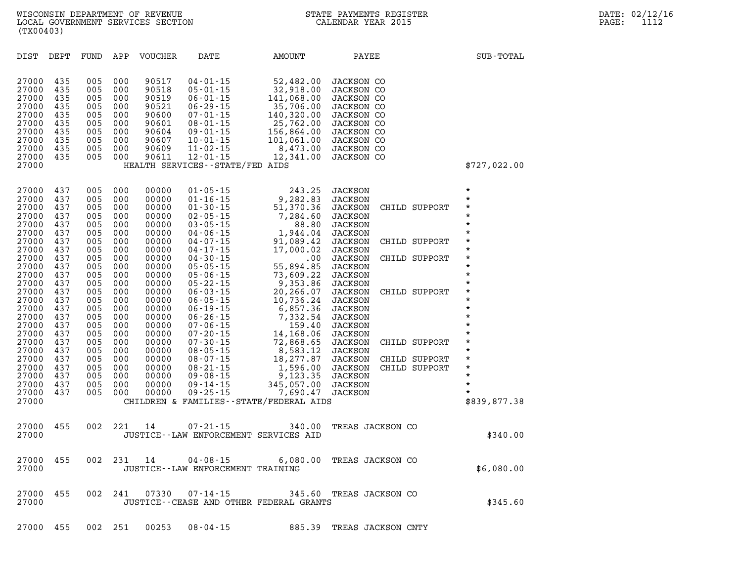WISCONSIN DEPARTMENT OF REVENUE
LOCAL GOVERNMENT SERVICES SECTION
(TX00403)

STATE PAYMENTS REGISTER
CALENDAR YEAR 2015

DATE: 02/12/16
PAGE: 1112

| DIST | DEPT | FUND | APP | VOUCHER | DATE | AMOUNT | PAYEE | SUB-TOTAL |
|---|---|---|---|---|---|---|---|---|
| 27000 | 435 | 005 | 000 | 90517 | 04-01-15 | 52,482.00 | JACKSON CO | |
| 27000 | 435 | 005 | 000 | 90518 | 05-01-15 | 32,918.00 | JACKSON CO | |
| 27000 | 435 | 005 | 000 | 90519 | 06-01-15 | 141,068.00 | JACKSON CO | |
| 27000 | 435 | 005 | 000 | 90521 | 06-29-15 | 35,706.00 | JACKSON CO | |
| 27000 | 435 | 005 | 000 | 90600 | 07-01-15 | 140,320.00 | JACKSON CO | |
| 27000 | 435 | 005 | 000 | 90601 | 08-01-15 | 25,762.00 | JACKSON CO | |
| 27000 | 435 | 005 | 000 | 90604 | 09-01-15 | 156,864.00 | JACKSON CO | |
| 27000 | 435 | 005 | 000 | 90607 | 10-01-15 | 101,061.00 | JACKSON CO | |
| 27000 | 435 | 005 | 000 | 90609 | 11-02-15 | 8,473.00 | JACKSON CO | |
| 27000 | 435 | 005 | 000 | 90611 | 12-01-15 | 12,341.00 | JACKSON CO | |
| 27000 | | | | | HEALTH SERVICES--STATE/FED AIDS | | | $727,022.00 |
| 27000 | 437 | 005 | 000 | 00000 | 01-05-15 | 243.25 | JACKSON | * |
| 27000 | 437 | 005 | 000 | 00000 | 01-16-15 | 9,282.83 | JACKSON | * |
| 27000 | 437 | 005 | 000 | 00000 | 01-30-15 | 51,370.36 | JACKSON CHILD SUPPORT | * |
| 27000 | 437 | 005 | 000 | 00000 | 02-05-15 | 7,284.60 | JACKSON | * |
| 27000 | 437 | 005 | 000 | 00000 | 03-05-15 | 88.80 | JACKSON | * |
| 27000 | 437 | 005 | 000 | 00000 | 04-06-15 | 1,944.04 | JACKSON | * |
| 27000 | 437 | 005 | 000 | 00000 | 04-07-15 | 91,089.42 | JACKSON CHILD SUPPORT | * |
| 27000 | 437 | 005 | 000 | 00000 | 04-17-15 | 17,000.02 | JACKSON | * |
| 27000 | 437 | 005 | 000 | 00000 | 04-30-15 | .00 | JACKSON CHILD SUPPORT | * |
| 27000 | 437 | 005 | 000 | 00000 | 05-05-15 | 55,894.85 | JACKSON | * |
| 27000 | 437 | 005 | 000 | 00000 | 05-06-15 | 73,609.22 | JACKSON | * |
| 27000 | 437 | 005 | 000 | 00000 | 05-22-15 | 9,353.86 | JACKSON | * |
| 27000 | 437 | 005 | 000 | 00000 | 06-03-15 | 20,266.07 | JACKSON CHILD SUPPORT | * |
| 27000 | 437 | 005 | 000 | 00000 | 06-05-15 | 10,736.24 | JACKSON | * |
| 27000 | 437 | 005 | 000 | 00000 | 06-19-15 | 6,857.36 | JACKSON | * |
| 27000 | 437 | 005 | 000 | 00000 | 06-26-15 | 7,332.54 | JACKSON | * |
| 27000 | 437 | 005 | 000 | 00000 | 07-06-15 | 159.40 | JACKSON | * |
| 27000 | 437 | 005 | 000 | 00000 | 07-20-15 | 14,168.06 | JACKSON | * |
| 27000 | 437 | 005 | 000 | 00000 | 07-30-15 | 72,868.65 | JACKSON CHILD SUPPORT | * |
| 27000 | 437 | 005 | 000 | 00000 | 08-05-15 | 8,583.12 | JACKSON | * |
| 27000 | 437 | 005 | 000 | 00000 | 08-07-15 | 18,277.87 | JACKSON CHILD SUPPORT | * |
| 27000 | 437 | 005 | 000 | 00000 | 08-21-15 | 1,596.00 | JACKSON CHILD SUPPORT | * |
| 27000 | 437 | 005 | 000 | 00000 | 09-08-15 | 9,123.35 | JACKSON | * |
| 27000 | 437 | 005 | 000 | 00000 | 09-14-15 | 345,057.00 | JACKSON | * |
| 27000 | 437 | 005 | 000 | 00000 | 09-25-15 | 7,690.47 | JACKSON | * |
| 27000 | | | | | CHILDREN & FAMILIES--STATE/FEDERAL AIDS | | | $839,877.38 |
| 27000 | 455 | 002 | 221 | 14 | 07-21-15 | 340.00 | TREAS JACKSON CO | |
| 27000 | | | | | JUSTICE--LAW ENFORCEMENT SERVICES AID | | | $340.00 |
| 27000 | 455 | 002 | 231 | 14 | 04-08-15 | 6,080.00 | TREAS JACKSON CO | |
| 27000 | | | | | JUSTICE--LAW ENFORCEMENT TRAINING | | | $6,080.00 |
| 27000 | 455 | 002 | 241 | 07330 | 07-14-15 | 345.60 | TREAS JACKSON CO | |
| 27000 | | | | | JUSTICE--CEASE AND OTHER FEDERAL GRANTS | | | $345.60 |
| 27000 | 455 | 002 | 251 | 00253 | 08-04-15 | 885.39 | TREAS JACKSON CNTY | |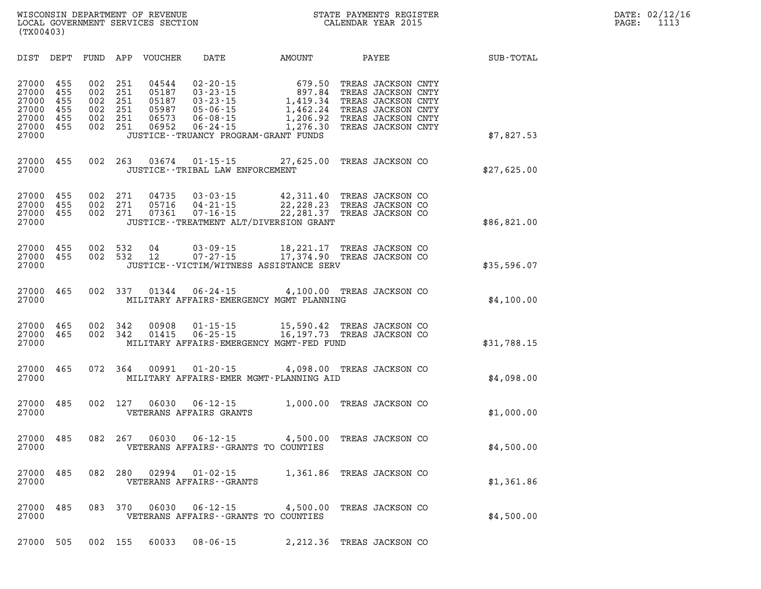WISCONSIN DEPARTMENT OF REVENUE
LOCAL GOVERNMENT SERVICES SECTION
(TX00403)

STATE PAYMENTS REGISTER
CALENDAR YEAR 2015

DATE: 02/12/16
PAGE: 1113

| DIST | DEPT | FUND | APP | VOUCHER | DATE | AMOUNT | PAYEE | SUB-TOTAL |
|---|---|---|---|---|---|---|---|---|
| 27000 | 455 | 002 | 251 | 04544 | 02-20-15 | 679.50 | TREAS JACKSON CNTY | |
| 27000 | 455 | 002 | 251 | 05187 | 03-23-15 | 897.84 | TREAS JACKSON CNTY | |
| 27000 | 455 | 002 | 251 | 05187 | 03-23-15 | 1,419.34 | TREAS JACKSON CNTY | |
| 27000 | 455 | 002 | 251 | 05987 | 05-06-15 | 1,462.24 | TREAS JACKSON CNTY | |
| 27000 | 455 | 002 | 251 | 06573 | 06-08-15 | 1,206.92 | TREAS JACKSON CNTY | |
| 27000 | 455 | 002 | 251 | 06952 | 06-24-15 | 1,276.30 | TREAS JACKSON CNTY | |
| 27000 | | | | | JUSTICE--TRUANCY PROGRAM-GRANT FUNDS | | | $7,827.53 |
| 27000 | 455 | 002 | 263 | 03674 | 01-15-15 | 27,625.00 | TREAS JACKSON CO | |
| 27000 | | | | | JUSTICE--TRIBAL LAW ENFORCEMENT | | | $27,625.00 |
| 27000 | 455 | 002 | 271 | 04735 | 03-03-15 | 42,311.40 | TREAS JACKSON CO | |
| 27000 | 455 | 002 | 271 | 05716 | 04-21-15 | 22,228.23 | TREAS JACKSON CO | |
| 27000 | 455 | 002 | 271 | 07361 | 07-16-15 | 22,281.37 | TREAS JACKSON CO | |
| 27000 | | | | | JUSTICE--TREATMENT ALT/DIVERSION GRANT | | | $86,821.00 |
| 27000 | 455 | 002 | 532 | 04 | 03-09-15 | 18,221.17 | TREAS JACKSON CO | |
| 27000 | 455 | 002 | 532 | 12 | 07-27-15 | 17,374.90 | TREAS JACKSON CO | |
| 27000 | | | | | JUSTICE--VICTIM/WITNESS ASSISTANCE SERV | | | $35,596.07 |
| 27000 | 465 | 002 | 337 | 01344 | 06-24-15 | 4,100.00 | TREAS JACKSON CO | |
| 27000 | | | | | MILITARY AFFAIRS-EMERGENCY MGMT PLANNING | | | $4,100.00 |
| 27000 | 465 | 002 | 342 | 00908 | 01-15-15 | 15,590.42 | TREAS JACKSON CO | |
| 27000 | 465 | 002 | 342 | 01415 | 06-25-15 | 16,197.73 | TREAS JACKSON CO | |
| 27000 | | | | | MILITARY AFFAIRS-EMERGENCY MGMT-FED FUND | | | $31,788.15 |
| 27000 | 465 | 072 | 364 | 00991 | 01-20-15 | 4,098.00 | TREAS JACKSON CO | |
| 27000 | | | | | MILITARY AFFAIRS-EMER MGMT-PLANNING AID | | | $4,098.00 |
| 27000 | 485 | 002 | 127 | 06030 | 06-12-15 | 1,000.00 | TREAS JACKSON CO | |
| 27000 | | | | | VETERANS AFFAIRS GRANTS | | | $1,000.00 |
| 27000 | 485 | 082 | 267 | 06030 | 06-12-15 | 4,500.00 | TREAS JACKSON CO | |
| 27000 | | | | | VETERANS AFFAIRS--GRANTS TO COUNTIES | | | $4,500.00 |
| 27000 | 485 | 082 | 280 | 02994 | 01-02-15 | 1,361.86 | TREAS JACKSON CO | |
| 27000 | | | | | VETERANS AFFAIRS--GRANTS | | | $1,361.86 |
| 27000 | 485 | 083 | 370 | 06030 | 06-12-15 | 4,500.00 | TREAS JACKSON CO | |
| 27000 | | | | | VETERANS AFFAIRS--GRANTS TO COUNTIES | | | $4,500.00 |
| 27000 | 505 | 002 | 155 | 60033 | 08-06-15 | 2,212.36 | TREAS JACKSON CO | |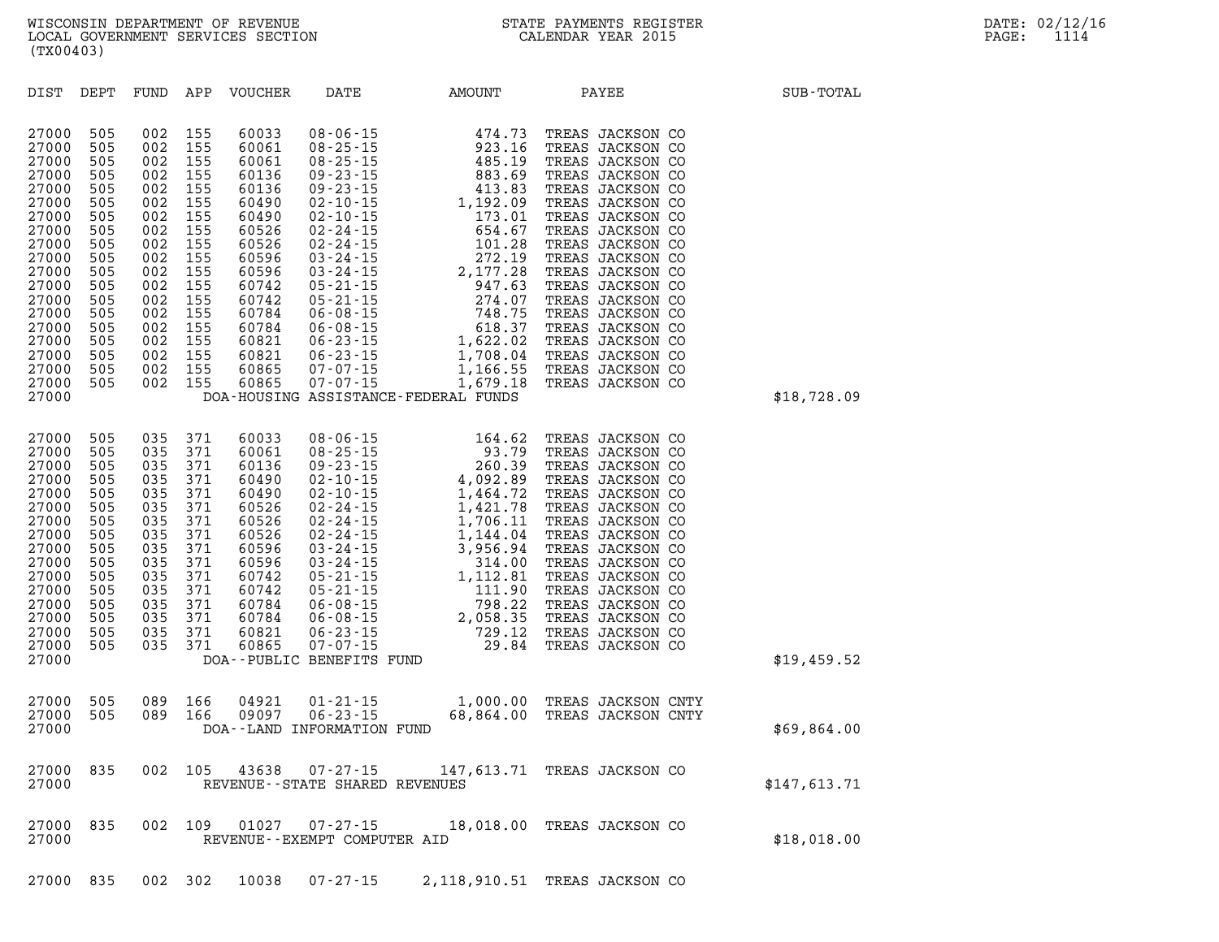WISCONSIN DEPARTMENT OF REVENUE
LOCAL GOVERNMENT SERVICES SECTION
(TX00403)

STATE PAYMENTS REGISTER
CALENDAR YEAR 2015

DATE: 02/12/16

| DIST | DEPT | FUND | APP | VOUCHER | DATE | AMOUNT | PAYEE | SUB-TOTAL |
|---|---|---|---|---|---|---|---|---|
| 27000 | 505 | 002 | 155 | 60033 | 08-06-15 | 474.73 | TREAS JACKSON CO | |
| 27000 | 505 | 002 | 155 | 60061 | 08-25-15 | 923.16 | TREAS JACKSON CO | |
| 27000 | 505 | 002 | 155 | 60061 | 08-25-15 | 485.19 | TREAS JACKSON CO | |
| 27000 | 505 | 002 | 155 | 60136 | 09-23-15 | 883.69 | TREAS JACKSON CO | |
| 27000 | 505 | 002 | 155 | 60136 | 09-23-15 | 413.83 | TREAS JACKSON CO | |
| 27000 | 505 | 002 | 155 | 60490 | 02-10-15 | 1,192.09 | TREAS JACKSON CO | |
| 27000 | 505 | 002 | 155 | 60490 | 02-10-15 | 173.01 | TREAS JACKSON CO | |
| 27000 | 505 | 002 | 155 | 60526 | 02-24-15 | 654.67 | TREAS JACKSON CO | |
| 27000 | 505 | 002 | 155 | 60526 | 02-24-15 | 101.28 | TREAS JACKSON CO | |
| 27000 | 505 | 002 | 155 | 60596 | 03-24-15 | 272.19 | TREAS JACKSON CO | |
| 27000 | 505 | 002 | 155 | 60596 | 03-24-15 | 2,177.28 | TREAS JACKSON CO | |
| 27000 | 505 | 002 | 155 | 60742 | 05-21-15 | 947.63 | TREAS JACKSON CO | |
| 27000 | 505 | 002 | 155 | 60742 | 05-21-15 | 274.07 | TREAS JACKSON CO | |
| 27000 | 505 | 002 | 155 | 60784 | 06-08-15 | 748.75 | TREAS JACKSON CO | |
| 27000 | 505 | 002 | 155 | 60784 | 06-08-15 | 618.37 | TREAS JACKSON CO | |
| 27000 | 505 | 002 | 155 | 60821 | 06-23-15 | 1,622.02 | TREAS JACKSON CO | |
| 27000 | 505 | 002 | 155 | 60821 | 06-23-15 | 1,708.04 | TREAS JACKSON CO | |
| 27000 | 505 | 002 | 155 | 60865 | 07-07-15 | 1,166.55 | TREAS JACKSON CO | |
| 27000 | 505 | 002 | 155 | 60865 | 07-07-15 | 1,679.18 | TREAS JACKSON CO | |
| 27000 | | | | | DOA-HOUSING ASSISTANCE-FEDERAL FUNDS | | | $18,728.09 |
| 27000 | 505 | 035 | 371 | 60033 | 08-06-15 | 164.62 | TREAS JACKSON CO | |
| 27000 | 505 | 035 | 371 | 60061 | 08-25-15 | 93.79 | TREAS JACKSON CO | |
| 27000 | 505 | 035 | 371 | 60136 | 09-23-15 | 260.39 | TREAS JACKSON CO | |
| 27000 | 505 | 035 | 371 | 60490 | 02-10-15 | 4,092.89 | TREAS JACKSON CO | |
| 27000 | 505 | 035 | 371 | 60490 | 02-10-15 | 1,464.72 | TREAS JACKSON CO | |
| 27000 | 505 | 035 | 371 | 60526 | 02-24-15 | 1,421.78 | TREAS JACKSON CO | |
| 27000 | 505 | 035 | 371 | 60526 | 02-24-15 | 1,706.11 | TREAS JACKSON CO | |
| 27000 | 505 | 035 | 371 | 60526 | 02-24-15 | 1,144.04 | TREAS JACKSON CO | |
| 27000 | 505 | 035 | 371 | 60596 | 03-24-15 | 3,956.94 | TREAS JACKSON CO | |
| 27000 | 505 | 035 | 371 | 60596 | 03-24-15 | 314.00 | TREAS JACKSON CO | |
| 27000 | 505 | 035 | 371 | 60742 | 05-21-15 | 1,112.81 | TREAS JACKSON CO | |
| 27000 | 505 | 035 | 371 | 60742 | 05-21-15 | 111.90 | TREAS JACKSON CO | |
| 27000 | 505 | 035 | 371 | 60784 | 06-08-15 | 798.22 | TREAS JACKSON CO | |
| 27000 | 505 | 035 | 371 | 60784 | 06-08-15 | 2,058.35 | TREAS JACKSON CO | |
| 27000 | 505 | 035 | 371 | 60821 | 06-23-15 | 729.12 | TREAS JACKSON CO | |
| 27000 | 505 | 035 | 371 | 60865 | 07-07-15 | 29.84 | TREAS JACKSON CO | |
| 27000 | | | | | DOA--PUBLIC BENEFITS FUND | | | $19,459.52 |
| 27000 | 505 | 089 | 166 | 04921 | 01-21-15 | 1,000.00 | TREAS JACKSON CNTY | |
| 27000 | 505 | 089 | 166 | 09097 | 06-23-15 | 68,864.00 | TREAS JACKSON CNTY | |
| 27000 | | | | | DOA--LAND INFORMATION FUND | | | $69,864.00 |
| 27000 | 835 | 002 | 105 | 43638 | 07-27-15 | 147,613.71 | TREAS JACKSON CO | |
| 27000 | | | | | REVENUE--STATE SHARED REVENUES | | | $147,613.71 |
| 27000 | 835 | 002 | 109 | 01027 | 07-27-15 | 18,018.00 | TREAS JACKSON CO | |
| 27000 | | | | | REVENUE--EXEMPT COMPUTER AID | | | $18,018.00 |
| 27000 | 835 | 002 | 302 | 10038 | 07-27-15 | 2,118,910.51 | TREAS JACKSON CO | |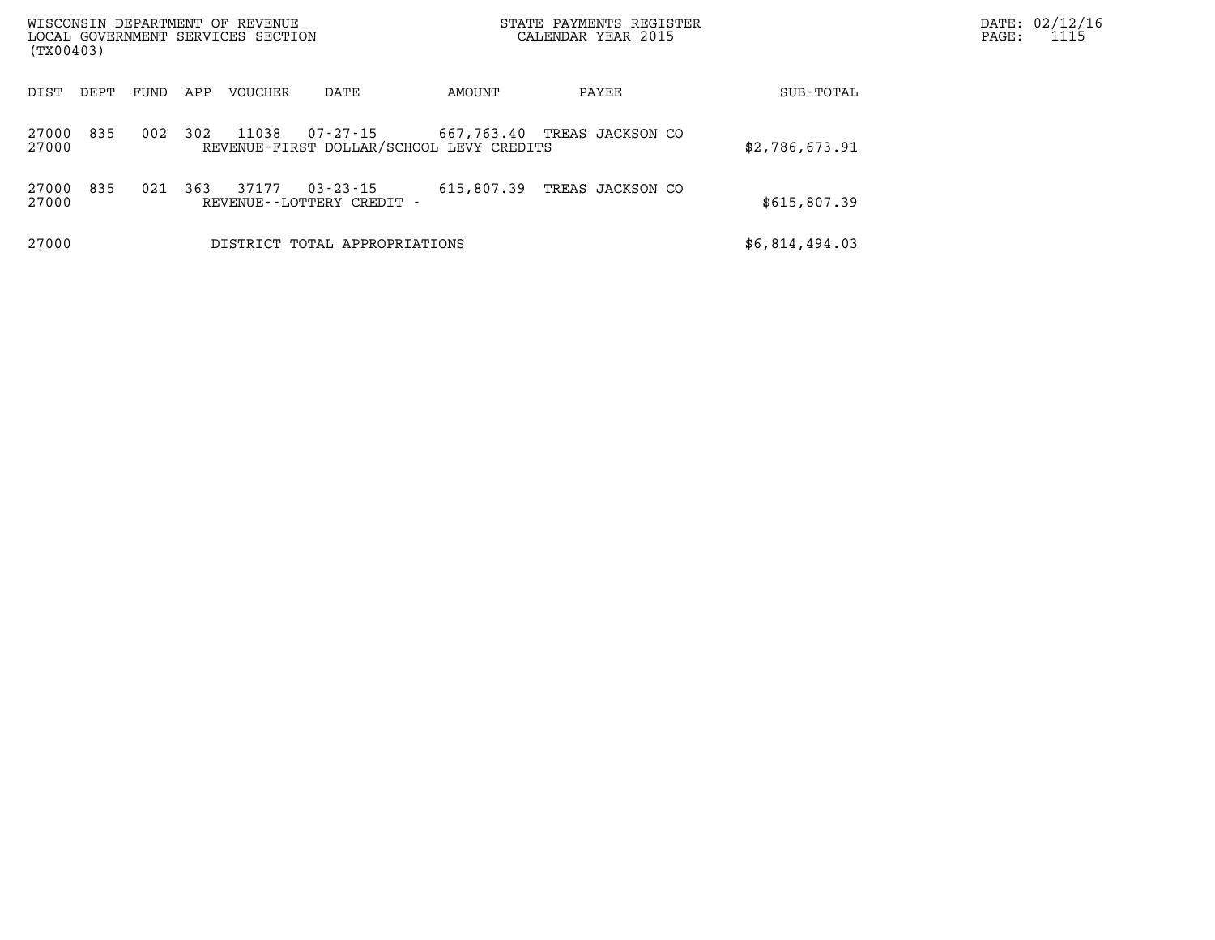WISCONSIN DEPARTMENT OF REVENUE
LOCAL GOVERNMENT SERVICES SECTION
(TX00403)

STATE PAYMENTS REGISTER
CALENDAR YEAR 2015

DATE: 02/12/16
PAGE: 1115

| DIST | DEPT | FUND | APP | VOUCHER | DATE | AMOUNT | PAYEE | SUB-TOTAL |
|---|---|---|---|---|---|---|---|---|
| 27000 | 835 | 002 | 302 | 11038 | 07-27-15 | 667,763.40 | TREAS JACKSON CO | |
| 27000 | | | | REVENUE-FIRST DOLLAR/SCHOOL LEVY CREDITS | | | | $2,786,673.91 |
| 27000 | 835 | 021 | 363 | 37177 | 03-23-15 | 615,807.39 | TREAS JACKSON CO | |
| 27000 | | | | REVENUE--LOTTERY CREDIT - | | | | $615,807.39 |
| 27000 | | | | DISTRICT TOTAL APPROPRIATIONS | | | | $6,814,494.03 |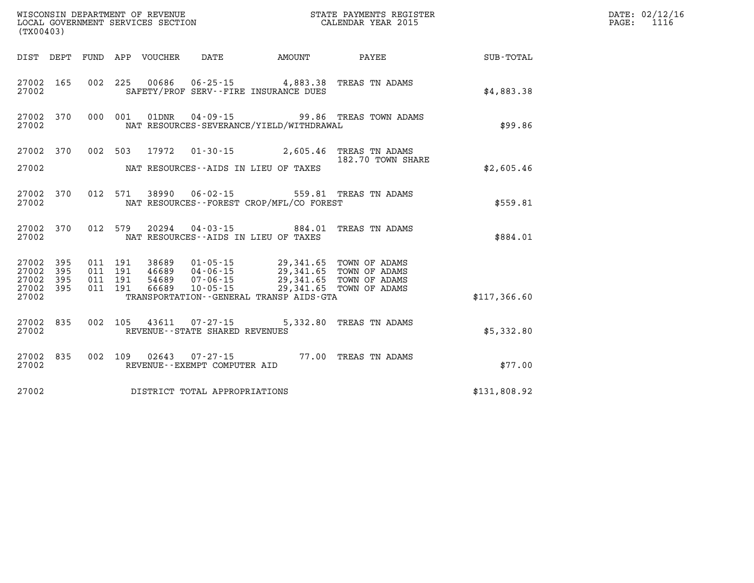WISCONSIN DEPARTMENT OF REVENUE
LOCAL GOVERNMENT SERVICES SECTION
(TX00403)

STATE PAYMENTS REGISTER
CALENDAR YEAR 2015

DATE: 02/12/16
PAGE: 1116

| DIST | DEPT | FUND | APP | VOUCHER | DATE | AMOUNT | PAYEE | SUB-TOTAL |
|---|---|---|---|---|---|---|---|---|
| 27002 | 165 | 002 | 225 | 00686 | 06-25-15 | 4,883.38 | TREAS TN ADAMS | |
| 27002 | | | | SAFETY/PROF SERV--FIRE INSURANCE DUES | | | | $4,883.38 |
| 27002 | 370 | 000 | 001 | 01DNR | 04-09-15 | 99.86 | TREAS TOWN ADAMS | |
| 27002 | | | | NAT RESOURCES-SEVERANCE/YIELD/WITHDRAWAL | | | | $99.86 |
| 27002 | 370 | 002 | 503 | 17972 | 01-30-15 | 2,605.46 | TREAS TN ADAMS | |
| | | | | | | | 182.70 TOWN SHARE | |
| 27002 | | | | NAT RESOURCES--AIDS IN LIEU OF TAXES | | | | $2,605.46 |
| 27002 | 370 | 012 | 571 | 38990 | 06-02-15 | 559.81 | TREAS TN ADAMS | |
| 27002 | | | | NAT RESOURCES--FOREST CROP/MFL/CO FOREST | | | | $559.81 |
| 27002 | 370 | 012 | 579 | 20294 | 04-03-15 | 884.01 | TREAS TN ADAMS | |
| 27002 | | | | NAT RESOURCES--AIDS IN LIEU OF TAXES | | | | $884.01 |
| 27002 | 395 | 011 | 191 | 38689 | 01-05-15 | 29,341.65 | TOWN OF ADAMS | |
| 27002 | 395 | 011 | 191 | 46689 | 04-06-15 | 29,341.65 | TOWN OF ADAMS | |
| 27002 | 395 | 011 | 191 | 54689 | 07-06-15 | 29,341.65 | TOWN OF ADAMS | |
| 27002 | 395 | 011 | 191 | 66689 | 10-05-15 | 29,341.65 | TOWN OF ADAMS | |
| 27002 | | | | TRANSPORTATION--GENERAL TRANSP AIDS-GTA | | | | $117,366.60 |
| 27002 | 835 | 002 | 105 | 43611 | 07-27-15 | 5,332.80 | TREAS TN ADAMS | |
| 27002 | | | | REVENUE--STATE SHARED REVENUES | | | | $5,332.80 |
| 27002 | 835 | 002 | 109 | 02643 | 07-27-15 | 77.00 | TREAS TN ADAMS | |
| 27002 | | | | REVENUE--EXEMPT COMPUTER AID | | | | $77.00 |
| 27002 | | | | DISTRICT TOTAL APPROPRIATIONS | | | | $131,808.92 |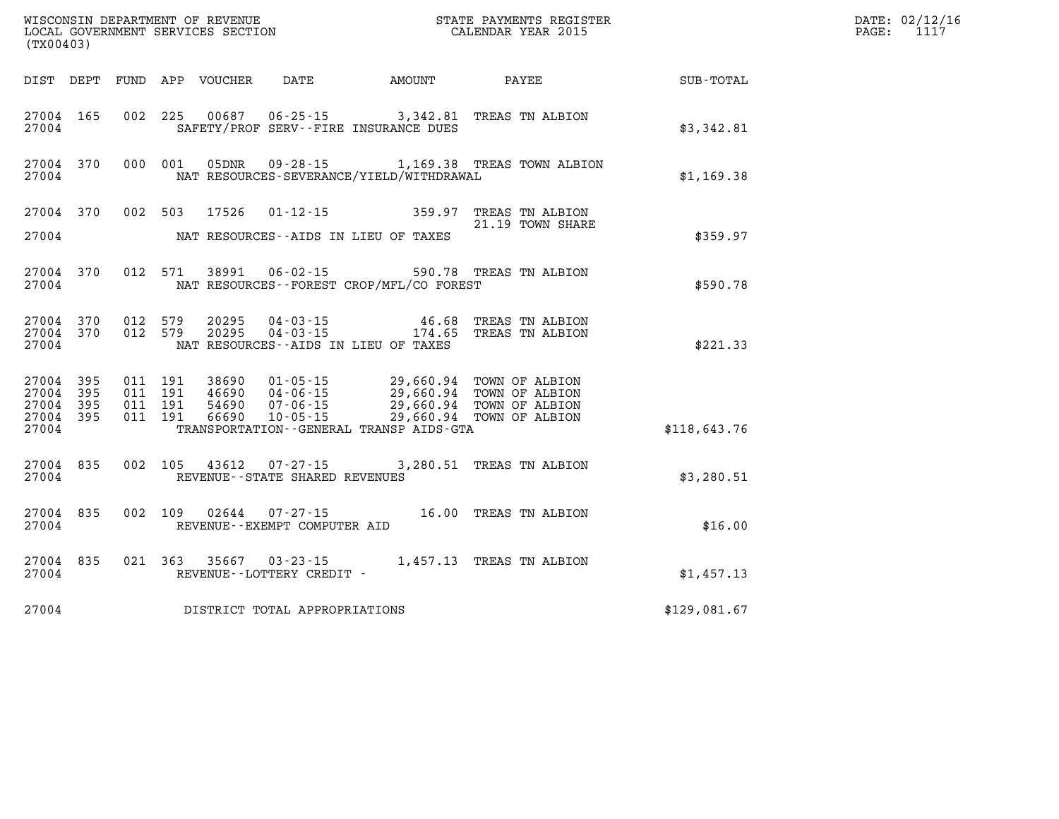WISCONSIN DEPARTMENT OF REVENUE
LOCAL GOVERNMENT SERVICES SECTION
(TX00403)

STATE PAYMENTS REGISTER
CALENDAR YEAR 2015

DATE: 02/12/16
PAGE: 1117

| DIST | DEPT | FUND | APP | VOUCHER | DATE | AMOUNT | PAYEE | SUB-TOTAL |
|---|---|---|---|---|---|---|---|---|
| 27004 | 165 | 002 | 225 | 00687 | 06-25-15 | 3,342.81 | TREAS TN ALBION | |
| 27004 | | | | SAFETY/PROF SERV--FIRE INSURANCE DUES | | | | $3,342.81 |
| 27004 | 370 | 000 | 001 | 05DNR | 09-28-15 | 1,169.38 | TREAS TOWN ALBION | |
| 27004 | | | | NAT RESOURCES-SEVERANCE/YIELD/WITHDRAWAL | | | | $1,169.38 |
| 27004 | 370 | 002 | 503 | 17526 | 01-12-15 | 359.97 | TREAS TN ALBION | |
| | | | | | | | 21.19 TOWN SHARE | |
| 27004 | | | | NAT RESOURCES--AIDS IN LIEU OF TAXES | | | | $359.97 |
| 27004 | 370 | 012 | 571 | 38991 | 06-02-15 | 590.78 | TREAS TN ALBION | |
| 27004 | | | | NAT RESOURCES--FOREST CROP/MFL/CO FOREST | | | | $590.78 |
| 27004 | 370 | 012 | 579 | 20295 | 04-03-15 | 46.68 | TREAS TN ALBION | |
| 27004 | 370 | 012 | 579 | 20295 | 04-03-15 | 174.65 | TREAS TN ALBION | |
| 27004 | | | | NAT RESOURCES--AIDS IN LIEU OF TAXES | | | | $221.33 |
| 27004 | 395 | 011 | 191 | 38690 | 01-05-15 | 29,660.94 | TOWN OF ALBION | |
| 27004 | 395 | 011 | 191 | 46690 | 04-06-15 | 29,660.94 | TOWN OF ALBION | |
| 27004 | 395 | 011 | 191 | 54690 | 07-06-15 | 29,660.94 | TOWN OF ALBION | |
| 27004 | 395 | 011 | 191 | 66690 | 10-05-15 | 29,660.94 | TOWN OF ALBION | |
| 27004 | | | | TRANSPORTATION--GENERAL TRANSP AIDS-GTA | | | | $118,643.76 |
| 27004 | 835 | 002 | 105 | 43612 | 07-27-15 | 3,280.51 | TREAS TN ALBION | |
| 27004 | | | | REVENUE--STATE SHARED REVENUES | | | | $3,280.51 |
| 27004 | 835 | 002 | 109 | 02644 | 07-27-15 | 16.00 | TREAS TN ALBION | |
| 27004 | | | | REVENUE--EXEMPT COMPUTER AID | | | | $16.00 |
| 27004 | 835 | 021 | 363 | 35667 | 03-23-15 | 1,457.13 | TREAS TN ALBION | |
| 27004 | | | | REVENUE--LOTTERY CREDIT - | | | | $1,457.13 |
| 27004 | | | | DISTRICT TOTAL APPROPRIATIONS | | | | $129,081.67 |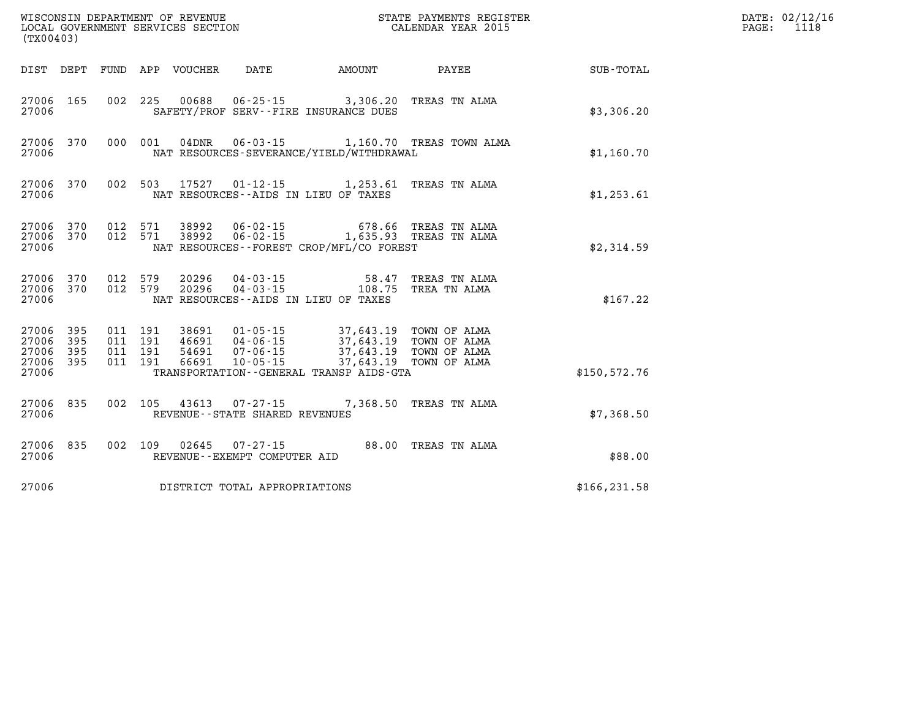WISCONSIN DEPARTMENT OF REVENUE
LOCAL GOVERNMENT SERVICES SECTION
(TX00403)

STATE PAYMENTS REGISTER
CALENDAR YEAR 2015

DATE: 02/12/16

| DIST | DEPT | FUND | APP | VOUCHER | DATE | AMOUNT | PAYEE | SUB-TOTAL |
|---|---|---|---|---|---|---|---|---|
| 27006 | 165 | 002 | 225 | 00688 | 06-25-15 | 3,306.20 | TREAS TN ALMA | |
| 27006 | | | | SAFETY/PROF SERV--FIRE INSURANCE DUES | | | | $3,306.20 |
| 27006 | 370 | 000 | 001 | 04DNR | 06-03-15 | 1,160.70 | TREAS TOWN ALMA | |
| 27006 | | | | NAT RESOURCES-SEVERANCE/YIELD/WITHDRAWAL | | | | $1,160.70 |
| 27006 | 370 | 002 | 503 | 17527 | 01-12-15 | 1,253.61 | TREAS TN ALMA | |
| 27006 | | | | NAT RESOURCES--AIDS IN LIEU OF TAXES | | | | $1,253.61 |
| 27006 | 370 | 012 | 571 | 38992 | 06-02-15 | 678.66 | TREAS TN ALMA | |
| 27006 | 370 | 012 | 571 | 38992 | 06-02-15 | 1,635.93 | TREAS TN ALMA | |
| 27006 | | | | NAT RESOURCES--FOREST CROP/MFL/CO FOREST | | | | $2,314.59 |
| 27006 | 370 | 012 | 579 | 20296 | 04-03-15 | 58.47 | TREAS TN ALMA | |
| 27006 | 370 | 012 | 579 | 20296 | 04-03-15 | 108.75 | TREA TN ALMA | |
| 27006 | | | | NAT RESOURCES--AIDS IN LIEU OF TAXES | | | | $167.22 |
| 27006 | 395 | 011 | 191 | 38691 | 01-05-15 | 37,643.19 | TOWN OF ALMA | |
| 27006 | 395 | 011 | 191 | 46691 | 04-06-15 | 37,643.19 | TOWN OF ALMA | |
| 27006 | 395 | 011 | 191 | 54691 | 07-06-15 | 37,643.19 | TOWN OF ALMA | |
| 27006 | 395 | 011 | 191 | 66691 | 10-05-15 | 37,643.19 | TOWN OF ALMA | |
| 27006 | | | | TRANSPORTATION--GENERAL TRANSP AIDS-GTA | | | | $150,572.76 |
| 27006 | 835 | 002 | 105 | 43613 | 07-27-15 | 7,368.50 | TREAS TN ALMA | |
| 27006 | | | | REVENUE--STATE SHARED REVENUES | | | | $7,368.50 |
| 27006 | 835 | 002 | 109 | 02645 | 07-27-15 | 88.00 | TREAS TN ALMA | |
| 27006 | | | | REVENUE--EXEMPT COMPUTER AID | | | | $88.00 |
| 27006 | | | | DISTRICT TOTAL APPROPRIATIONS | | | | $166,231.58 |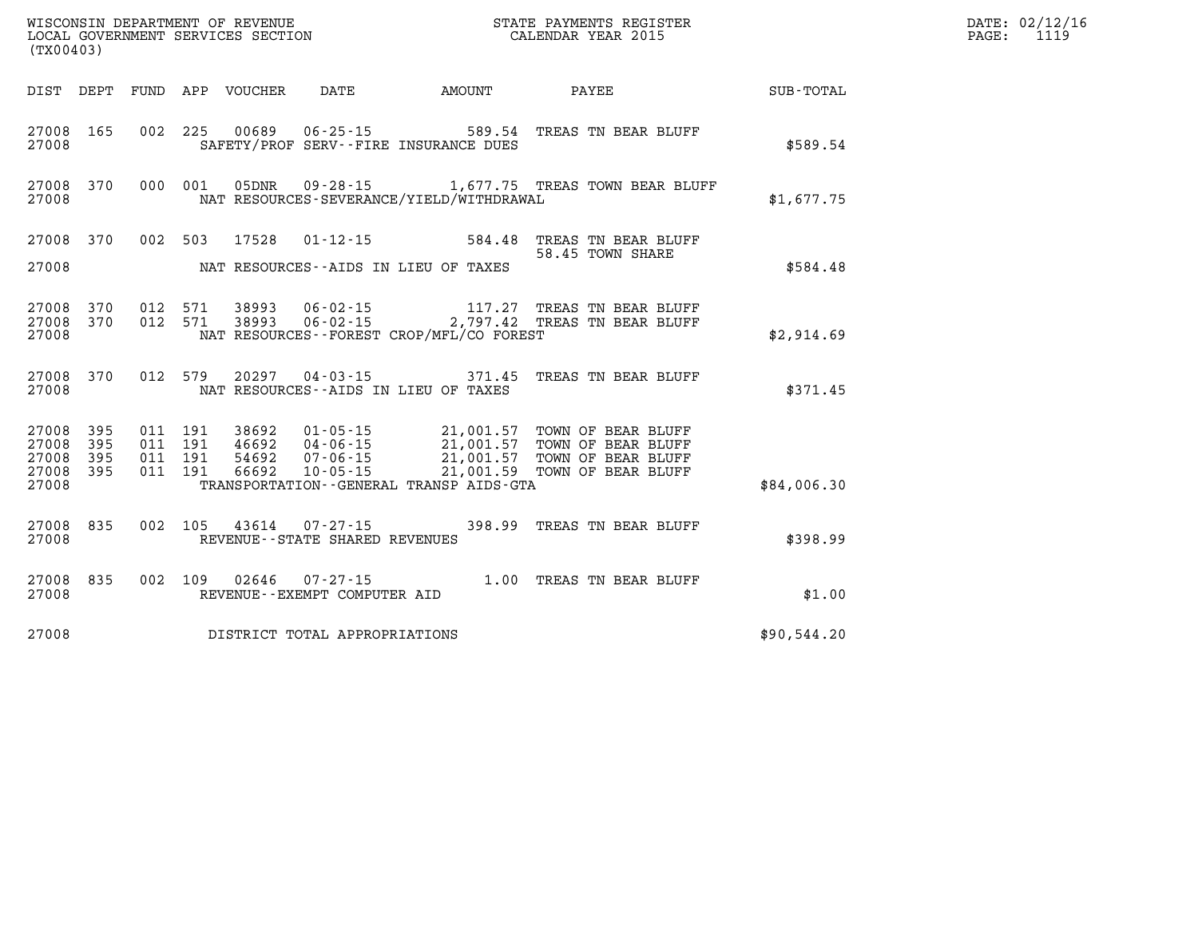WISCONSIN DEPARTMENT OF REVENUE
LOCAL GOVERNMENT SERVICES SECTION
(TX00403)

STATE PAYMENTS REGISTER
CALENDAR YEAR 2015

DATE: 02/12/16
PAGE: 1119

| DIST | DEPT | FUND | APP | VOUCHER | DATE | AMOUNT | PAYEE | SUB-TOTAL |
|---|---|---|---|---|---|---|---|---|
| 27008 | 165 | 002 | 225 | 00689 | 06-25-15 | 589.54 | TREAS TN BEAR BLUFF | |
| 27008 | | | | | SAFETY/PROF SERV--FIRE INSURANCE DUES | | | $589.54 |
| 27008 | 370 | 000 | 001 | 05DNR | 09-28-15 | 1,677.75 | TREAS TOWN BEAR BLUFF | |
| 27008 | | | | | NAT RESOURCES-SEVERANCE/YIELD/WITHDRAWAL | | | $1,677.75 |
| 27008 | 370 | 002 | 503 | 17528 | 01-12-15 | 584.48 | TREAS TN BEAR BLUFF | |
| | | | | | | | 58.45 TOWN SHARE | |
| 27008 | | | | | NAT RESOURCES--AIDS IN LIEU OF TAXES | | | $584.48 |
| 27008 | 370 | 012 | 571 | 38993 | 06-02-15 | 117.27 | TREAS TN BEAR BLUFF | |
| 27008 | 370 | 012 | 571 | 38993 | 06-02-15 | 2,797.42 | TREAS TN BEAR BLUFF | |
| 27008 | | | | | NAT RESOURCES--FOREST CROP/MFL/CO FOREST | | | $2,914.69 |
| 27008 | 370 | 012 | 579 | 20297 | 04-03-15 | 371.45 | TREAS TN BEAR BLUFF | |
| 27008 | | | | | NAT RESOURCES--AIDS IN LIEU OF TAXES | | | $371.45 |
| 27008 | 395 | 011 | 191 | 38692 | 01-05-15 | 21,001.57 | TOWN OF BEAR BLUFF | |
| 27008 | 395 | 011 | 191 | 46692 | 04-06-15 | 21,001.57 | TOWN OF BEAR BLUFF | |
| 27008 | 395 | 011 | 191 | 54692 | 07-06-15 | 21,001.57 | TOWN OF BEAR BLUFF | |
| 27008 | 395 | 011 | 191 | 66692 | 10-05-15 | 21,001.59 | TOWN OF BEAR BLUFF | |
| 27008 | | | | | TRANSPORTATION--GENERAL TRANSP AIDS-GTA | | | $84,006.30 |
| 27008 | 835 | 002 | 105 | 43614 | 07-27-15 | 398.99 | TREAS TN BEAR BLUFF | |
| 27008 | | | | | REVENUE--STATE SHARED REVENUES | | | $398.99 |
| 27008 | 835 | 002 | 109 | 02646 | 07-27-15 | 1.00 | TREAS TN BEAR BLUFF | |
| 27008 | | | | | REVENUE--EXEMPT COMPUTER AID | | | $1.00 |
| 27008 | | | | | DISTRICT TOTAL APPROPRIATIONS | | | $90,544.20 |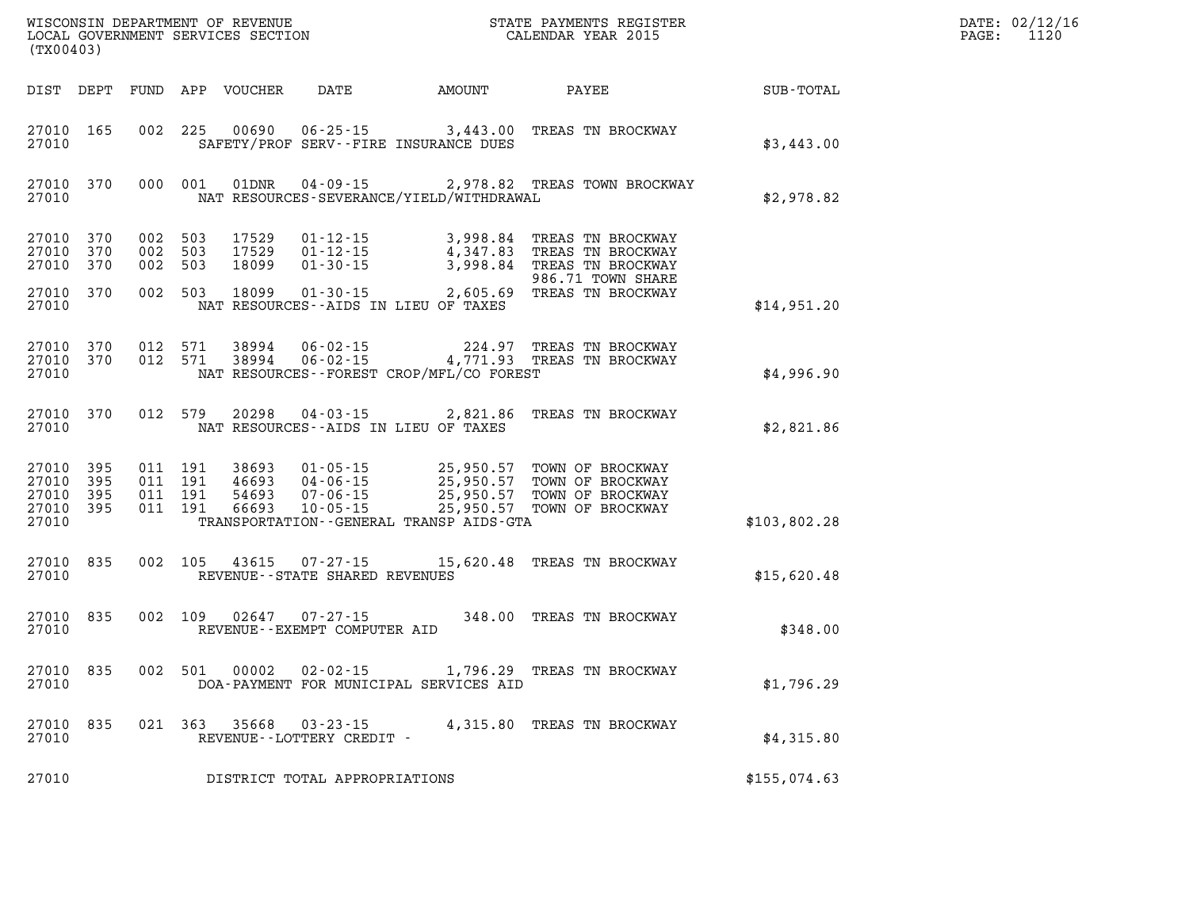WISCONSIN DEPARTMENT OF REVENUE
LOCAL GOVERNMENT SERVICES SECTION
(TX00403)

STATE PAYMENTS REGISTER
CALENDAR YEAR 2015

DATE: 02/12/16
PAGE: 1120

| DIST | DEPT | FUND | APP | VOUCHER | DATE | AMOUNT | PAYEE | SUB-TOTAL |
|---|---|---|---|---|---|---|---|---|
| 27010 | 165 | 002 | 225 | 00690 | 06-25-15 | 3,443.00 | TREAS TN BROCKWAY | |
| 27010 | | | | | SAFETY/PROF SERV--FIRE INSURANCE DUES | | | $3,443.00 |
| 27010 | 370 | 000 | 001 | 01DNR | 04-09-15 | 2,978.82 | TREAS TOWN BROCKWAY | |
| 27010 | | | | | NAT RESOURCES-SEVERANCE/YIELD/WITHDRAWAL | | | $2,978.82 |
| 27010 | 370 | 002 | 503 | 17529 | 01-12-15 | 3,998.84 | TREAS TN BROCKWAY | |
| 27010 | 370 | 002 | 503 | 17529 | 01-12-15 | 4,347.83 | TREAS TN BROCKWAY | |
| 27010 | 370 | 002 | 503 | 18099 | 01-30-15 | 3,998.84 | TREAS TN BROCKWAY 986.71 TOWN SHARE | |
| 27010 | 370 | 002 | 503 | 18099 | 01-30-15 | 2,605.69 | TREAS TN BROCKWAY | |
| 27010 | | | | | NAT RESOURCES--AIDS IN LIEU OF TAXES | | | $14,951.20 |
| 27010 | 370 | 012 | 571 | 38994 | 06-02-15 | 224.97 | TREAS TN BROCKWAY | |
| 27010 | 370 | 012 | 571 | 38994 | 06-02-15 | 4,771.93 | TREAS TN BROCKWAY | |
| 27010 | | | | | NAT RESOURCES--FOREST CROP/MFL/CO FOREST | | | $4,996.90 |
| 27010 | 370 | 012 | 579 | 20298 | 04-03-15 | 2,821.86 | TREAS TN BROCKWAY | |
| 27010 | | | | | NAT RESOURCES--AIDS IN LIEU OF TAXES | | | $2,821.86 |
| 27010 | 395 | 011 | 191 | 38693 | 01-05-15 | 25,950.57 | TOWN OF BROCKWAY | |
| 27010 | 395 | 011 | 191 | 46693 | 04-06-15 | 25,950.57 | TOWN OF BROCKWAY | |
| 27010 | 395 | 011 | 191 | 54693 | 07-06-15 | 25,950.57 | TOWN OF BROCKWAY | |
| 27010 | 395 | 011 | 191 | 66693 | 10-05-15 | 25,950.57 | TOWN OF BROCKWAY | |
| 27010 | | | | | TRANSPORTATION--GENERAL TRANSP AIDS-GTA | | | $103,802.28 |
| 27010 | 835 | 002 | 105 | 43615 | 07-27-15 | 15,620.48 | TREAS TN BROCKWAY | |
| 27010 | | | | | REVENUE--STATE SHARED REVENUES | | | $15,620.48 |
| 27010 | 835 | 002 | 109 | 02647 | 07-27-15 | 348.00 | TREAS TN BROCKWAY | |
| 27010 | | | | | REVENUE--EXEMPT COMPUTER AID | | | $348.00 |
| 27010 | 835 | 002 | 501 | 00002 | 02-02-15 | 1,796.29 | TREAS TN BROCKWAY | |
| 27010 | | | | | DOA-PAYMENT FOR MUNICIPAL SERVICES AID | | | $1,796.29 |
| 27010 | 835 | 021 | 363 | 35668 | 03-23-15 | 4,315.80 | TREAS TN BROCKWAY | |
| 27010 | | | | | REVENUE--LOTTERY CREDIT - | | | $4,315.80 |
| 27010 | | | | | DISTRICT TOTAL APPROPRIATIONS | | | $155,074.63 |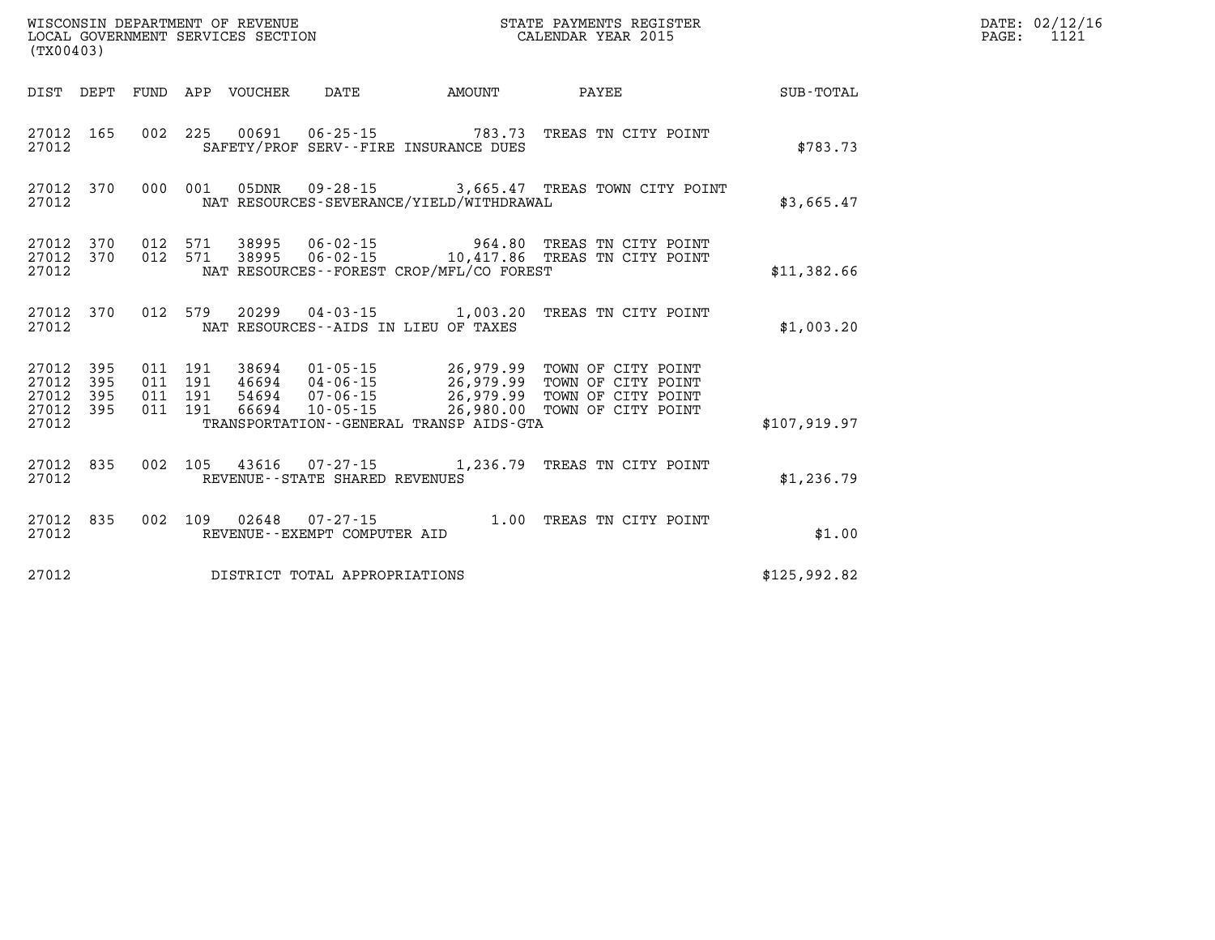WISCONSIN DEPARTMENT OF REVENUE
LOCAL GOVERNMENT SERVICES SECTION
(TX00403)

STATE PAYMENTS REGISTER
CALENDAR YEAR 2015

DATE: 02/12/16
PAGE: 1121

| DIST | DEPT | FUND | APP | VOUCHER | DATE | AMOUNT | PAYEE | SUB-TOTAL |
|---|---|---|---|---|---|---|---|---|
| 27012 | 165 | 002 | 225 | 00691 | 06-25-15 | 783.73 | TREAS TN CITY POINT | |
| 27012 | | | | | SAFETY/PROF SERV--FIRE INSURANCE DUES | | | $783.73 |
| 27012 | 370 | 000 | 001 | 05DNR | 09-28-15 | 3,665.47 | TREAS TOWN CITY POINT | |
| 27012 | | | | | NAT RESOURCES-SEVERANCE/YIELD/WITHDRAWAL | | | $3,665.47 |
| 27012 | 370 | 012 | 571 | 38995 | 06-02-15 | 964.80 | TREAS TN CITY POINT | |
| 27012 | 370 | 012 | 571 | 38995 | 06-02-15 | 10,417.86 | TREAS TN CITY POINT | |
| 27012 | | | | | NAT RESOURCES--FOREST CROP/MFL/CO FOREST | | | $11,382.66 |
| 27012 | 370 | 012 | 579 | 20299 | 04-03-15 | 1,003.20 | TREAS TN CITY POINT | |
| 27012 | | | | | NAT RESOURCES--AIDS IN LIEU OF TAXES | | | $1,003.20 |
| 27012 | 395 | 011 | 191 | 38694 | 01-05-15 | 26,979.99 | TOWN OF CITY POINT | |
| 27012 | 395 | 011 | 191 | 46694 | 04-06-15 | 26,979.99 | TOWN OF CITY POINT | |
| 27012 | 395 | 011 | 191 | 54694 | 07-06-15 | 26,979.99 | TOWN OF CITY POINT | |
| 27012 | 395 | 011 | 191 | 66694 | 10-05-15 | 26,980.00 | TOWN OF CITY POINT | |
| 27012 | | | | | TRANSPORTATION--GENERAL TRANSP AIDS-GTA | | | $107,919.97 |
| 27012 | 835 | 002 | 105 | 43616 | 07-27-15 | 1,236.79 | TREAS TN CITY POINT | |
| 27012 | | | | | REVENUE--STATE SHARED REVENUES | | | $1,236.79 |
| 27012 | 835 | 002 | 109 | 02648 | 07-27-15 | 1.00 | TREAS TN CITY POINT | |
| 27012 | | | | | REVENUE--EXEMPT COMPUTER AID | | | $1.00 |
| 27012 | | | | | DISTRICT TOTAL APPROPRIATIONS | | | $125,992.82 |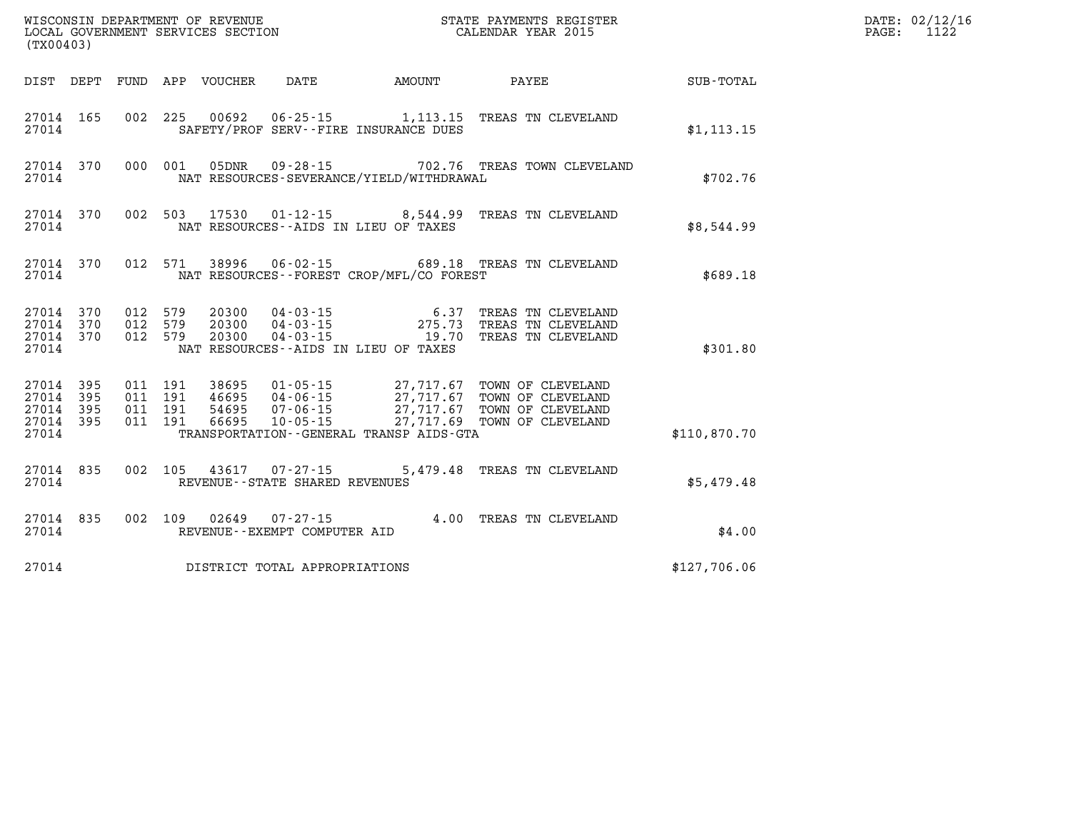WISCONSIN DEPARTMENT OF REVENUE
LOCAL GOVERNMENT SERVICES SECTION
(TX00403)

STATE PAYMENTS REGISTER
CALENDAR YEAR 2015

DATE: 02/12/16
PAGE: 1122

| DIST | DEPT | FUND | APP | VOUCHER | DATE | AMOUNT | PAYEE | SUB-TOTAL |
|---|---|---|---|---|---|---|---|---|
| 27014 | 165 | 002 | 225 | 00692 | 06-25-15 | 1,113.15 | TREAS TN CLEVELAND | |
| 27014 | | | | SAFETY/PROF SERV--FIRE INSURANCE DUES | | | | $1,113.15 |
| 27014 | 370 | 000 | 001 | 05DNR | 09-28-15 | 702.76 | TREAS TOWN CLEVELAND | |
| 27014 | | | | NAT RESOURCES-SEVERANCE/YIELD/WITHDRAWAL | | | | $702.76 |
| 27014 | 370 | 002 | 503 | 17530 | 01-12-15 | 8,544.99 | TREAS TN CLEVELAND | |
| 27014 | | | | NAT RESOURCES--AIDS IN LIEU OF TAXES | | | | $8,544.99 |
| 27014 | 370 | 012 | 571 | 38996 | 06-02-15 | 689.18 | TREAS TN CLEVELAND | |
| 27014 | | | | NAT RESOURCES--FOREST CROP/MFL/CO FOREST | | | | $689.18 |
| 27014 | 370 | 012 | 579 | 20300 | 04-03-15 | 6.37 | TREAS TN CLEVELAND | |
| 27014 | 370 | 012 | 579 | 20300 | 04-03-15 | 275.73 | TREAS TN CLEVELAND | |
| 27014 | 370 | 012 | 579 | 20300 | 04-03-15 | 19.70 | TREAS TN CLEVELAND | |
| 27014 | | | | NAT RESOURCES--AIDS IN LIEU OF TAXES | | | | $301.80 |
| 27014 | 395 | 011 | 191 | 38695 | 01-05-15 | 27,717.67 | TOWN OF CLEVELAND | |
| 27014 | 395 | 011 | 191 | 46695 | 04-06-15 | 27,717.67 | TOWN OF CLEVELAND | |
| 27014 | 395 | 011 | 191 | 54695 | 07-06-15 | 27,717.67 | TOWN OF CLEVELAND | |
| 27014 | 395 | 011 | 191 | 66695 | 10-05-15 | 27,717.69 | TOWN OF CLEVELAND | |
| 27014 | | | | TRANSPORTATION--GENERAL TRANSP AIDS-GTA | | | | $110,870.70 |
| 27014 | 835 | 002 | 105 | 43617 | 07-27-15 | 5,479.48 | TREAS TN CLEVELAND | |
| 27014 | | | | REVENUE--STATE SHARED REVENUES | | | | $5,479.48 |
| 27014 | 835 | 002 | 109 | 02649 | 07-27-15 | 4.00 | TREAS TN CLEVELAND | |
| 27014 | | | | REVENUE--EXEMPT COMPUTER AID | | | | $4.00 |
| 27014 | | | | DISTRICT TOTAL APPROPRIATIONS | | | | $127,706.06 |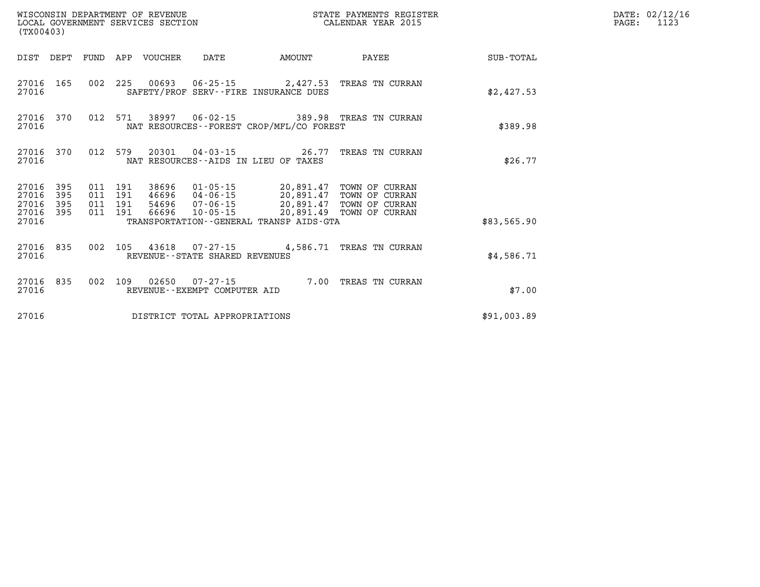WISCONSIN DEPARTMENT OF REVENUE
LOCAL GOVERNMENT SERVICES SECTION
(TX00403)

STATE PAYMENTS REGISTER
CALENDAR YEAR 2015

DATE: 02/12/16
PAGE: 1123

| DIST | DEPT | FUND | APP | VOUCHER | DATE | AMOUNT | PAYEE | SUB-TOTAL |
|---|---|---|---|---|---|---|---|---|
| 27016 | 165 | 002 | 225 | 00693 | 06-25-15 | 2,427.53 | TREAS TN CURRAN | |
| 27016 | | | | SAFETY/PROF SERV--FIRE INSURANCE DUES | | | | $2,427.53 |
| 27016 | 370 | 012 | 571 | 38997 | 06-02-15 | 389.98 | TREAS TN CURRAN | |
| 27016 | | | | NAT RESOURCES--FOREST CROP/MFL/CO FOREST | | | | $389.98 |
| 27016 | 370 | 012 | 579 | 20301 | 04-03-15 | 26.77 | TREAS TN CURRAN | |
| 27016 | | | | NAT RESOURCES--AIDS IN LIEU OF TAXES | | | | $26.77 |
| 27016 | 395 | 011 | 191 | 38696 | 01-05-15 | 20,891.47 | TOWN OF CURRAN | |
| 27016 | 395 | 011 | 191 | 46696 | 04-06-15 | 20,891.47 | TOWN OF CURRAN | |
| 27016 | 395 | 011 | 191 | 54696 | 07-06-15 | 20,891.47 | TOWN OF CURRAN | |
| 27016 | 395 | 011 | 191 | 66696 | 10-05-15 | 20,891.49 | TOWN OF CURRAN | |
| 27016 | | | | TRANSPORTATION--GENERAL TRANSP AIDS-GTA | | | | $83,565.90 |
| 27016 | 835 | 002 | 105 | 43618 | 07-27-15 | 4,586.71 | TREAS TN CURRAN | |
| 27016 | | | | REVENUE--STATE SHARED REVENUES | | | | $4,586.71 |
| 27016 | 835 | 002 | 109 | 02650 | 07-27-15 | 7.00 | TREAS TN CURRAN | |
| 27016 | | | | REVENUE--EXEMPT COMPUTER AID | | | | $7.00 |
| 27016 | | | | DISTRICT TOTAL APPROPRIATIONS | | | | $91,003.89 |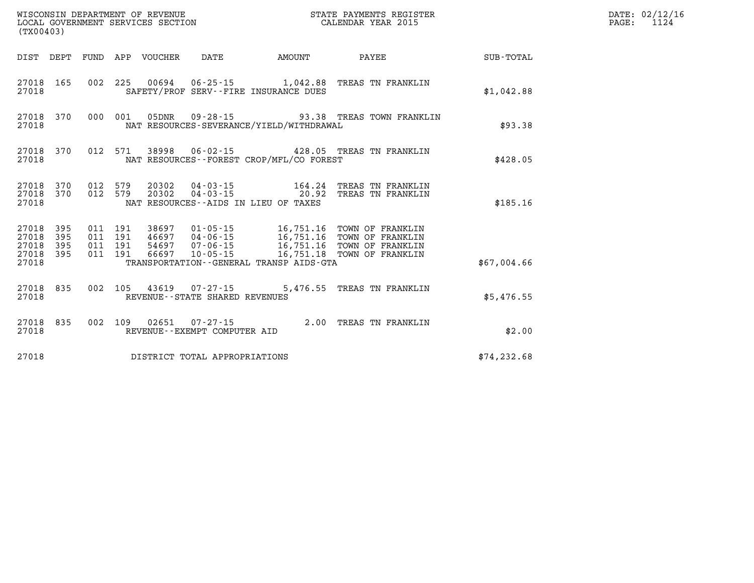WISCONSIN DEPARTMENT OF REVENUE
LOCAL GOVERNMENT SERVICES SECTION
(TX00403)

STATE PAYMENTS REGISTER
CALENDAR YEAR 2015

| DIST | DEPT | FUND | APP | VOUCHER | DATE | AMOUNT | PAYEE | SUB-TOTAL |
|---|---|---|---|---|---|---|---|---|
| 27018 | 165 | 002 | 225 | 00694 | 06-25-15 | 1,042.88 | TREAS TN FRANKLIN | |
| 27018 | | | | | SAFETY/PROF SERV--FIRE INSURANCE DUES | | | $1,042.88 |
| 27018 | 370 | 000 | 001 | 05DNR | 09-28-15 | 93.38 | TREAS TOWN FRANKLIN | |
| 27018 | | | | | NAT RESOURCES-SEVERANCE/YIELD/WITHDRAWAL | | | $93.38 |
| 27018 | 370 | 012 | 571 | 38998 | 06-02-15 | 428.05 | TREAS TN FRANKLIN | |
| 27018 | | | | | NAT RESOURCES--FOREST CROP/MFL/CO FOREST | | | $428.05 |
| 27018 | 370 | 012 | 579 | 20302 | 04-03-15 | 164.24 | TREAS TN FRANKLIN | |
| 27018 | 370 | 012 | 579 | 20302 | 04-03-15 | 20.92 | TREAS TN FRANKLIN | |
| 27018 | | | | | NAT RESOURCES--AIDS IN LIEU OF TAXES | | | $185.16 |
| 27018 | 395 | 011 | 191 | 38697 | 01-05-15 | 16,751.16 | TOWN OF FRANKLIN | |
| 27018 | 395 | 011 | 191 | 46697 | 04-06-15 | 16,751.16 | TOWN OF FRANKLIN | |
| 27018 | 395 | 011 | 191 | 54697 | 07-06-15 | 16,751.16 | TOWN OF FRANKLIN | |
| 27018 | 395 | 011 | 191 | 66697 | 10-05-15 | 16,751.18 | TOWN OF FRANKLIN | |
| 27018 | | | | | TRANSPORTATION--GENERAL TRANSP AIDS-GTA | | | $67,004.66 |
| 27018 | 835 | 002 | 105 | 43619 | 07-27-15 | 5,476.55 | TREAS TN FRANKLIN | |
| 27018 | | | | | REVENUE--STATE SHARED REVENUES | | | $5,476.55 |
| 27018 | 835 | 002 | 109 | 02651 | 07-27-15 | 2.00 | TREAS TN FRANKLIN | |
| 27018 | | | | | REVENUE--EXEMPT COMPUTER AID | | | $2.00 |
| 27018 | | | | | DISTRICT TOTAL APPROPRIATIONS | | | $74,232.68 |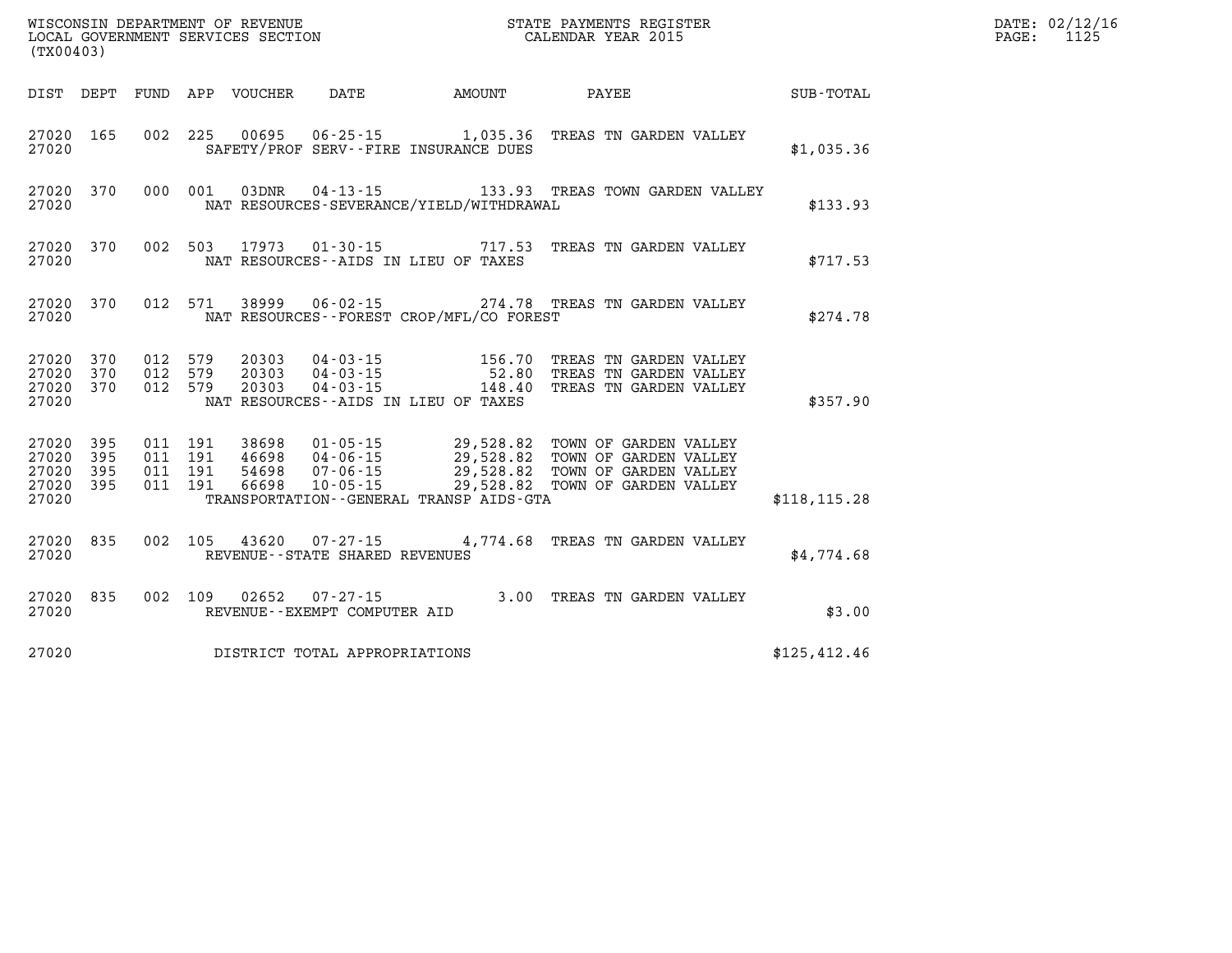WISCONSIN DEPARTMENT OF REVENUE
LOCAL GOVERNMENT SERVICES SECTION
(TX00403)

STATE PAYMENTS REGISTER
CALENDAR YEAR 2015

DATE: 02/12/16
PAGE: 1125

| DIST | DEPT | FUND | APP | VOUCHER | DATE | AMOUNT | PAYEE | SUB-TOTAL |
|---|---|---|---|---|---|---|---|---|
| 27020 | 165 | 002 | 225 | 00695 | 06-25-15 | 1,035.36 | TREAS TN GARDEN VALLEY | |
| 27020 | | | | | SAFETY/PROF SERV--FIRE INSURANCE DUES | | | $1,035.36 |
| 27020 | 370 | 000 | 001 | 03DNR | 04-13-15 | 133.93 | TREAS TOWN GARDEN VALLEY | |
| 27020 | | | | | NAT RESOURCES-SEVERANCE/YIELD/WITHDRAWAL | | | $133.93 |
| 27020 | 370 | 002 | 503 | 17973 | 01-30-15 | 717.53 | TREAS TN GARDEN VALLEY | |
| 27020 | | | | | NAT RESOURCES--AIDS IN LIEU OF TAXES | | | $717.53 |
| 27020 | 370 | 012 | 571 | 38999 | 06-02-15 | 274.78 | TREAS TN GARDEN VALLEY | |
| 27020 | | | | | NAT RESOURCES--FOREST CROP/MFL/CO FOREST | | | $274.78 |
| 27020 | 370 | 012 | 579 | 20303 | 04-03-15 | 156.70 | TREAS TN GARDEN VALLEY | |
| 27020 | 370 | 012 | 579 | 20303 | 04-03-15 | 52.80 | TREAS TN GARDEN VALLEY | |
| 27020 | 370 | 012 | 579 | 20303 | 04-03-15 | 148.40 | TREAS TN GARDEN VALLEY | |
| 27020 | | | | | NAT RESOURCES--AIDS IN LIEU OF TAXES | | | $357.90 |
| 27020 | 395 | 011 | 191 | 38698 | 01-05-15 | 29,528.82 | TOWN OF GARDEN VALLEY | |
| 27020 | 395 | 011 | 191 | 46698 | 04-06-15 | 29,528.82 | TOWN OF GARDEN VALLEY | |
| 27020 | 395 | 011 | 191 | 54698 | 07-06-15 | 29,528.82 | TOWN OF GARDEN VALLEY | |
| 27020 | 395 | 011 | 191 | 66698 | 10-05-15 | 29,528.82 | TOWN OF GARDEN VALLEY | |
| 27020 | | | | | TRANSPORTATION--GENERAL TRANSP AIDS-GTA | | | $118,115.28 |
| 27020 | 835 | 002 | 105 | 43620 | 07-27-15 | 4,774.68 | TREAS TN GARDEN VALLEY | |
| 27020 | | | | | REVENUE--STATE SHARED REVENUES | | | $4,774.68 |
| 27020 | 835 | 002 | 109 | 02652 | 07-27-15 | 3.00 | TREAS TN GARDEN VALLEY | |
| 27020 | | | | | REVENUE--EXEMPT COMPUTER AID | | | $3.00 |
| 27020 | | | | | DISTRICT TOTAL APPROPRIATIONS | | | $125,412.46 |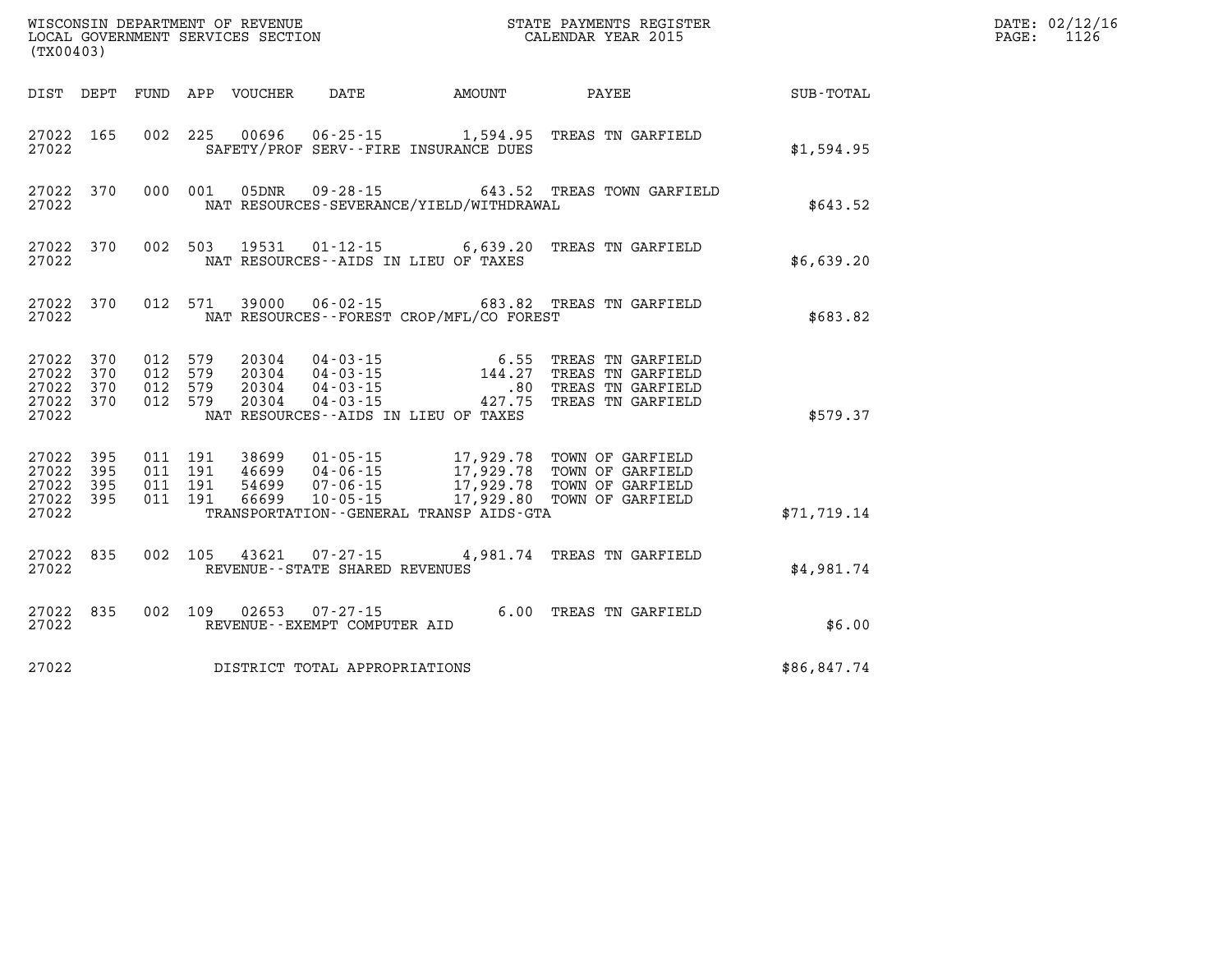WISCONSIN DEPARTMENT OF REVENUE
LOCAL GOVERNMENT SERVICES SECTION
(TX00403)

STATE PAYMENTS REGISTER
CALENDAR YEAR 2015

DATE: 02/12/16
PAGE: 1126

| DIST | DEPT | FUND | APP | VOUCHER | DATE | AMOUNT | PAYEE | SUB-TOTAL |
|---|---|---|---|---|---|---|---|---|
| 27022 | 165 | 002 | 225 | 00696 | 06-25-15 | 1,594.95 | TREAS TN GARFIELD | |
| 27022 | | | | SAFETY/PROF SERV--FIRE INSURANCE DUES | | | | $1,594.95 |
| 27022 | 370 | 000 | 001 | 05DNR | 09-28-15 | 643.52 | TREAS TOWN GARFIELD | |
| 27022 | | | | NAT RESOURCES-SEVERANCE/YIELD/WITHDRAWAL | | | | $643.52 |
| 27022 | 370 | 002 | 503 | 19531 | 01-12-15 | 6,639.20 | TREAS TN GARFIELD | |
| 27022 | | | | NAT RESOURCES--AIDS IN LIEU OF TAXES | | | | $6,639.20 |
| 27022 | 370 | 012 | 571 | 39000 | 06-02-15 | 683.82 | TREAS TN GARFIELD | |
| 27022 | | | | NAT RESOURCES--FOREST CROP/MFL/CO FOREST | | | | $683.82 |
| 27022 | 370 | 012 | 579 | 20304 | 04-03-15 | 6.55 | TREAS TN GARFIELD | |
| 27022 | 370 | 012 | 579 | 20304 | 04-03-15 | 144.27 | TREAS TN GARFIELD | |
| 27022 | 370 | 012 | 579 | 20304 | 04-03-15 | .80 | TREAS TN GARFIELD | |
| 27022 | 370 | 012 | 579 | 20304 | 04-03-15 | 427.75 | TREAS TN GARFIELD | |
| 27022 | | | | NAT RESOURCES--AIDS IN LIEU OF TAXES | | | | $579.37 |
| 27022 | 395 | 011 | 191 | 38699 | 01-05-15 | 17,929.78 | TOWN OF GARFIELD | |
| 27022 | 395 | 011 | 191 | 46699 | 04-06-15 | 17,929.78 | TOWN OF GARFIELD | |
| 27022 | 395 | 011 | 191 | 54699 | 07-06-15 | 17,929.78 | TOWN OF GARFIELD | |
| 27022 | 395 | 011 | 191 | 66699 | 10-05-15 | 17,929.80 | TOWN OF GARFIELD | |
| 27022 | | | | TRANSPORTATION--GENERAL TRANSP AIDS-GTA | | | | $71,719.14 |
| 27022 | 835 | 002 | 105 | 43621 | 07-27-15 | 4,981.74 | TREAS TN GARFIELD | |
| 27022 | | | | REVENUE--STATE SHARED REVENUES | | | | $4,981.74 |
| 27022 | 835 | 002 | 109 | 02653 | 07-27-15 | 6.00 | TREAS TN GARFIELD | |
| 27022 | | | | REVENUE--EXEMPT COMPUTER AID | | | | $6.00 |
| 27022 | | | | DISTRICT TOTAL APPROPRIATIONS | | | | $86,847.74 |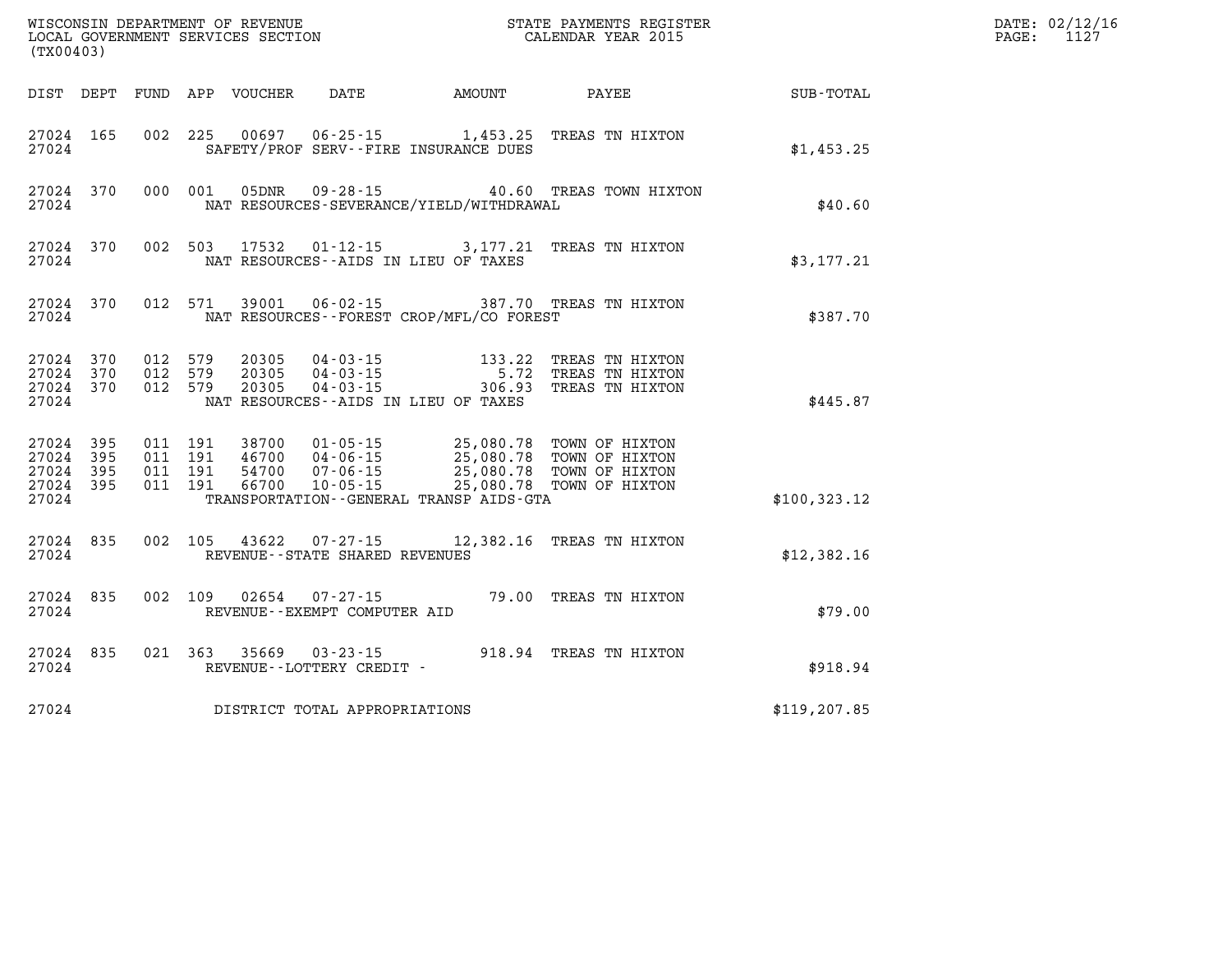WISCONSIN DEPARTMENT OF REVENUE
LOCAL GOVERNMENT SERVICES SECTION
(TX00403)

STATE PAYMENTS REGISTER
CALENDAR YEAR 2015

DATE: 02/12/16
PAGE: 1127

| DIST | DEPT | FUND | APP | VOUCHER | DATE | AMOUNT | PAYEE | SUB-TOTAL |
|---|---|---|---|---|---|---|---|---|
| 27024 | 165 | 002 | 225 | 00697 | 06-25-15 | 1,453.25 | TREAS TN HIXTON | |
| 27024 | | | | SAFETY/PROF SERV--FIRE INSURANCE DUES | | | | $1,453.25 |
| 27024 | 370 | 000 | 001 | 05DNR | 09-28-15 | 40.60 | TREAS TOWN HIXTON | |
| 27024 | | | | NAT RESOURCES-SEVERANCE/YIELD/WITHDRAWAL | | | | $40.60 |
| 27024 | 370 | 002 | 503 | 17532 | 01-12-15 | 3,177.21 | TREAS TN HIXTON | |
| 27024 | | | | NAT RESOURCES--AIDS IN LIEU OF TAXES | | | | $3,177.21 |
| 27024 | 370 | 012 | 571 | 39001 | 06-02-15 | 387.70 | TREAS TN HIXTON | |
| 27024 | | | | NAT RESOURCES--FOREST CROP/MFL/CO FOREST | | | | $387.70 |
| 27024 | 370 | 012 | 579 | 20305 | 04-03-15 | 133.22 | TREAS TN HIXTON | |
| 27024 | 370 | 012 | 579 | 20305 | 04-03-15 | 5.72 | TREAS TN HIXTON | |
| 27024 | 370 | 012 | 579 | 20305 | 04-03-15 | 306.93 | TREAS TN HIXTON | |
| 27024 | | | | NAT RESOURCES--AIDS IN LIEU OF TAXES | | | | $445.87 |
| 27024 | 395 | 011 | 191 | 38700 | 01-05-15 | 25,080.78 | TOWN OF HIXTON | |
| 27024 | 395 | 011 | 191 | 46700 | 04-06-15 | 25,080.78 | TOWN OF HIXTON | |
| 27024 | 395 | 011 | 191 | 54700 | 07-06-15 | 25,080.78 | TOWN OF HIXTON | |
| 27024 | 395 | 011 | 191 | 66700 | 10-05-15 | 25,080.78 | TOWN OF HIXTON | |
| 27024 | | | | TRANSPORTATION--GENERAL TRANSP AIDS-GTA | | | | $100,323.12 |
| 27024 | 835 | 002 | 105 | 43622 | 07-27-15 | 12,382.16 | TREAS TN HIXTON | |
| 27024 | | | | REVENUE--STATE SHARED REVENUES | | | | $12,382.16 |
| 27024 | 835 | 002 | 109 | 02654 | 07-27-15 | 79.00 | TREAS TN HIXTON | |
| 27024 | | | | REVENUE--EXEMPT COMPUTER AID | | | | $79.00 |
| 27024 | 835 | 021 | 363 | 35669 | 03-23-15 | 918.94 | TREAS TN HIXTON | |
| 27024 | | | | REVENUE--LOTTERY CREDIT - | | | | $918.94 |
| 27024 | | | | DISTRICT TOTAL APPROPRIATIONS | | | | $119,207.85 |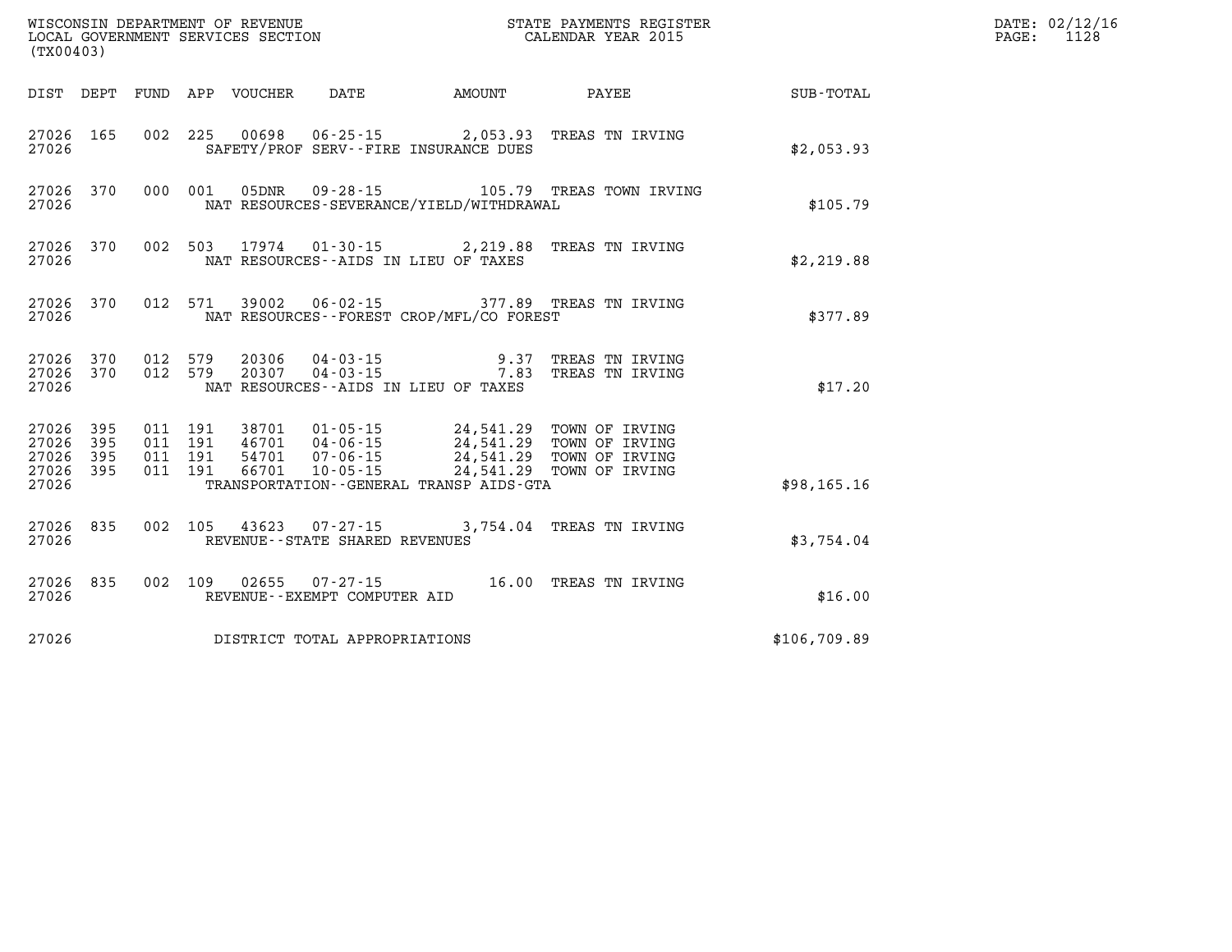WISCONSIN DEPARTMENT OF REVENUE
LOCAL GOVERNMENT SERVICES SECTION
(TX00403)

STATE PAYMENTS REGISTER
CALENDAR YEAR 2015

DATE: 02/12/16

| DIST | DEPT | FUND | APP | VOUCHER | DATE | AMOUNT | PAYEE | SUB-TOTAL |
|---|---|---|---|---|---|---|---|---|
| 27026 | 165 | 002 | 225 | 00698 | 06-25-15 | 2,053.93 | TREAS TN IRVING | |
| 27026 | | | | SAFETY/PROF SERV--FIRE INSURANCE DUES | | | | $2,053.93 |
| 27026 | 370 | 000 | 001 | 05DNR | 09-28-15 | 105.79 | TREAS TOWN IRVING | |
| 27026 | | | | NAT RESOURCES-SEVERANCE/YIELD/WITHDRAWAL | | | | $105.79 |
| 27026 | 370 | 002 | 503 | 17974 | 01-30-15 | 2,219.88 | TREAS TN IRVING | |
| 27026 | | | | NAT RESOURCES--AIDS IN LIEU OF TAXES | | | | $2,219.88 |
| 27026 | 370 | 012 | 571 | 39002 | 06-02-15 | 377.89 | TREAS TN IRVING | |
| 27026 | | | | NAT RESOURCES--FOREST CROP/MFL/CO FOREST | | | | $377.89 |
| 27026 | 370 | 012 | 579 | 20306 | 04-03-15 | 9.37 | TREAS TN IRVING | |
| 27026 | 370 | 012 | 579 | 20307 | 04-03-15 | 7.83 | TREAS TN IRVING | |
| 27026 | | | | NAT RESOURCES--AIDS IN LIEU OF TAXES | | | | $17.20 |
| 27026 | 395 | 011 | 191 | 38701 | 01-05-15 | 24,541.29 | TOWN OF IRVING | |
| 27026 | 395 | 011 | 191 | 46701 | 04-06-15 | 24,541.29 | TOWN OF IRVING | |
| 27026 | 395 | 011 | 191 | 54701 | 07-06-15 | 24,541.29 | TOWN OF IRVING | |
| 27026 | 395 | 011 | 191 | 66701 | 10-05-15 | 24,541.29 | TOWN OF IRVING | |
| 27026 | | | | TRANSPORTATION--GENERAL TRANSP AIDS-GTA | | | | $98,165.16 |
| 27026 | 835 | 002 | 105 | 43623 | 07-27-15 | 3,754.04 | TREAS TN IRVING | |
| 27026 | | | | REVENUE--STATE SHARED REVENUES | | | | $3,754.04 |
| 27026 | 835 | 002 | 109 | 02655 | 07-27-15 | 16.00 | TREAS TN IRVING | |
| 27026 | | | | REVENUE--EXEMPT COMPUTER AID | | | | $16.00 |
| 27026 | | | | DISTRICT TOTAL APPROPRIATIONS | | | | $106,709.89 |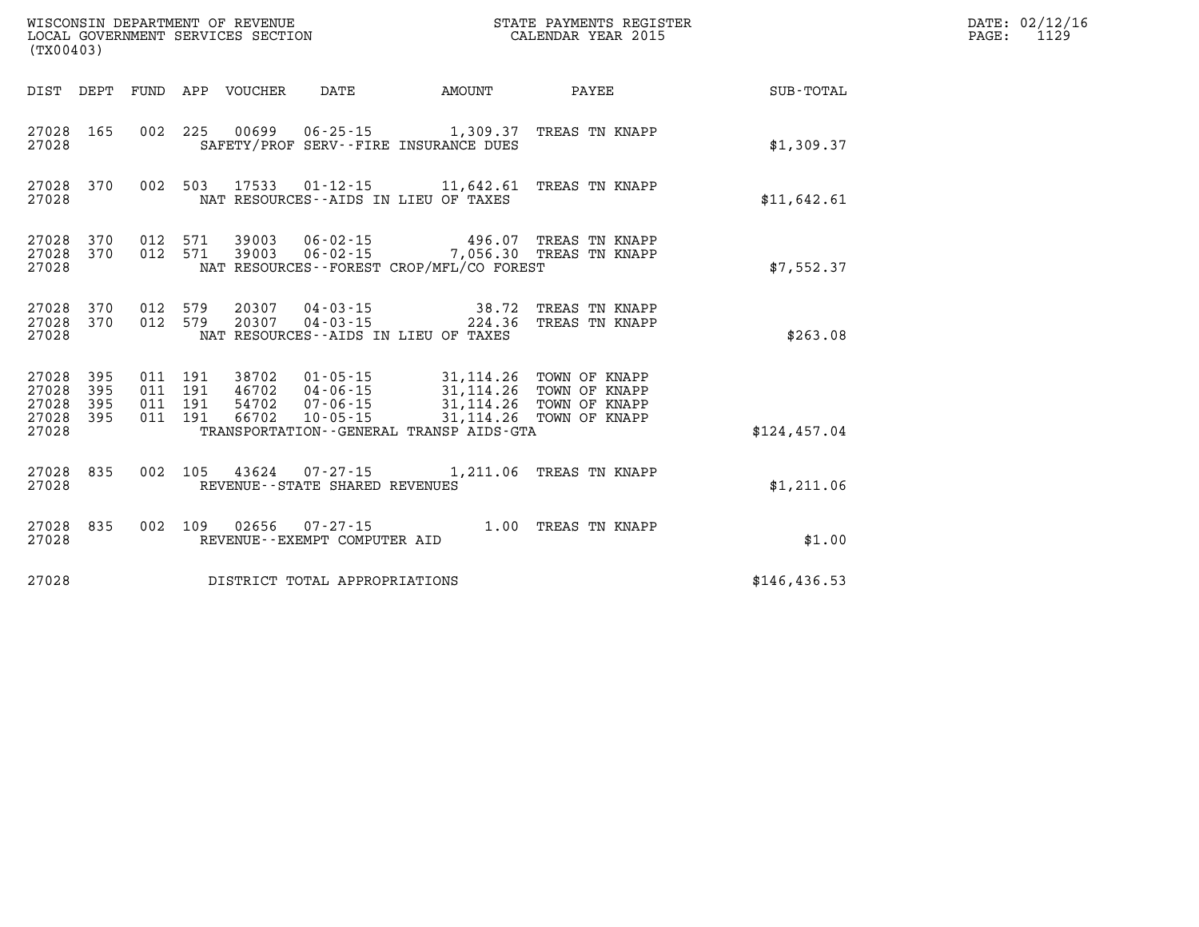WISCONSIN DEPARTMENT OF REVENUE
LOCAL GOVERNMENT SERVICES SECTION
(TX00403)

STATE PAYMENTS REGISTER
CALENDAR YEAR 2015

DATE: 02/12/16
PAGE: 1129

| DIST | DEPT | FUND | APP | VOUCHER | DATE | AMOUNT | PAYEE | SUB-TOTAL |
|---|---|---|---|---|---|---|---|---|
| 27028 | 165 | 002 | 225 | 00699 | 06-25-15 | 1,309.37 | TREAS TN KNAPP | |
| 27028 | | | | SAFETY/PROF SERV--FIRE INSURANCE DUES | | | | $1,309.37 |
| 27028 | 370 | 002 | 503 | 17533 | 01-12-15 | 11,642.61 | TREAS TN KNAPP | |
| 27028 | | | | NAT RESOURCES--AIDS IN LIEU OF TAXES | | | | $11,642.61 |
| 27028 | 370 | 012 | 571 | 39003 | 06-02-15 | 496.07 | TREAS TN KNAPP | |
| 27028 | 370 | 012 | 571 | 39003 | 06-02-15 | 7,056.30 | TREAS TN KNAPP | |
| 27028 | | | | NAT RESOURCES--FOREST CROP/MFL/CO FOREST | | | | $7,552.37 |
| 27028 | 370 | 012 | 579 | 20307 | 04-03-15 | 38.72 | TREAS TN KNAPP | |
| 27028 | 370 | 012 | 579 | 20307 | 04-03-15 | 224.36 | TREAS TN KNAPP | |
| 27028 | | | | NAT RESOURCES--AIDS IN LIEU OF TAXES | | | | $263.08 |
| 27028 | 395 | 011 | 191 | 38702 | 01-05-15 | 31,114.26 | TOWN OF KNAPP | |
| 27028 | 395 | 011 | 191 | 46702 | 04-06-15 | 31,114.26 | TOWN OF KNAPP | |
| 27028 | 395 | 011 | 191 | 54702 | 07-06-15 | 31,114.26 | TOWN OF KNAPP | |
| 27028 | 395 | 011 | 191 | 66702 | 10-05-15 | 31,114.26 | TOWN OF KNAPP | |
| 27028 | | | | TRANSPORTATION--GENERAL TRANSP AIDS-GTA | | | | $124,457.04 |
| 27028 | 835 | 002 | 105 | 43624 | 07-27-15 | 1,211.06 | TREAS TN KNAPP | |
| 27028 | | | | REVENUE--STATE SHARED REVENUES | | | | $1,211.06 |
| 27028 | 835 | 002 | 109 | 02656 | 07-27-15 | 1.00 | TREAS TN KNAPP | |
| 27028 | | | | REVENUE--EXEMPT COMPUTER AID | | | | $1.00 |
| 27028 | | | | DISTRICT TOTAL APPROPRIATIONS | | | | $146,436.53 |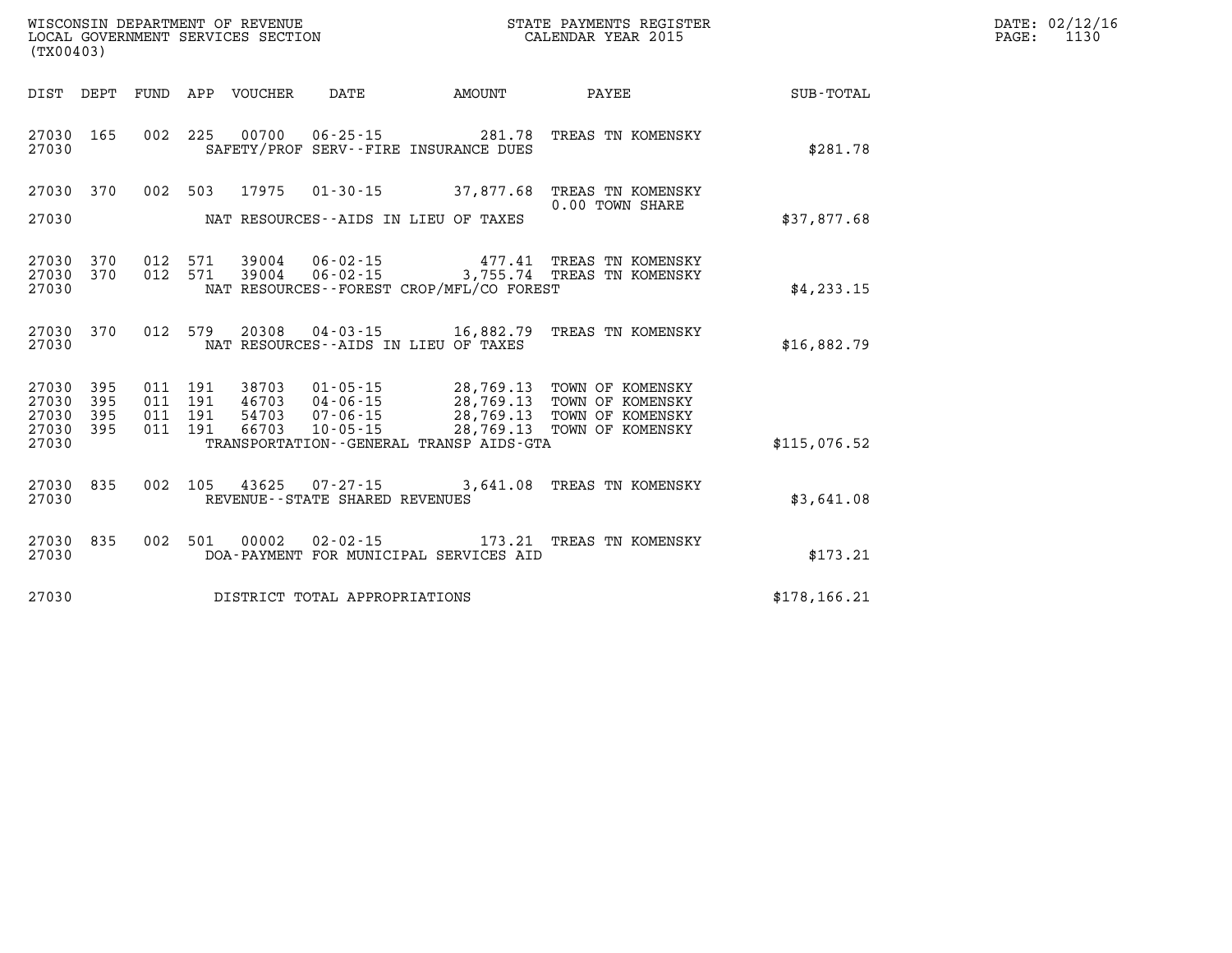WISCONSIN DEPARTMENT OF REVENUE
LOCAL GOVERNMENT SERVICES SECTION
(TX00403)

STATE PAYMENTS REGISTER
CALENDAR YEAR 2015

DATE: 02/12/16
PAGE: 1130

| DIST | DEPT | FUND | APP | VOUCHER | DATE | AMOUNT | PAYEE | SUB-TOTAL |
|---|---|---|---|---|---|---|---|---|
| 27030 | 165 | 002 | 225 | 00700 | 06-25-15 | 281.78 | TREAS TN KOMENSKY | |
| 27030 | | | | | SAFETY/PROF SERV--FIRE INSURANCE DUES | | | $281.78 |
| 27030 | 370 | 002 | 503 | 17975 | 01-30-15 | 37,877.68 | TREAS TN KOMENSKY 0.00 TOWN SHARE | |
| 27030 | | | | | NAT RESOURCES--AIDS IN LIEU OF TAXES | | | $37,877.68 |
| 27030 | 370 | 012 | 571 | 39004 | 06-02-15 | 477.41 | TREAS TN KOMENSKY | |
| 27030 | 370 | 012 | 571 | 39004 | 06-02-15 | 3,755.74 | TREAS TN KOMENSKY | |
| 27030 | | | | | NAT RESOURCES--FOREST CROP/MFL/CO FOREST | | | $4,233.15 |
| 27030 | 370 | 012 | 579 | 20308 | 04-03-15 | 16,882.79 | TREAS TN KOMENSKY | |
| 27030 | | | | | NAT RESOURCES--AIDS IN LIEU OF TAXES | | | $16,882.79 |
| 27030 | 395 | 011 | 191 | 38703 | 01-05-15 | 28,769.13 | TOWN OF KOMENSKY | |
| 27030 | 395 | 011 | 191 | 46703 | 04-06-15 | 28,769.13 | TOWN OF KOMENSKY | |
| 27030 | 395 | 011 | 191 | 54703 | 07-06-15 | 28,769.13 | TOWN OF KOMENSKY | |
| 27030 | 395 | 011 | 191 | 66703 | 10-05-15 | 28,769.13 | TOWN OF KOMENSKY | |
| 27030 | | | | | TRANSPORTATION--GENERAL TRANSP AIDS-GTA | | | $115,076.52 |
| 27030 | 835 | 002 | 105 | 43625 | 07-27-15 | 3,641.08 | TREAS TN KOMENSKY | |
| 27030 | | | | | REVENUE--STATE SHARED REVENUES | | | $3,641.08 |
| 27030 | 835 | 002 | 501 | 00002 | 02-02-15 | 173.21 | TREAS TN KOMENSKY | |
| 27030 | | | | | DOA-PAYMENT FOR MUNICIPAL SERVICES AID | | | $173.21 |
| 27030 | | | | | DISTRICT TOTAL APPROPRIATIONS | | | $178,166.21 |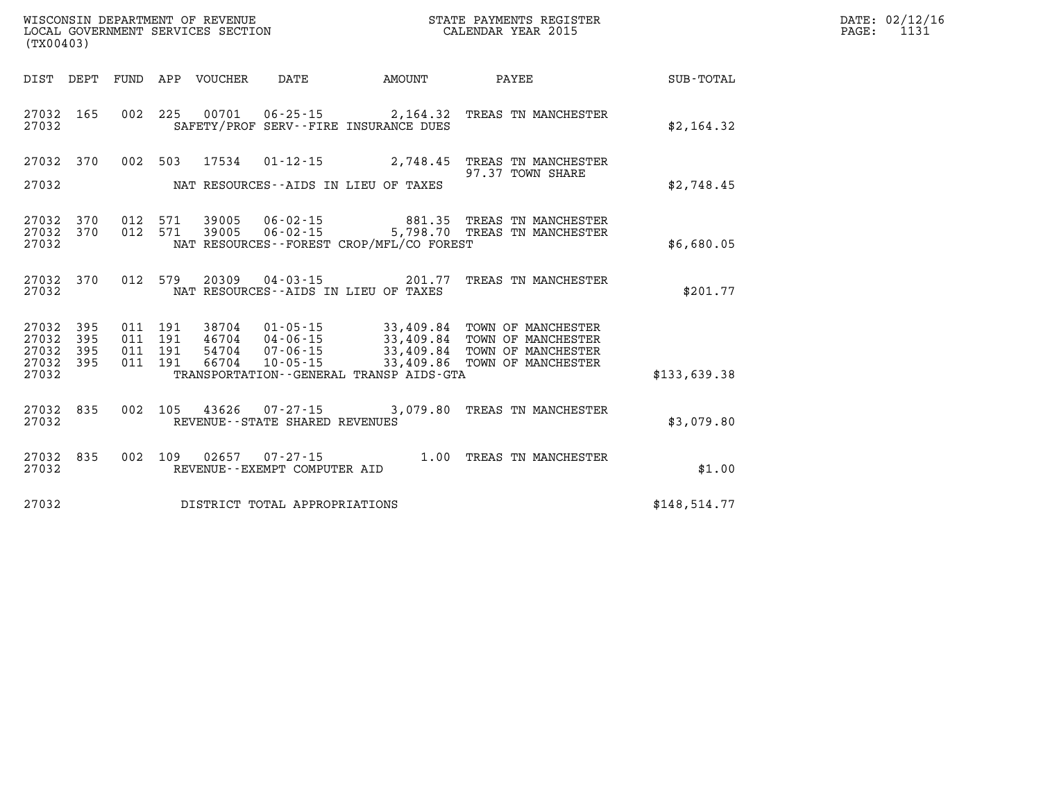WISCONSIN DEPARTMENT OF REVENUE
LOCAL GOVERNMENT SERVICES SECTION
(TX00403)

STATE PAYMENTS REGISTER
CALENDAR YEAR 2015

DATE: 02/12/16
PAGE: 1131

| DIST | DEPT | FUND | APP | VOUCHER | DATE | AMOUNT | PAYEE | SUB-TOTAL |
|---|---|---|---|---|---|---|---|---|
| 27032 | 165 | 002 | 225 | 00701 | 06-25-15 | 2,164.32 | TREAS TN MANCHESTER | |
| 27032 | | | | | SAFETY/PROF SERV--FIRE INSURANCE DUES | | | $2,164.32 |
| 27032 | 370 | 002 | 503 | 17534 | 01-12-15 | 2,748.45 | TREAS TN MANCHESTER 97.37 TOWN SHARE | |
| 27032 | | | | | NAT RESOURCES--AIDS IN LIEU OF TAXES | | | $2,748.45 |
| 27032 | 370 | 012 | 571 | 39005 | 06-02-15 | 881.35 | TREAS TN MANCHESTER | |
| 27032 | 370 | 012 | 571 | 39005 | 06-02-15 | 5,798.70 | TREAS TN MANCHESTER | |
| 27032 | | | | | NAT RESOURCES--FOREST CROP/MFL/CO FOREST | | | $6,680.05 |
| 27032 | 370 | 012 | 579 | 20309 | 04-03-15 | 201.77 | TREAS TN MANCHESTER | |
| 27032 | | | | | NAT RESOURCES--AIDS IN LIEU OF TAXES | | | $201.77 |
| 27032 | 395 | 011 | 191 | 38704 | 01-05-15 | 33,409.84 | TOWN OF MANCHESTER | |
| 27032 | 395 | 011 | 191 | 46704 | 04-06-15 | 33,409.84 | TOWN OF MANCHESTER | |
| 27032 | 395 | 011 | 191 | 54704 | 07-06-15 | 33,409.84 | TOWN OF MANCHESTER | |
| 27032 | 395 | 011 | 191 | 66704 | 10-05-15 | 33,409.86 | TOWN OF MANCHESTER | |
| 27032 | | | | | TRANSPORTATION--GENERAL TRANSP AIDS-GTA | | | $133,639.38 |
| 27032 | 835 | 002 | 105 | 43626 | 07-27-15 | 3,079.80 | TREAS TN MANCHESTER | |
| 27032 | | | | | REVENUE--STATE SHARED REVENUES | | | $3,079.80 |
| 27032 | 835 | 002 | 109 | 02657 | 07-27-15 | 1.00 | TREAS TN MANCHESTER | |
| 27032 | | | | | REVENUE--EXEMPT COMPUTER AID | | | $1.00 |
| 27032 | | | | | DISTRICT TOTAL APPROPRIATIONS | | | $148,514.77 |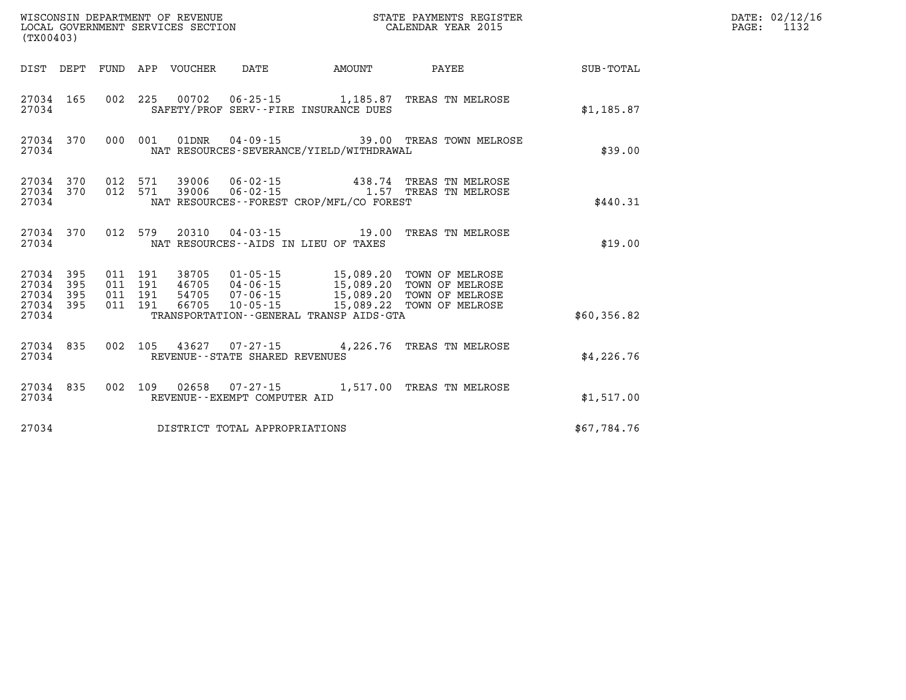WISCONSIN DEPARTMENT OF REVENUE
LOCAL GOVERNMENT SERVICES SECTION
(TX00403)

STATE PAYMENTS REGISTER
CALENDAR YEAR 2015

DATE: 02/12/16
PAGE: 1132

| DIST | DEPT | FUND | APP | VOUCHER | DATE | AMOUNT | PAYEE | SUB-TOTAL |
|---|---|---|---|---|---|---|---|---|
| 27034 | 165 | 002 | 225 | 00702 | 06-25-15 | 1,185.87 | TREAS TN MELROSE | |
| 27034 | | | | SAFETY/PROF SERV--FIRE INSURANCE DUES | | | | $1,185.87 |
| 27034 | 370 | 000 | 001 | 01DNR | 04-09-15 | 39.00 | TREAS TOWN MELROSE | |
| 27034 | | | | NAT RESOURCES-SEVERANCE/YIELD/WITHDRAWAL | | | | $39.00 |
| 27034 | 370 | 012 | 571 | 39006 | 06-02-15 | 438.74 | TREAS TN MELROSE | |
| 27034 | 370 | 012 | 571 | 39006 | 06-02-15 | 1.57 | TREAS TN MELROSE | |
| 27034 | | | | NAT RESOURCES--FOREST CROP/MFL/CO FOREST | | | | $440.31 |
| 27034 | 370 | 012 | 579 | 20310 | 04-03-15 | 19.00 | TREAS TN MELROSE | |
| 27034 | | | | NAT RESOURCES--AIDS IN LIEU OF TAXES | | | | $19.00 |
| 27034 | 395 | 011 | 191 | 38705 | 01-05-15 | 15,089.20 | TOWN OF MELROSE | |
| 27034 | 395 | 011 | 191 | 46705 | 04-06-15 | 15,089.20 | TOWN OF MELROSE | |
| 27034 | 395 | 011 | 191 | 54705 | 07-06-15 | 15,089.20 | TOWN OF MELROSE | |
| 27034 | 395 | 011 | 191 | 66705 | 10-05-15 | 15,089.22 | TOWN OF MELROSE | |
| 27034 | | | | TRANSPORTATION--GENERAL TRANSP AIDS-GTA | | | | $60,356.82 |
| 27034 | 835 | 002 | 105 | 43627 | 07-27-15 | 4,226.76 | TREAS TN MELROSE | |
| 27034 | | | | REVENUE--STATE SHARED REVENUES | | | | $4,226.76 |
| 27034 | 835 | 002 | 109 | 02658 | 07-27-15 | 1,517.00 | TREAS TN MELROSE | |
| 27034 | | | | REVENUE--EXEMPT COMPUTER AID | | | | $1,517.00 |
| 27034 | | | | DISTRICT TOTAL APPROPRIATIONS | | | | $67,784.76 |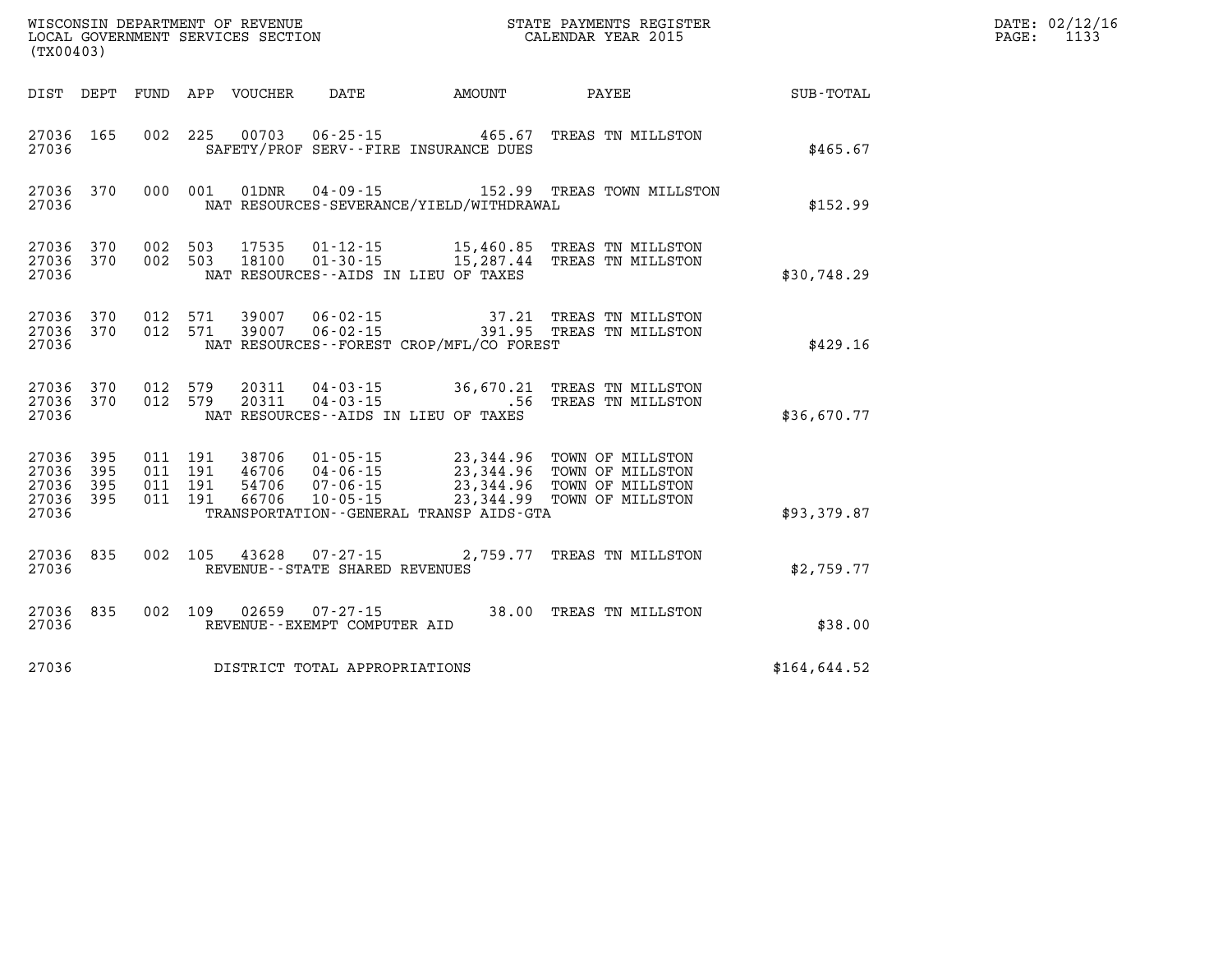WISCONSIN DEPARTMENT OF REVENUE
LOCAL GOVERNMENT SERVICES SECTION
(TX00403)

STATE PAYMENTS REGISTER
CALENDAR YEAR 2015

DATE: 02/12/16
PAGE: 1133

| DIST | DEPT | FUND | APP | VOUCHER | DATE | AMOUNT | PAYEE | SUB-TOTAL |
|---|---|---|---|---|---|---|---|---|
| 27036 | 165 | 002 | 225 | 00703 | 06-25-15 | 465.67 | TREAS TN MILLSTON | |
| 27036 | | | | SAFETY/PROF SERV--FIRE INSURANCE DUES | | | | $465.67 |
| 27036 | 370 | 000 | 001 | 01DNR | 04-09-15 | 152.99 | TREAS TOWN MILLSTON | |
| 27036 | | | | NAT RESOURCES-SEVERANCE/YIELD/WITHDRAWAL | | | | $152.99 |
| 27036 | 370 | 002 | 503 | 17535 | 01-12-15 | 15,460.85 | TREAS TN MILLSTON | |
| 27036 | 370 | 002 | 503 | 18100 | 01-30-15 | 15,287.44 | TREAS TN MILLSTON | |
| 27036 | | | | NAT RESOURCES--AIDS IN LIEU OF TAXES | | | | $30,748.29 |
| 27036 | 370 | 012 | 571 | 39007 | 06-02-15 | 37.21 | TREAS TN MILLSTON | |
| 27036 | 370 | 012 | 571 | 39007 | 06-02-15 | 391.95 | TREAS TN MILLSTON | |
| 27036 | | | | NAT RESOURCES--FOREST CROP/MFL/CO FOREST | | | | $429.16 |
| 27036 | 370 | 012 | 579 | 20311 | 04-03-15 | 36,670.21 | TREAS TN MILLSTON | |
| 27036 | 370 | 012 | 579 | 20311 | 04-03-15 | .56 | TREAS TN MILLSTON | |
| 27036 | | | | NAT RESOURCES--AIDS IN LIEU OF TAXES | | | | $36,670.77 |
| 27036 | 395 | 011 | 191 | 38706 | 01-05-15 | 23,344.96 | TOWN OF MILLSTON | |
| 27036 | 395 | 011 | 191 | 46706 | 04-06-15 | 23,344.96 | TOWN OF MILLSTON | |
| 27036 | 395 | 011 | 191 | 54706 | 07-06-15 | 23,344.96 | TOWN OF MILLSTON | |
| 27036 | 395 | 011 | 191 | 66706 | 10-05-15 | 23,344.99 | TOWN OF MILLSTON | |
| 27036 | | | | TRANSPORTATION--GENERAL TRANSP AIDS-GTA | | | | $93,379.87 |
| 27036 | 835 | 002 | 105 | 43628 | 07-27-15 | 2,759.77 | TREAS TN MILLSTON | |
| 27036 | | | | REVENUE--STATE SHARED REVENUES | | | | $2,759.77 |
| 27036 | 835 | 002 | 109 | 02659 | 07-27-15 | 38.00 | TREAS TN MILLSTON | |
| 27036 | | | | REVENUE--EXEMPT COMPUTER AID | | | | $38.00 |
| 27036 | | | | DISTRICT TOTAL APPROPRIATIONS | | | | $164,644.52 |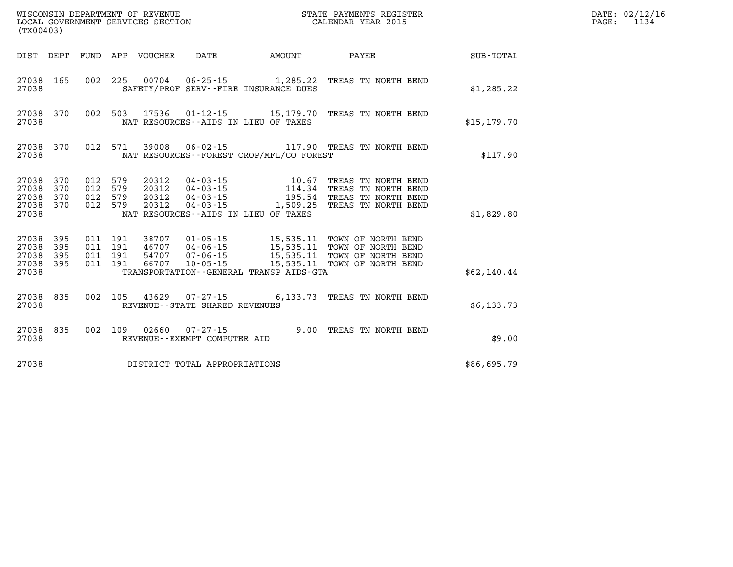WISCONSIN DEPARTMENT OF REVENUE
LOCAL GOVERNMENT SERVICES SECTION
(TX00403)

STATE PAYMENTS REGISTER
CALENDAR YEAR 2015

DATE: 02/12/16
PAGE: 1134

| DIST | DEPT | FUND | APP | VOUCHER | DATE | AMOUNT | PAYEE | SUB-TOTAL |
|---|---|---|---|---|---|---|---|---|
| 27038 | 165 | 002 | 225 | 00704 | 06-25-15 | 1,285.22 | TREAS TN NORTH BEND | |
| 27038 | | | | SAFETY/PROF SERV--FIRE INSURANCE DUES | | | | $1,285.22 |
| 27038 | 370 | 002 | 503 | 17536 | 01-12-15 | 15,179.70 | TREAS TN NORTH BEND | |
| 27038 | | | | NAT RESOURCES--AIDS IN LIEU OF TAXES | | | | $15,179.70 |
| 27038 | 370 | 012 | 571 | 39008 | 06-02-15 | 117.90 | TREAS TN NORTH BEND | |
| 27038 | | | | NAT RESOURCES--FOREST CROP/MFL/CO FOREST | | | | $117.90 |
| 27038 | 370 | 012 | 579 | 20312 | 04-03-15 | 10.67 | TREAS TN NORTH BEND | |
| 27038 | 370 | 012 | 579 | 20312 | 04-03-15 | 114.34 | TREAS TN NORTH BEND | |
| 27038 | 370 | 012 | 579 | 20312 | 04-03-15 | 195.54 | TREAS TN NORTH BEND | |
| 27038 | 370 | 012 | 579 | 20312 | 04-03-15 | 1,509.25 | TREAS TN NORTH BEND | |
| 27038 | | | | NAT RESOURCES--AIDS IN LIEU OF TAXES | | | | $1,829.80 |
| 27038 | 395 | 011 | 191 | 38707 | 01-05-15 | 15,535.11 | TOWN OF NORTH BEND | |
| 27038 | 395 | 011 | 191 | 46707 | 04-06-15 | 15,535.11 | TOWN OF NORTH BEND | |
| 27038 | 395 | 011 | 191 | 54707 | 07-06-15 | 15,535.11 | TOWN OF NORTH BEND | |
| 27038 | 395 | 011 | 191 | 66707 | 10-05-15 | 15,535.11 | TOWN OF NORTH BEND | |
| 27038 | | | | TRANSPORTATION--GENERAL TRANSP AIDS-GTA | | | | $62,140.44 |
| 27038 | 835 | 002 | 105 | 43629 | 07-27-15 | 6,133.73 | TREAS TN NORTH BEND | |
| 27038 | | | | REVENUE--STATE SHARED REVENUES | | | | $6,133.73 |
| 27038 | 835 | 002 | 109 | 02660 | 07-27-15 | 9.00 | TREAS TN NORTH BEND | |
| 27038 | | | | REVENUE--EXEMPT COMPUTER AID | | | | $9.00 |
| 27038 | | | | DISTRICT TOTAL APPROPRIATIONS | | | | $86,695.79 |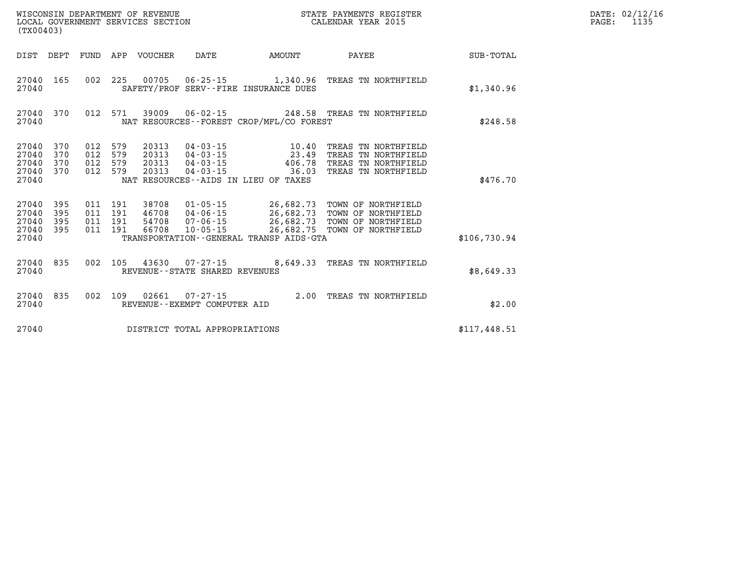WISCONSIN DEPARTMENT OF REVENUE
LOCAL GOVERNMENT SERVICES SECTION
(TX00403)

STATE PAYMENTS REGISTER
CALENDAR YEAR 2015

| DIST | DEPT | FUND | APP | VOUCHER | DATE | AMOUNT | PAYEE | SUB-TOTAL |
|---|---|---|---|---|---|---|---|---|
| 27040 | 165 | 002 | 225 | 00705 | 06-25-15 | 1,340.96 | TREAS TN NORTHFIELD | |
| 27040 | | | | SAFETY/PROF SERV--FIRE INSURANCE DUES | | | | $1,340.96 |
| 27040 | 370 | 012 | 571 | 39009 | 06-02-15 | 248.58 | TREAS TN NORTHFIELD | |
| 27040 | | | | NAT RESOURCES--FOREST CROP/MFL/CO FOREST | | | | $248.58 |
| 27040 | 370 | 012 | 579 | 20313 | 04-03-15 | 10.40 | TREAS TN NORTHFIELD | |
| 27040 | 370 | 012 | 579 | 20313 | 04-03-15 | 23.49 | TREAS TN NORTHFIELD | |
| 27040 | 370 | 012 | 579 | 20313 | 04-03-15 | 406.78 | TREAS TN NORTHFIELD | |
| 27040 | 370 | 012 | 579 | 20313 | 04-03-15 | 36.03 | TREAS TN NORTHFIELD | |
| 27040 | | | | NAT RESOURCES--AIDS IN LIEU OF TAXES | | | | $476.70 |
| 27040 | 395 | 011 | 191 | 38708 | 01-05-15 | 26,682.73 | TOWN OF NORTHFIELD | |
| 27040 | 395 | 011 | 191 | 46708 | 04-06-15 | 26,682.73 | TOWN OF NORTHFIELD | |
| 27040 | 395 | 011 | 191 | 54708 | 07-06-15 | 26,682.73 | TOWN OF NORTHFIELD | |
| 27040 | 395 | 011 | 191 | 66708 | 10-05-15 | 26,682.75 | TOWN OF NORTHFIELD | |
| 27040 | | | | TRANSPORTATION--GENERAL TRANSP AIDS-GTA | | | | $106,730.94 |
| 27040 | 835 | 002 | 105 | 43630 | 07-27-15 | 8,649.33 | TREAS TN NORTHFIELD | |
| 27040 | | | | REVENUE--STATE SHARED REVENUES | | | | $8,649.33 |
| 27040 | 835 | 002 | 109 | 02661 | 07-27-15 | 2.00 | TREAS TN NORTHFIELD | |
| 27040 | | | | REVENUE--EXEMPT COMPUTER AID | | | | $2.00 |
| 27040 | | | | DISTRICT TOTAL APPROPRIATIONS | | | | $117,448.51 |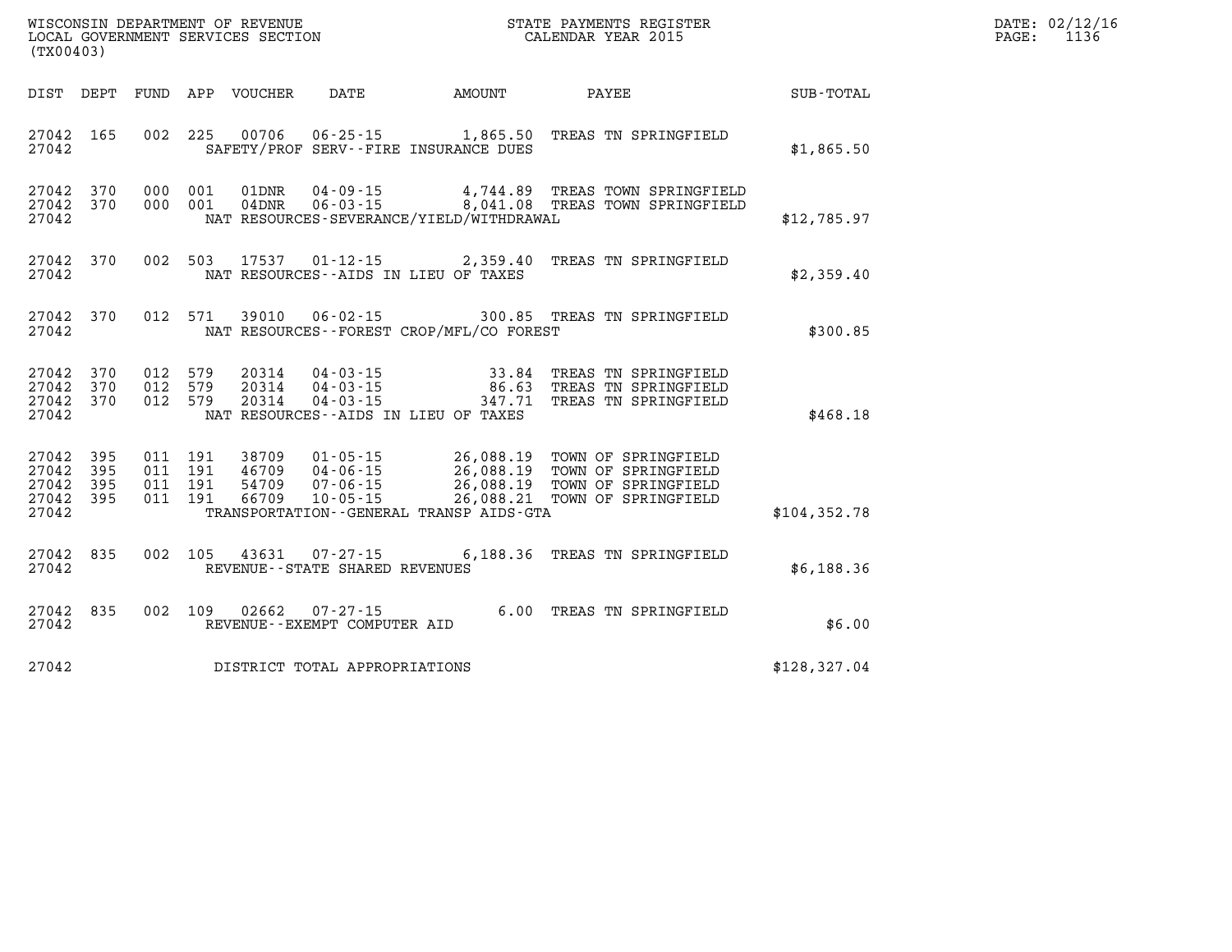WISCONSIN DEPARTMENT OF REVENUE
LOCAL GOVERNMENT SERVICES SECTION
(TX00403)

STATE PAYMENTS REGISTER
CALENDAR YEAR 2015

DATE: 02/12/16
PAGE: 1136

| DIST | DEPT | FUND | APP | VOUCHER | DATE | AMOUNT | PAYEE | SUB-TOTAL |
|---|---|---|---|---|---|---|---|---|
| 27042 | 165 | 002 | 225 | 00706 | 06-25-15 | 1,865.50 | TREAS TN SPRINGFIELD | |
| 27042 | | | | | SAFETY/PROF SERV--FIRE INSURANCE DUES | | | $1,865.50 |
| 27042 | 370 | 000 | 001 | 01DNR | 04-09-15 | 4,744.89 | TREAS TOWN SPRINGFIELD | |
| 27042 | 370 | 000 | 001 | 04DNR | 06-03-15 | 8,041.08 | TREAS TOWN SPRINGFIELD | |
| 27042 | | | | | NAT RESOURCES-SEVERANCE/YIELD/WITHDRAWAL | | | $12,785.97 |
| 27042 | 370 | 002 | 503 | 17537 | 01-12-15 | 2,359.40 | TREAS TN SPRINGFIELD | |
| 27042 | | | | | NAT RESOURCES--AIDS IN LIEU OF TAXES | | | $2,359.40 |
| 27042 | 370 | 012 | 571 | 39010 | 06-02-15 | 300.85 | TREAS TN SPRINGFIELD | |
| 27042 | | | | | NAT RESOURCES--FOREST CROP/MFL/CO FOREST | | | $300.85 |
| 27042 | 370 | 012 | 579 | 20314 | 04-03-15 | 33.84 | TREAS TN SPRINGFIELD | |
| 27042 | 370 | 012 | 579 | 20314 | 04-03-15 | 86.63 | TREAS TN SPRINGFIELD | |
| 27042 | 370 | 012 | 579 | 20314 | 04-03-15 | 347.71 | TREAS TN SPRINGFIELD | |
| 27042 | | | | | NAT RESOURCES--AIDS IN LIEU OF TAXES | | | $468.18 |
| 27042 | 395 | 011 | 191 | 38709 | 01-05-15 | 26,088.19 | TOWN OF SPRINGFIELD | |
| 27042 | 395 | 011 | 191 | 46709 | 04-06-15 | 26,088.19 | TOWN OF SPRINGFIELD | |
| 27042 | 395 | 011 | 191 | 54709 | 07-06-15 | 26,088.19 | TOWN OF SPRINGFIELD | |
| 27042 | 395 | 011 | 191 | 66709 | 10-05-15 | 26,088.21 | TOWN OF SPRINGFIELD | |
| 27042 | | | | | TRANSPORTATION--GENERAL TRANSP AIDS-GTA | | | $104,352.78 |
| 27042 | 835 | 002 | 105 | 43631 | 07-27-15 | 6,188.36 | TREAS TN SPRINGFIELD | |
| 27042 | | | | | REVENUE--STATE SHARED REVENUES | | | $6,188.36 |
| 27042 | 835 | 002 | 109 | 02662 | 07-27-15 | 6.00 | TREAS TN SPRINGFIELD | |
| 27042 | | | | | REVENUE--EXEMPT COMPUTER AID | | | $6.00 |
| 27042 | | | | | DISTRICT TOTAL APPROPRIATIONS | | | $128,327.04 |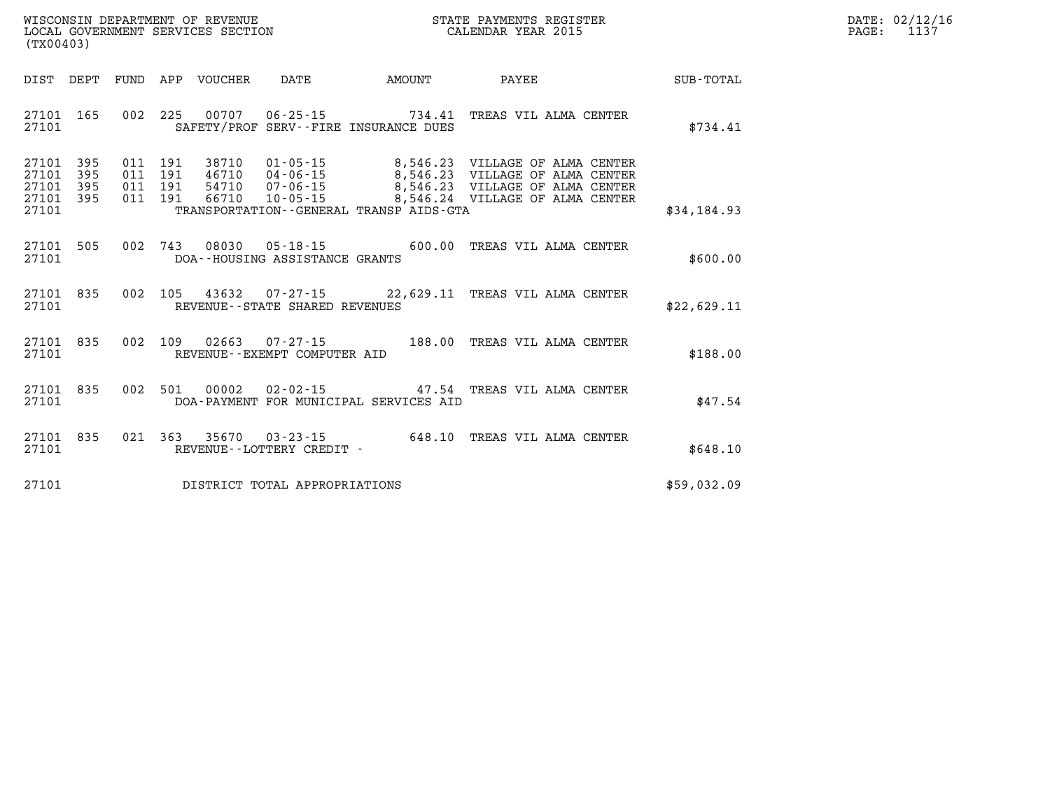WISCONSIN DEPARTMENT OF REVENUE
LOCAL GOVERNMENT SERVICES SECTION
(TX00403)

STATE PAYMENTS REGISTER
CALENDAR YEAR 2015

DATE: 02/12/16
PAGE: 1137

| DIST | DEPT | FUND | APP | VOUCHER | DATE | AMOUNT | PAYEE | SUB-TOTAL |
|---|---|---|---|---|---|---|---|---|
| 27101 | 165 | 002 | 225 | 00707 | 06-25-15 | 734.41 | TREAS VIL ALMA CENTER | |
| 27101 | | | | SAFETY/PROF SERV--FIRE INSURANCE DUES | | | | $734.41 |
| 27101 | 395 | 011 | 191 | 38710 | 01-05-15 | 8,546.23 | VILLAGE OF ALMA CENTER | |
| 27101 | 395 | 011 | 191 | 46710 | 04-06-15 | 8,546.23 | VILLAGE OF ALMA CENTER | |
| 27101 | 395 | 011 | 191 | 54710 | 07-06-15 | 8,546.23 | VILLAGE OF ALMA CENTER | |
| 27101 | 395 | 011 | 191 | 66710 | 10-05-15 | 8,546.24 | VILLAGE OF ALMA CENTER | |
| 27101 | | | | TRANSPORTATION--GENERAL TRANSP AIDS-GTA | | | | $34,184.93 |
| 27101 | 505 | 002 | 743 | 08030 | 05-18-15 | 600.00 | TREAS VIL ALMA CENTER | |
| 27101 | | | | DOA--HOUSING ASSISTANCE GRANTS | | | | $600.00 |
| 27101 | 835 | 002 | 105 | 43632 | 07-27-15 | 22,629.11 | TREAS VIL ALMA CENTER | |
| 27101 | | | | REVENUE--STATE SHARED REVENUES | | | | $22,629.11 |
| 27101 | 835 | 002 | 109 | 02663 | 07-27-15 | 188.00 | TREAS VIL ALMA CENTER | |
| 27101 | | | | REVENUE--EXEMPT COMPUTER AID | | | | $188.00 |
| 27101 | 835 | 002 | 501 | 00002 | 02-02-15 | 47.54 | TREAS VIL ALMA CENTER | |
| 27101 | | | | DOA-PAYMENT FOR MUNICIPAL SERVICES AID | | | | $47.54 |
| 27101 | 835 | 021 | 363 | 35670 | 03-23-15 | 648.10 | TREAS VIL ALMA CENTER | |
| 27101 | | | | REVENUE--LOTTERY CREDIT - | | | | $648.10 |
| 27101 | | | | DISTRICT TOTAL APPROPRIATIONS | | | | $59,032.09 |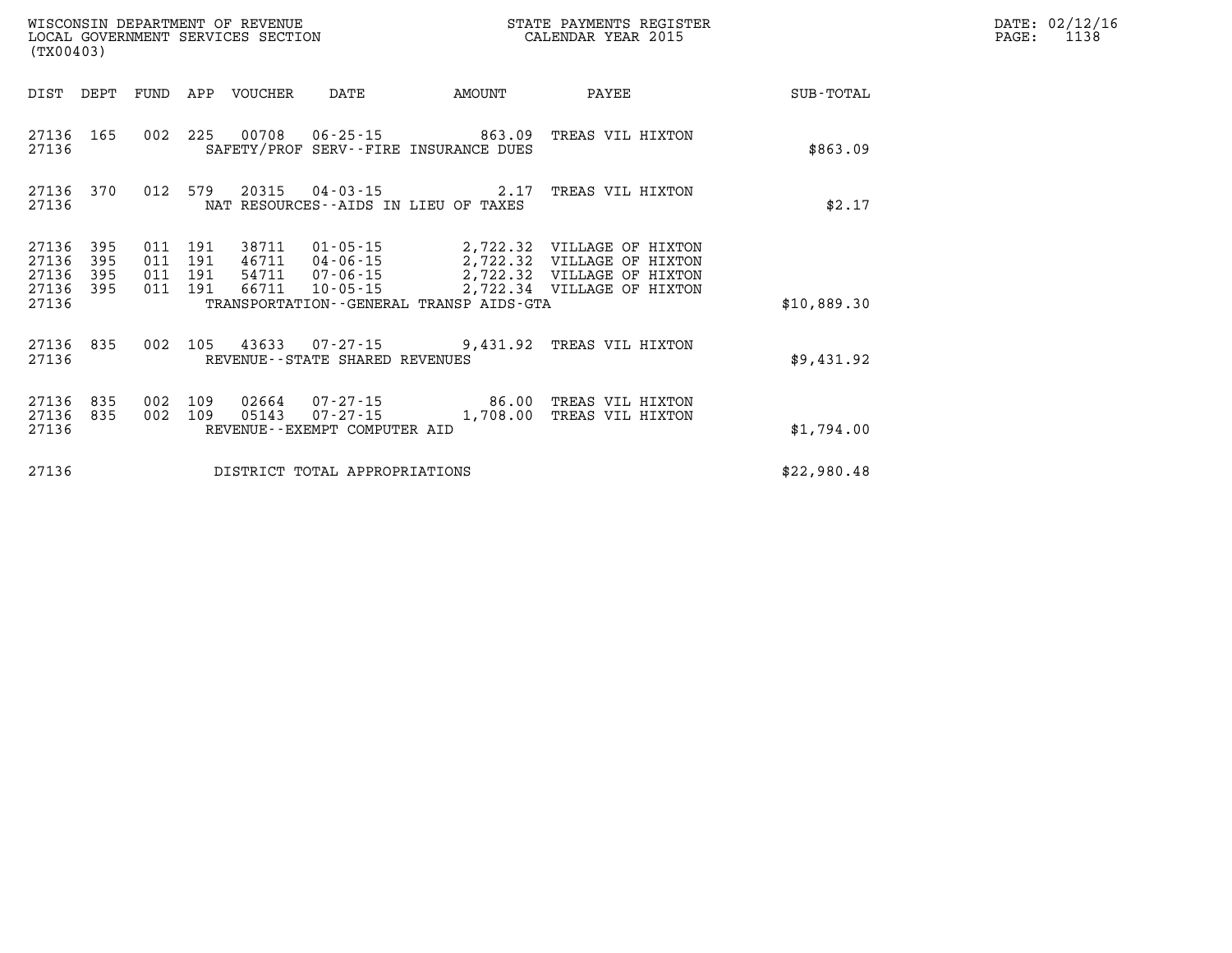WISCONSIN DEPARTMENT OF REVENUE
LOCAL GOVERNMENT SERVICES SECTION
(TX00403)

STATE PAYMENTS REGISTER
CALENDAR YEAR 2015

DATE: 02/12/16
PAGE: 1138

| DIST | DEPT | FUND | APP | VOUCHER | DATE | AMOUNT | PAYEE | SUB-TOTAL |
|---|---|---|---|---|---|---|---|---|
| 27136 | 165 | 002 | 225 | 00708 | 06-25-15 | 863.09 | TREAS VIL HIXTON | |
| 27136 | | | | SAFETY/PROF SERV--FIRE INSURANCE DUES | | | | $863.09 |
| 27136 | 370 | 012 | 579 | 20315 | 04-03-15 | 2.17 | TREAS VIL HIXTON | |
| 27136 | | | | NAT RESOURCES--AIDS IN LIEU OF TAXES | | | | $2.17 |
| 27136 | 395 | 011 | 191 | 38711 | 01-05-15 | 2,722.32 | VILLAGE OF HIXTON | |
| 27136 | 395 | 011 | 191 | 46711 | 04-06-15 | 2,722.32 | VILLAGE OF HIXTON | |
| 27136 | 395 | 011 | 191 | 54711 | 07-06-15 | 2,722.32 | VILLAGE OF HIXTON | |
| 27136 | 395 | 011 | 191 | 66711 | 10-05-15 | 2,722.34 | VILLAGE OF HIXTON | |
| 27136 | | | | TRANSPORTATION--GENERAL TRANSP AIDS-GTA | | | | $10,889.30 |
| 27136 | 835 | 002 | 105 | 43633 | 07-27-15 | 9,431.92 | TREAS VIL HIXTON | |
| 27136 | | | | REVENUE--STATE SHARED REVENUES | | | | $9,431.92 |
| 27136 | 835 | 002 | 109 | 02664 | 07-27-15 | 86.00 | TREAS VIL HIXTON | |
| 27136 | 835 | 002 | 109 | 05143 | 07-27-15 | 1,708.00 | TREAS VIL HIXTON | |
| 27136 | | | | REVENUE--EXEMPT COMPUTER AID | | | | $1,794.00 |
| 27136 | | | | DISTRICT TOTAL APPROPRIATIONS | | | | $22,980.48 |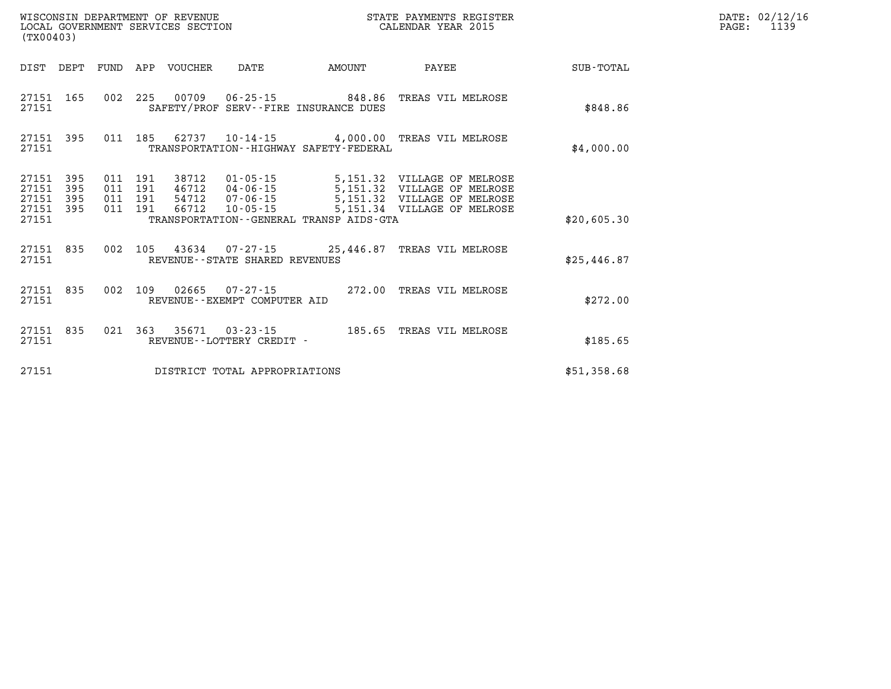WISCONSIN DEPARTMENT OF REVENUE
LOCAL GOVERNMENT SERVICES SECTION
(TX00403)

STATE PAYMENTS REGISTER
CALENDAR YEAR 2015

DATE: 02/12/16
PAGE: 1139

| DIST | DEPT | FUND | APP | VOUCHER | DATE | AMOUNT | PAYEE | SUB-TOTAL |
|---|---|---|---|---|---|---|---|---|
| 27151 | 165 | 002 | 225 | 00709 | 06-25-15 | 848.86 | TREAS VIL MELROSE | |
| 27151 | | | | SAFETY/PROF SERV--FIRE INSURANCE DUES | | | | $848.86 |
| 27151 | 395 | 011 | 185 | 62737 | 10-14-15 | 4,000.00 | TREAS VIL MELROSE | |
| 27151 | | | | TRANSPORTATION--HIGHWAY SAFETY-FEDERAL | | | | $4,000.00 |
| 27151 | 395 | 011 | 191 | 38712 | 01-05-15 | 5,151.32 | VILLAGE OF MELROSE | |
| 27151 | 395 | 011 | 191 | 46712 | 04-06-15 | 5,151.32 | VILLAGE OF MELROSE | |
| 27151 | 395 | 011 | 191 | 54712 | 07-06-15 | 5,151.32 | VILLAGE OF MELROSE | |
| 27151 | 395 | 011 | 191 | 66712 | 10-05-15 | 5,151.34 | VILLAGE OF MELROSE | |
| 27151 | | | | TRANSPORTATION--GENERAL TRANSP AIDS-GTA | | | | $20,605.30 |
| 27151 | 835 | 002 | 105 | 43634 | 07-27-15 | 25,446.87 | TREAS VIL MELROSE | |
| 27151 | | | | REVENUE--STATE SHARED REVENUES | | | | $25,446.87 |
| 27151 | 835 | 002 | 109 | 02665 | 07-27-15 | 272.00 | TREAS VIL MELROSE | |
| 27151 | | | | REVENUE--EXEMPT COMPUTER AID | | | | $272.00 |
| 27151 | 835 | 021 | 363 | 35671 | 03-23-15 | 185.65 | TREAS VIL MELROSE | |
| 27151 | | | | REVENUE--LOTTERY CREDIT - | | | | $185.65 |
| 27151 | | | | DISTRICT TOTAL APPROPRIATIONS | | | | $51,358.68 |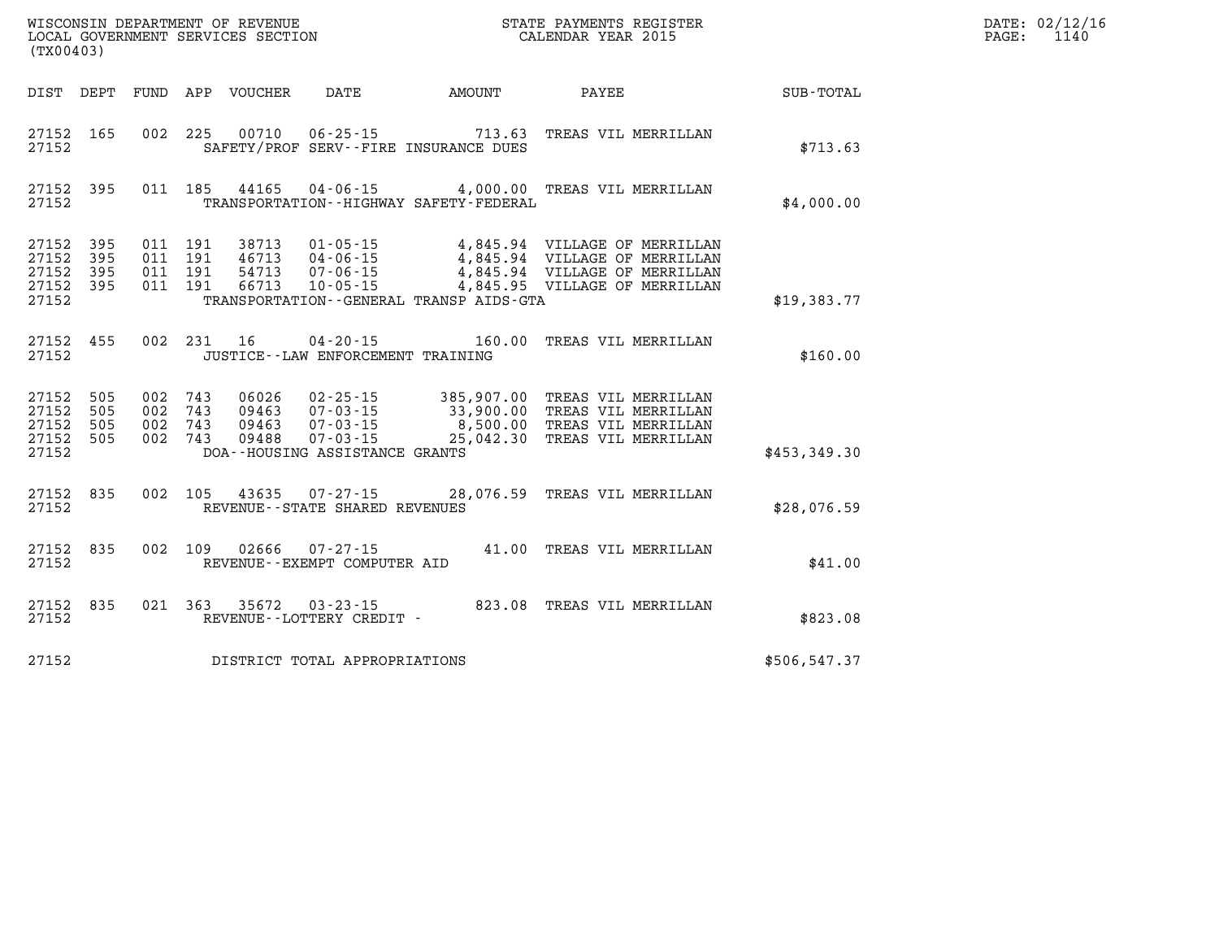WISCONSIN DEPARTMENT OF REVENUE
LOCAL GOVERNMENT SERVICES SECTION
(TX00403)

STATE PAYMENTS REGISTER
CALENDAR YEAR 2015

DATE: 02/12/16
PAGE: 1140

| DIST | DEPT | FUND | APP | VOUCHER | DATE | AMOUNT | PAYEE | SUB-TOTAL |
|---|---|---|---|---|---|---|---|---|
| 27152 | 165 | 002 | 225 | 00710 | 06-25-15 | 713.63 | TREAS VIL MERRILLAN | |
| 27152 | | | | | SAFETY/PROF SERV--FIRE INSURANCE DUES | | | $713.63 |
| 27152 | 395 | 011 | 185 | 44165 | 04-06-15 | 4,000.00 | TREAS VIL MERRILLAN | |
| 27152 | | | | | TRANSPORTATION--HIGHWAY SAFETY-FEDERAL | | | $4,000.00 |
| 27152 | 395 | 011 | 191 | 38713 | 01-05-15 | 4,845.94 | VILLAGE OF MERRILLAN | |
| 27152 | 395 | 011 | 191 | 46713 | 04-06-15 | 4,845.94 | VILLAGE OF MERRILLAN | |
| 27152 | 395 | 011 | 191 | 54713 | 07-06-15 | 4,845.94 | VILLAGE OF MERRILLAN | |
| 27152 | 395 | 011 | 191 | 66713 | 10-05-15 | 4,845.95 | VILLAGE OF MERRILLAN | |
| 27152 | | | | | TRANSPORTATION--GENERAL TRANSP AIDS-GTA | | | $19,383.77 |
| 27152 | 455 | 002 | 231 | 16 | 04-20-15 | 160.00 | TREAS VIL MERRILLAN | |
| 27152 | | | | | JUSTICE--LAW ENFORCEMENT TRAINING | | | $160.00 |
| 27152 | 505 | 002 | 743 | 06026 | 02-25-15 | 385,907.00 | TREAS VIL MERRILLAN | |
| 27152 | 505 | 002 | 743 | 09463 | 07-03-15 | 33,900.00 | TREAS VIL MERRILLAN | |
| 27152 | 505 | 002 | 743 | 09463 | 07-03-15 | 8,500.00 | TREAS VIL MERRILLAN | |
| 27152 | 505 | 002 | 743 | 09488 | 07-03-15 | 25,042.30 | TREAS VIL MERRILLAN | |
| 27152 | | | | | DOA--HOUSING ASSISTANCE GRANTS | | | $453,349.30 |
| 27152 | 835 | 002 | 105 | 43635 | 07-27-15 | 28,076.59 | TREAS VIL MERRILLAN | |
| 27152 | | | | | REVENUE--STATE SHARED REVENUES | | | $28,076.59 |
| 27152 | 835 | 002 | 109 | 02666 | 07-27-15 | 41.00 | TREAS VIL MERRILLAN | |
| 27152 | | | | | REVENUE--EXEMPT COMPUTER AID | | | $41.00 |
| 27152 | 835 | 021 | 363 | 35672 | 03-23-15 | 823.08 | TREAS VIL MERRILLAN | |
| 27152 | | | | | REVENUE--LOTTERY CREDIT - | | | $823.08 |
| 27152 | | | | | DISTRICT TOTAL APPROPRIATIONS | | | $506,547.37 |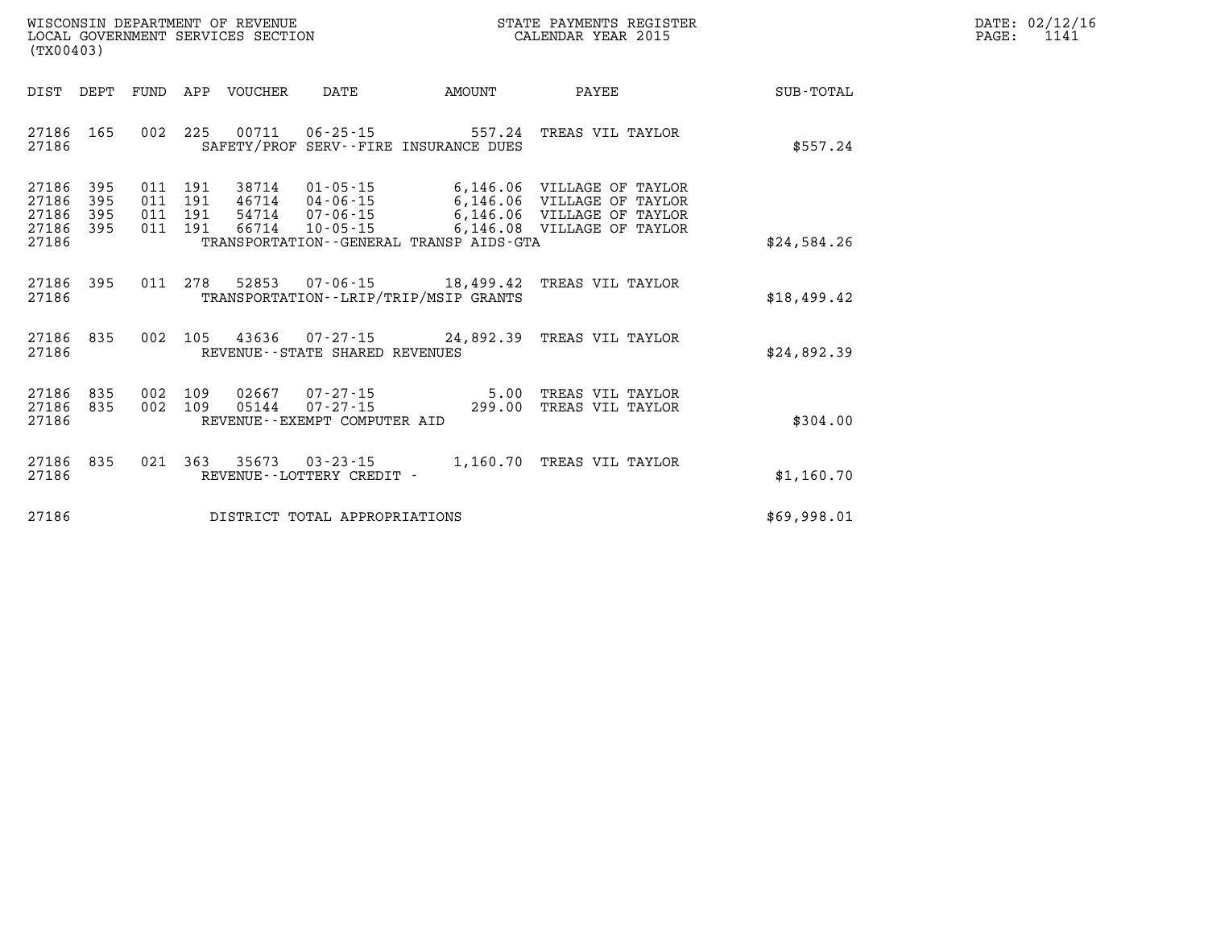WISCONSIN DEPARTMENT OF REVENUE
LOCAL GOVERNMENT SERVICES SECTION
(TX00403)

STATE PAYMENTS REGISTER
CALENDAR YEAR 2015

| DIST | DEPT | FUND | APP | VOUCHER | DATE | AMOUNT | PAYEE | SUB-TOTAL |
|---|---|---|---|---|---|---|---|---|
| 27186 | 165 | 002 | 225 | 00711 | 06-25-15 | 557.24 | TREAS VIL TAYLOR | |
| 27186 | | | | | SAFETY/PROF SERV--FIRE INSURANCE DUES | | | $557.24 |
| 27186 | 395 | 011 | 191 | 38714 | 01-05-15 | 6,146.06 | VILLAGE OF TAYLOR | |
| 27186 | 395 | 011 | 191 | 46714 | 04-06-15 | 6,146.06 | VILLAGE OF TAYLOR | |
| 27186 | 395 | 011 | 191 | 54714 | 07-06-15 | 6,146.06 | VILLAGE OF TAYLOR | |
| 27186 | 395 | 011 | 191 | 66714 | 10-05-15 | 6,146.08 | VILLAGE OF TAYLOR | |
| 27186 | | | | | TRANSPORTATION--GENERAL TRANSP AIDS-GTA | | | $24,584.26 |
| 27186 | 395 | 011 | 278 | 52853 | 07-06-15 | 18,499.42 | TREAS VIL TAYLOR | |
| 27186 | | | | | TRANSPORTATION--LRIP/TRIP/MSIP GRANTS | | | $18,499.42 |
| 27186 | 835 | 002 | 105 | 43636 | 07-27-15 | 24,892.39 | TREAS VIL TAYLOR | |
| 27186 | | | | | REVENUE--STATE SHARED REVENUES | | | $24,892.39 |
| 27186 | 835 | 002 | 109 | 02667 | 07-27-15 | 5.00 | TREAS VIL TAYLOR | |
| 27186 | 835 | 002 | 109 | 05144 | 07-27-15 | 299.00 | TREAS VIL TAYLOR | |
| 27186 | | | | | REVENUE--EXEMPT COMPUTER AID | | | $304.00 |
| 27186 | 835 | 021 | 363 | 35673 | 03-23-15 | 1,160.70 | TREAS VIL TAYLOR | |
| 27186 | | | | | REVENUE--LOTTERY CREDIT - | | | $1,160.70 |
| 27186 | | | | | DISTRICT TOTAL APPROPRIATIONS | | | $69,998.01 |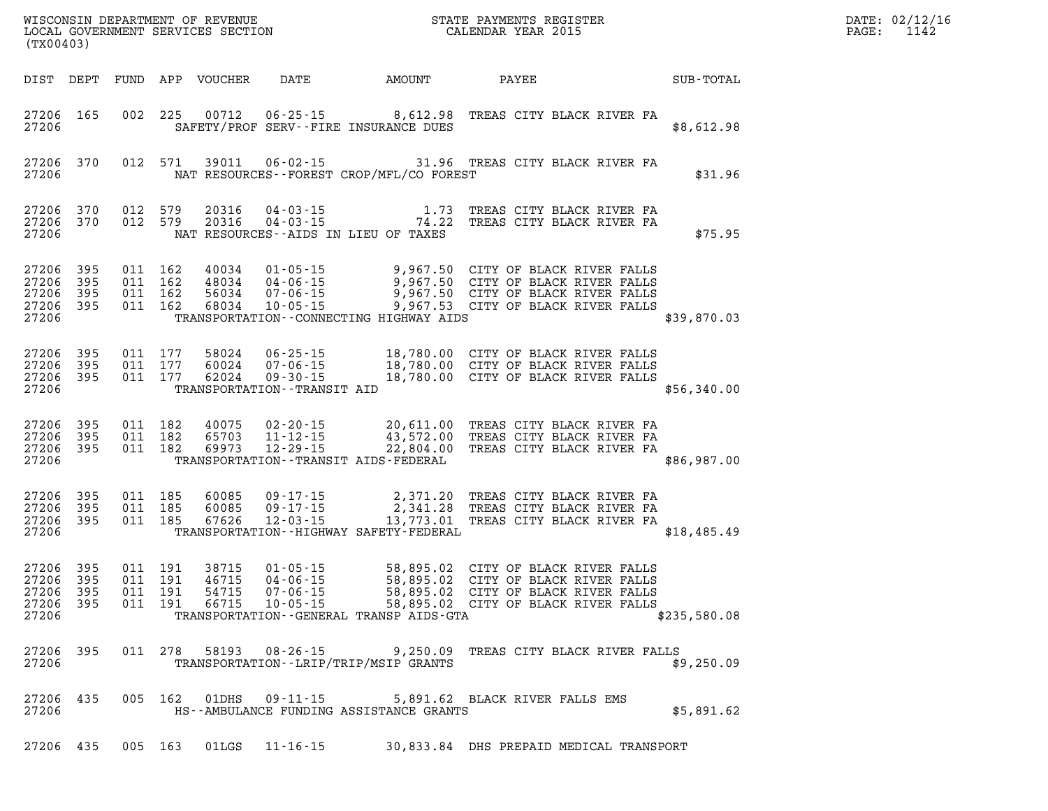WISCONSIN DEPARTMENT OF REVENUE
LOCAL GOVERNMENT SERVICES SECTION
(TX00403)

STATE PAYMENTS REGISTER
CALENDAR YEAR 2015

| DIST | DEPT | FUND | APP | VOUCHER | DATE | AMOUNT | PAYEE | SUB-TOTAL |
|---|---|---|---|---|---|---|---|---|
| 27206 | 165 | 002 | 225 | 00712 | 06-25-15 | 8,612.98 | TREAS CITY BLACK RIVER FA | |
| 27206 | | | | SAFETY/PROF SERV--FIRE INSURANCE DUES | | | | $8,612.98 |
| 27206 | 370 | 012 | 571 | 39011 | 06-02-15 | 31.96 | TREAS CITY BLACK RIVER FA | |
| 27206 | | | | NAT RESOURCES--FOREST CROP/MFL/CO FOREST | | | | $31.96 |
| 27206 | 370 | 012 | 579 | 20316 | 04-03-15 | 1.73 | TREAS CITY BLACK RIVER FA | |
| 27206 | 370 | 012 | 579 | 20316 | 04-03-15 | 74.22 | TREAS CITY BLACK RIVER FA | |
| 27206 | | | | NAT RESOURCES--AIDS IN LIEU OF TAXES | | | | $75.95 |
| 27206 | 395 | 011 | 162 | 40034 | 01-05-15 | 9,967.50 | CITY OF BLACK RIVER FALLS | |
| 27206 | 395 | 011 | 162 | 48034 | 04-06-15 | 9,967.50 | CITY OF BLACK RIVER FALLS | |
| 27206 | 395 | 011 | 162 | 56034 | 07-06-15 | 9,967.50 | CITY OF BLACK RIVER FALLS | |
| 27206 | 395 | 011 | 162 | 68034 | 10-05-15 | 9,967.53 | CITY OF BLACK RIVER FALLS | |
| 27206 | | | | TRANSPORTATION--CONNECTING HIGHWAY AIDS | | | | $39,870.03 |
| 27206 | 395 | 011 | 177 | 58024 | 06-25-15 | 18,780.00 | CITY OF BLACK RIVER FALLS | |
| 27206 | 395 | 011 | 177 | 60024 | 07-06-15 | 18,780.00 | CITY OF BLACK RIVER FALLS | |
| 27206 | 395 | 011 | 177 | 62024 | 09-30-15 | 18,780.00 | CITY OF BLACK RIVER FALLS | |
| 27206 | | | | TRANSPORTATION--TRANSIT AID | | | | $56,340.00 |
| 27206 | 395 | 011 | 182 | 40075 | 02-20-15 | 20,611.00 | TREAS CITY BLACK RIVER FA | |
| 27206 | 395 | 011 | 182 | 65703 | 11-12-15 | 43,572.00 | TREAS CITY BLACK RIVER FA | |
| 27206 | 395 | 011 | 182 | 69973 | 12-29-15 | 22,804.00 | TREAS CITY BLACK RIVER FA | |
| 27206 | | | | TRANSPORTATION--TRANSIT AIDS-FEDERAL | | | | $86,987.00 |
| 27206 | 395 | 011 | 185 | 60085 | 09-17-15 | 2,371.20 | TREAS CITY BLACK RIVER FA | |
| 27206 | 395 | 011 | 185 | 60085 | 09-17-15 | 2,341.28 | TREAS CITY BLACK RIVER FA | |
| 27206 | 395 | 011 | 185 | 67626 | 12-03-15 | 13,773.01 | TREAS CITY BLACK RIVER FA | |
| 27206 | | | | TRANSPORTATION--HIGHWAY SAFETY-FEDERAL | | | | $18,485.49 |
| 27206 | 395 | 011 | 191 | 38715 | 01-05-15 | 58,895.02 | CITY OF BLACK RIVER FALLS | |
| 27206 | 395 | 011 | 191 | 46715 | 04-06-15 | 58,895.02 | CITY OF BLACK RIVER FALLS | |
| 27206 | 395 | 011 | 191 | 54715 | 07-06-15 | 58,895.02 | CITY OF BLACK RIVER FALLS | |
| 27206 | 395 | 011 | 191 | 66715 | 10-05-15 | 58,895.02 | CITY OF BLACK RIVER FALLS | |
| 27206 | | | | TRANSPORTATION--GENERAL TRANSP AIDS-GTA | | | | $235,580.08 |
| 27206 | 395 | 011 | 278 | 58193 | 08-26-15 | 9,250.09 | TREAS CITY BLACK RIVER FALLS | |
| 27206 | | | | TRANSPORTATION--LRIP/TRIP/MSIP GRANTS | | | | $9,250.09 |
| 27206 | 435 | 005 | 162 | 01DHS | 09-11-15 | 5,891.62 | BLACK RIVER FALLS EMS | |
| 27206 | | | | HS--AMBULANCE FUNDING ASSISTANCE GRANTS | | | | $5,891.62 |
| 27206 | 435 | 005 | 163 | 01LGS | 11-16-15 | 30,833.84 | DHS PREPAID MEDICAL TRANSPORT | |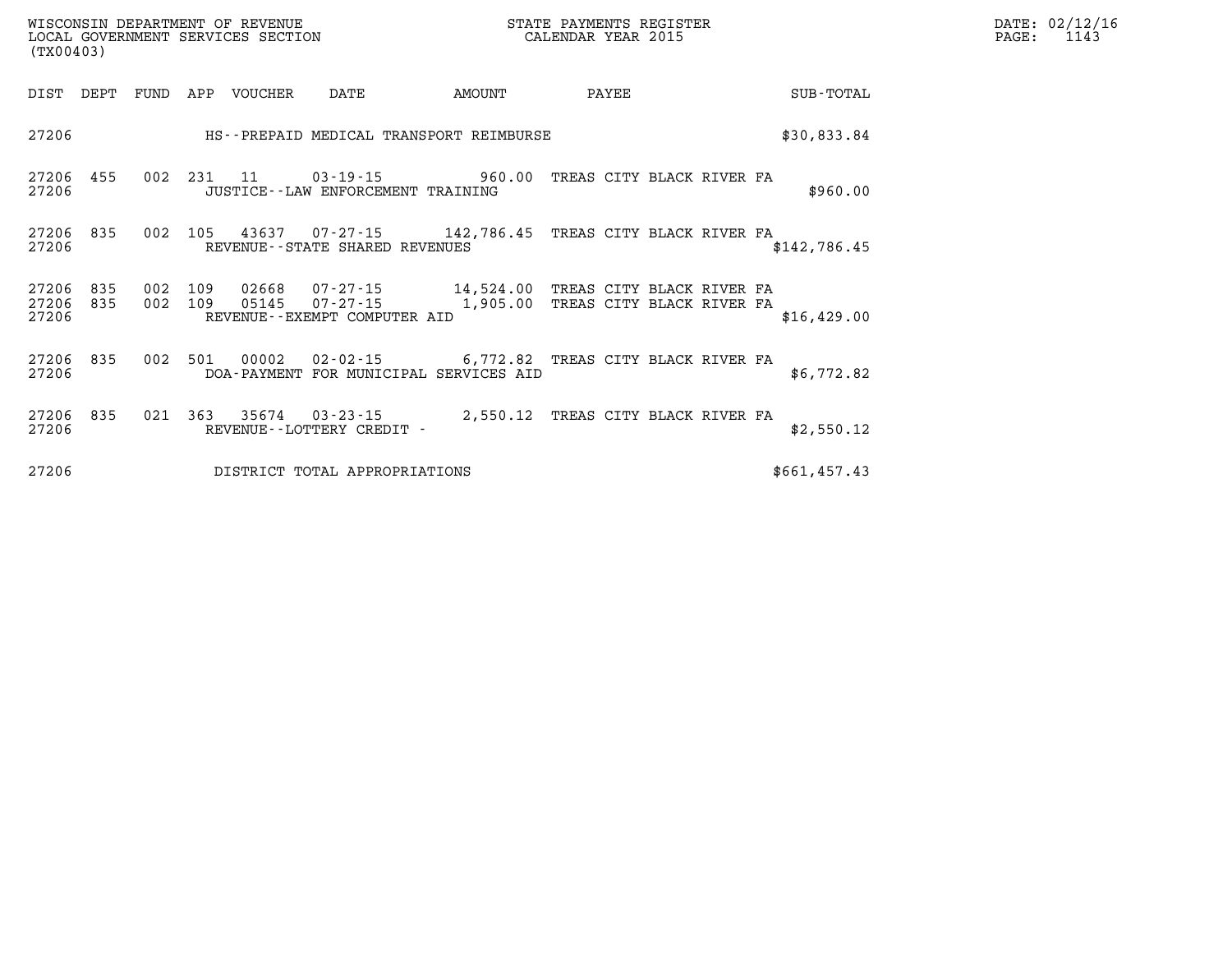| DIST | DEPT | FUND | APP | VOUCHER | DATE | AMOUNT | PAYEE | SUB-TOTAL |
|---|---|---|---|---|---|---|---|---|
| 27206 | | | | | HS--PREPAID MEDICAL TRANSPORT REIMBURSE | | | $30,833.84 |
| 27206 | 455 | 002 | 231 | 11 | 03-19-15 | 960.00 | TREAS CITY BLACK RIVER FA | |
| 27206 | | | | | JUSTICE--LAW ENFORCEMENT TRAINING | | | $960.00 |
| 27206 | 835 | 002 | 105 | 43637 | 07-27-15 | 142,786.45 | TREAS CITY BLACK RIVER FA | |
| 27206 | | | | | REVENUE--STATE SHARED REVENUES | | | $142,786.45 |
| 27206 | 835 | 002 | 109 | 02668 | 07-27-15 | 14,524.00 | TREAS CITY BLACK RIVER FA | |
| 27206 | 835 | 002 | 109 | 05145 | 07-27-15 | 1,905.00 | TREAS CITY BLACK RIVER FA | |
| 27206 | | | | | REVENUE--EXEMPT COMPUTER AID | | | $16,429.00 |
| 27206 | 835 | 002 | 501 | 00002 | 02-02-15 | 6,772.82 | TREAS CITY BLACK RIVER FA | |
| 27206 | | | | | DOA-PAYMENT FOR MUNICIPAL SERVICES AID | | | $6,772.82 |
| 27206 | 835 | 021 | 363 | 35674 | 03-23-15 | 2,550.12 | TREAS CITY BLACK RIVER FA | |
| 27206 | | | | | REVENUE--LOTTERY CREDIT - | | | $2,550.12 |
| 27206 | | | | | DISTRICT TOTAL APPROPRIATIONS | | | $661,457.43 |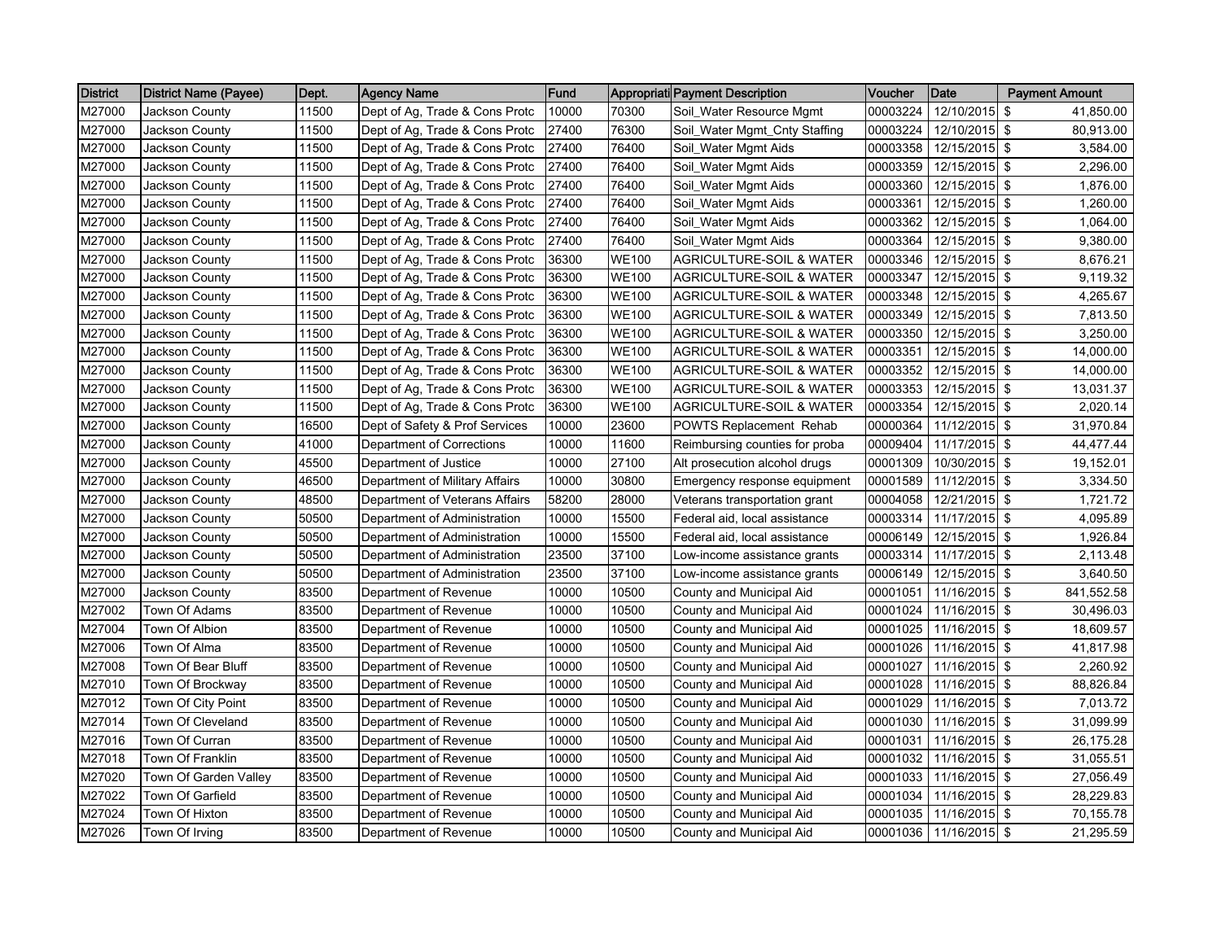| District | District Name (Payee) | Dept. | Agency Name | Fund | Appropriati | Payment Description | Voucher | Date | Payment Amount |
|---|---|---|---|---|---|---|---|---|---|
| M27000 | Jackson County | 11500 | Dept of Ag, Trade & Cons Protc | 10000 | 70300 | Soil_Water Resource Mgmt | 00003224 | 12/10/2015 | $ 41,850.00 |
| M27000 | Jackson County | 11500 | Dept of Ag, Trade & Cons Protc | 27400 | 76300 | Soil_Water Mgmt_Cnty Staffing | 00003224 | 12/10/2015 | $ 80,913.00 |
| M27000 | Jackson County | 11500 | Dept of Ag, Trade & Cons Protc | 27400 | 76400 | Soil_Water Mgmt Aids | 00003358 | 12/15/2015 | $ 3,584.00 |
| M27000 | Jackson County | 11500 | Dept of Ag, Trade & Cons Protc | 27400 | 76400 | Soil_Water Mgmt Aids | 00003359 | 12/15/2015 | $ 2,296.00 |
| M27000 | Jackson County | 11500 | Dept of Ag, Trade & Cons Protc | 27400 | 76400 | Soil_Water Mgmt Aids | 00003360 | 12/15/2015 | $ 1,876.00 |
| M27000 | Jackson County | 11500 | Dept of Ag, Trade & Cons Protc | 27400 | 76400 | Soil_Water Mgmt Aids | 00003361 | 12/15/2015 | $ 1,260.00 |
| M27000 | Jackson County | 11500 | Dept of Ag, Trade & Cons Protc | 27400 | 76400 | Soil_Water Mgmt Aids | 00003362 | 12/15/2015 | $ 1,064.00 |
| M27000 | Jackson County | 11500 | Dept of Ag, Trade & Cons Protc | 27400 | 76400 | Soil_Water Mgmt Aids | 00003364 | 12/15/2015 | $ 9,380.00 |
| M27000 | Jackson County | 11500 | Dept of Ag, Trade & Cons Protc | 36300 | WE100 | AGRICULTURE-SOIL & WATER | 00003346 | 12/15/2015 | $ 8,676.21 |
| M27000 | Jackson County | 11500 | Dept of Ag, Trade & Cons Protc | 36300 | WE100 | AGRICULTURE-SOIL & WATER | 00003347 | 12/15/2015 | $ 9,119.32 |
| M27000 | Jackson County | 11500 | Dept of Ag, Trade & Cons Protc | 36300 | WE100 | AGRICULTURE-SOIL & WATER | 00003348 | 12/15/2015 | $ 4,265.67 |
| M27000 | Jackson County | 11500 | Dept of Ag, Trade & Cons Protc | 36300 | WE100 | AGRICULTURE-SOIL & WATER | 00003349 | 12/15/2015 | $ 7,813.50 |
| M27000 | Jackson County | 11500 | Dept of Ag, Trade & Cons Protc | 36300 | WE100 | AGRICULTURE-SOIL & WATER | 00003350 | 12/15/2015 | $ 3,250.00 |
| M27000 | Jackson County | 11500 | Dept of Ag, Trade & Cons Protc | 36300 | WE100 | AGRICULTURE-SOIL & WATER | 00003351 | 12/15/2015 | $ 14,000.00 |
| M27000 | Jackson County | 11500 | Dept of Ag, Trade & Cons Protc | 36300 | WE100 | AGRICULTURE-SOIL & WATER | 00003352 | 12/15/2015 | $ 14,000.00 |
| M27000 | Jackson County | 11500 | Dept of Ag, Trade & Cons Protc | 36300 | WE100 | AGRICULTURE-SOIL & WATER | 00003353 | 12/15/2015 | $ 13,031.37 |
| M27000 | Jackson County | 11500 | Dept of Ag, Trade & Cons Protc | 36300 | WE100 | AGRICULTURE-SOIL & WATER | 00003354 | 12/15/2015 | $ 2,020.14 |
| M27000 | Jackson County | 16500 | Dept of Safety & Prof Services | 10000 | 23600 | POWTS Replacement Rehab | 00000364 | 11/12/2015 | $ 31,970.84 |
| M27000 | Jackson County | 41000 | Department of Corrections | 10000 | 11600 | Reimbursing counties for proba | 00009404 | 11/17/2015 | $ 44,477.44 |
| M27000 | Jackson County | 45500 | Department of Justice | 10000 | 27100 | Alt prosecution alcohol drugs | 00001309 | 10/30/2015 | $ 19,152.01 |
| M27000 | Jackson County | 46500 | Department of Military Affairs | 10000 | 30800 | Emergency response equipment | 00001589 | 11/12/2015 | $ 3,334.50 |
| M27000 | Jackson County | 48500 | Department of Veterans Affairs | 58200 | 28000 | Veterans transportation grant | 00004058 | 12/21/2015 | $ 1,721.72 |
| M27000 | Jackson County | 50500 | Department of Administration | 10000 | 15500 | Federal aid, local assistance | 00003314 | 11/17/2015 | $ 4,095.89 |
| M27000 | Jackson County | 50500 | Department of Administration | 10000 | 15500 | Federal aid, local assistance | 00006149 | 12/15/2015 | $ 1,926.84 |
| M27000 | Jackson County | 50500 | Department of Administration | 23500 | 37100 | Low-income assistance grants | 00003314 | 11/17/2015 | $ 2,113.48 |
| M27000 | Jackson County | 50500 | Department of Administration | 23500 | 37100 | Low-income assistance grants | 00006149 | 12/15/2015 | $ 3,640.50 |
| M27000 | Jackson County | 83500 | Department of Revenue | 10000 | 10500 | County and Municipal Aid | 00001051 | 11/16/2015 | $ 841,552.58 |
| M27002 | Town Of Adams | 83500 | Department of Revenue | 10000 | 10500 | County and Municipal Aid | 00001024 | 11/16/2015 | $ 30,496.03 |
| M27004 | Town Of Albion | 83500 | Department of Revenue | 10000 | 10500 | County and Municipal Aid | 00001025 | 11/16/2015 | $ 18,609.57 |
| M27006 | Town Of Alma | 83500 | Department of Revenue | 10000 | 10500 | County and Municipal Aid | 00001026 | 11/16/2015 | $ 41,817.98 |
| M27008 | Town Of Bear Bluff | 83500 | Department of Revenue | 10000 | 10500 | County and Municipal Aid | 00001027 | 11/16/2015 | $ 2,260.92 |
| M27010 | Town Of Brockway | 83500 | Department of Revenue | 10000 | 10500 | County and Municipal Aid | 00001028 | 11/16/2015 | $ 88,826.84 |
| M27012 | Town Of City Point | 83500 | Department of Revenue | 10000 | 10500 | County and Municipal Aid | 00001029 | 11/16/2015 | $ 7,013.72 |
| M27014 | Town Of Cleveland | 83500 | Department of Revenue | 10000 | 10500 | County and Municipal Aid | 00001030 | 11/16/2015 | $ 31,099.99 |
| M27016 | Town Of Curran | 83500 | Department of Revenue | 10000 | 10500 | County and Municipal Aid | 00001031 | 11/16/2015 | $ 26,175.28 |
| M27018 | Town Of Franklin | 83500 | Department of Revenue | 10000 | 10500 | County and Municipal Aid | 00001032 | 11/16/2015 | $ 31,055.51 |
| M27020 | Town Of Garden Valley | 83500 | Department of Revenue | 10000 | 10500 | County and Municipal Aid | 00001033 | 11/16/2015 | $ 27,056.49 |
| M27022 | Town Of Garfield | 83500 | Department of Revenue | 10000 | 10500 | County and Municipal Aid | 00001034 | 11/16/2015 | $ 28,229.83 |
| M27024 | Town Of Hixton | 83500 | Department of Revenue | 10000 | 10500 | County and Municipal Aid | 00001035 | 11/16/2015 | $ 70,155.78 |
| M27026 | Town Of Irving | 83500 | Department of Revenue | 10000 | 10500 | County and Municipal Aid | 00001036 | 11/16/2015 | $ 21,295.59 |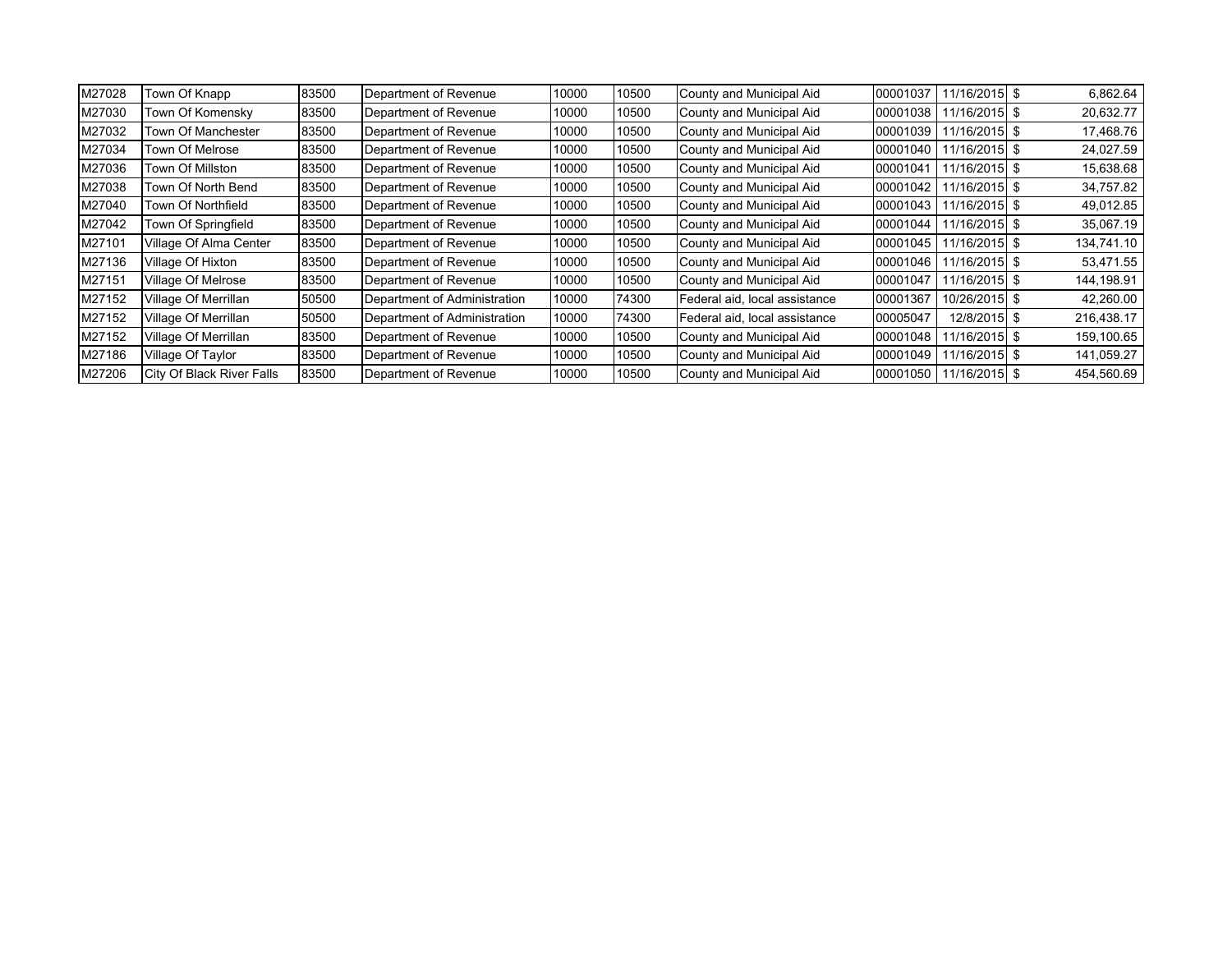| | | | | | | | | | | |
|---|---|---|---|---|---|---|---|---|---|---|
| M27028 | Town Of Knapp | 83500 | Department of Revenue | 10000 | 10500 | County and Municipal Aid | 00001037 | 11/16/2015 | $ | 6,862.64 |
| M27030 | Town Of Komensky | 83500 | Department of Revenue | 10000 | 10500 | County and Municipal Aid | 00001038 | 11/16/2015 | $ | 20,632.77 |
| M27032 | Town Of Manchester | 83500 | Department of Revenue | 10000 | 10500 | County and Municipal Aid | 00001039 | 11/16/2015 | $ | 17,468.76 |
| M27034 | Town Of Melrose | 83500 | Department of Revenue | 10000 | 10500 | County and Municipal Aid | 00001040 | 11/16/2015 | $ | 24,027.59 |
| M27036 | Town Of Millston | 83500 | Department of Revenue | 10000 | 10500 | County and Municipal Aid | 00001041 | 11/16/2015 | $ | 15,638.68 |
| M27038 | Town Of North Bend | 83500 | Department of Revenue | 10000 | 10500 | County and Municipal Aid | 00001042 | 11/16/2015 | $ | 34,757.82 |
| M27040 | Town Of Northfield | 83500 | Department of Revenue | 10000 | 10500 | County and Municipal Aid | 00001043 | 11/16/2015 | $ | 49,012.85 |
| M27042 | Town Of Springfield | 83500 | Department of Revenue | 10000 | 10500 | County and Municipal Aid | 00001044 | 11/16/2015 | $ | 35,067.19 |
| M27101 | Village Of Alma Center | 83500 | Department of Revenue | 10000 | 10500 | County and Municipal Aid | 00001045 | 11/16/2015 | $ | 134,741.10 |
| M27136 | Village Of Hixton | 83500 | Department of Revenue | 10000 | 10500 | County and Municipal Aid | 00001046 | 11/16/2015 | $ | 53,471.55 |
| M27151 | Village Of Melrose | 83500 | Department of Revenue | 10000 | 10500 | County and Municipal Aid | 00001047 | 11/16/2015 | $ | 144,198.91 |
| M27152 | Village Of Merrillan | 50500 | Department of Administration | 10000 | 74300 | Federal aid, local assistance | 00001367 | 10/26/2015 | $ | 42,260.00 |
| M27152 | Village Of Merrillan | 50500 | Department of Administration | 10000 | 74300 | Federal aid, local assistance | 00005047 | 12/8/2015 | $ | 216,438.17 |
| M27152 | Village Of Merrillan | 83500 | Department of Revenue | 10000 | 10500 | County and Municipal Aid | 00001048 | 11/16/2015 | $ | 159,100.65 |
| M27186 | Village Of Taylor | 83500 | Department of Revenue | 10000 | 10500 | County and Municipal Aid | 00001049 | 11/16/2015 | $ | 141,059.27 |
| M27206 | City Of Black River Falls | 83500 | Department of Revenue | 10000 | 10500 | County and Municipal Aid | 00001050 | 11/16/2015 | $ | 454,560.69 |